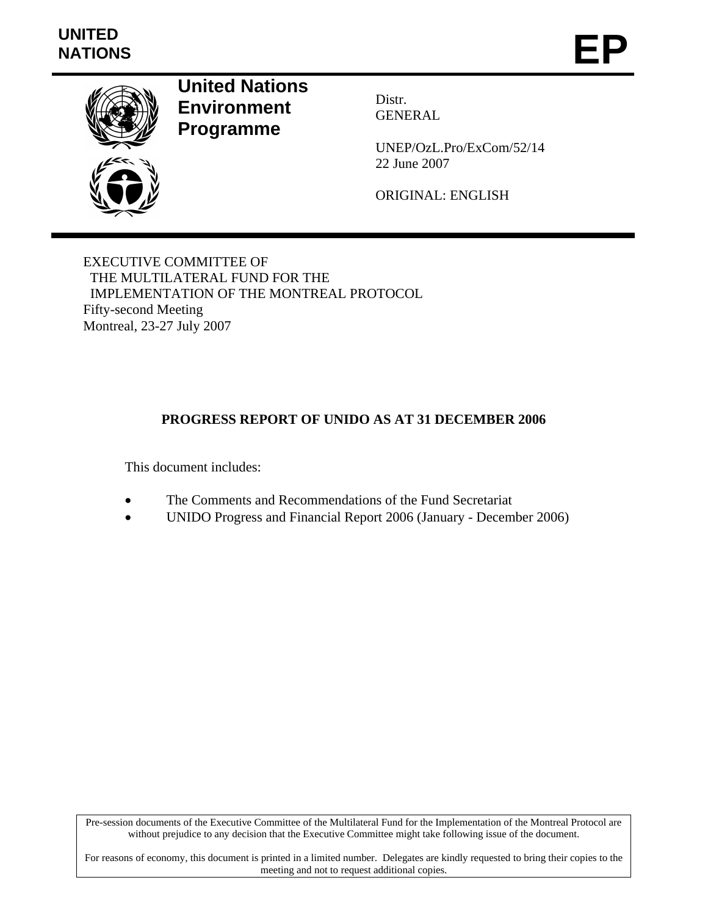UNITED NATIONS

# EP

**United Nations Environment Programme**

Distr.
GENERAL

UNEP/OzL.Pro/ExCom/52/14
22 June 2007

ORIGINAL: ENGLISH

EXECUTIVE COMMITTEE OF
THE MULTILATERAL FUND FOR THE
IMPLEMENTATION OF THE MONTREAL PROTOCOL
Fifty-second Meeting
Montreal, 23-27 July 2007

## PROGRESS REPORT OF UNIDO AS AT 31 DECEMBER 2006

This document includes:

- The Comments and Recommendations of the Fund Secretariat
- UNIDO Progress and Financial Report 2006 (January - December 2006)

Pre-session documents of the Executive Committee of the Multilateral Fund for the Implementation of the Montreal Protocol are without prejudice to any decision that the Executive Committee might take following issue of the document.

For reasons of economy, this document is printed in a limited number. Delegates are kindly requested to bring their copies to the meeting and not to request additional copies.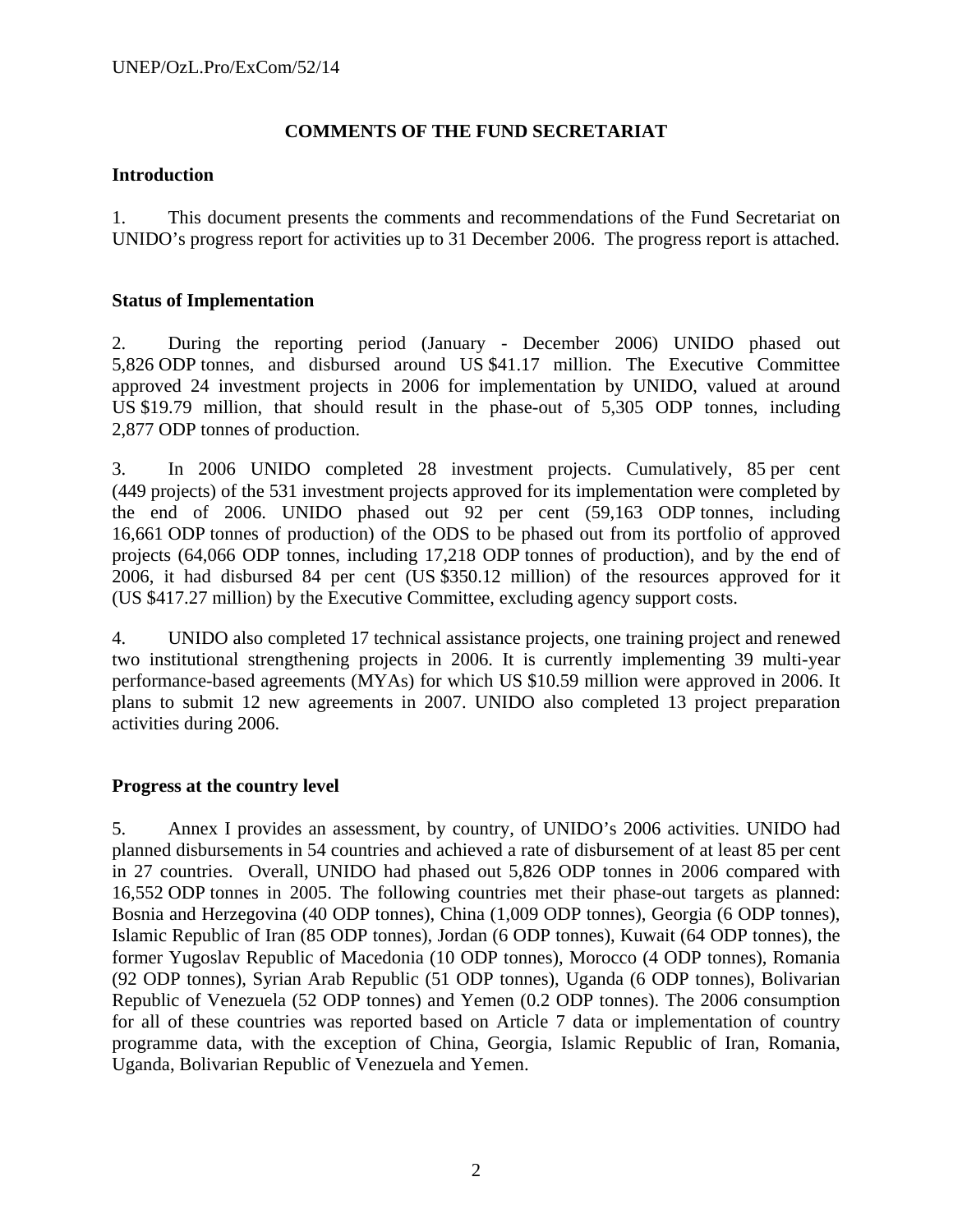## COMMENTS OF THE FUND SECRETARIAT

### Introduction

1. This document presents the comments and recommendations of the Fund Secretariat on UNIDO's progress report for activities up to 31 December 2006. The progress report is attached.

### Status of Implementation

2. During the reporting period (January - December 2006) UNIDO phased out 5,826 ODP tonnes, and disbursed around US $41.17 million. The Executive Committee approved 24 investment projects in 2006 for implementation by UNIDO, valued at around US $19.79 million, that should result in the phase-out of 5,305 ODP tonnes, including 2,877 ODP tonnes of production.

3. In 2006 UNIDO completed 28 investment projects. Cumulatively, 85 per cent (449 projects) of the 531 investment projects approved for its implementation were completed by the end of 2006. UNIDO phased out 92 per cent (59,163 ODP tonnes, including 16,661 ODP tonnes of production) of the ODS to be phased out from its portfolio of approved projects (64,066 ODP tonnes, including 17,218 ODP tonnes of production), and by the end of 2006, it had disbursed 84 per cent (US $350.12 million) of the resources approved for it (US $417.27 million) by the Executive Committee, excluding agency support costs.

4. UNIDO also completed 17 technical assistance projects, one training project and renewed two institutional strengthening projects in 2006. It is currently implementing 39 multi-year performance-based agreements (MYAs) for which US $10.59 million were approved in 2006. It plans to submit 12 new agreements in 2007. UNIDO also completed 13 project preparation activities during 2006.

### Progress at the country level

5. Annex I provides an assessment, by country, of UNIDO's 2006 activities. UNIDO had planned disbursements in 54 countries and achieved a rate of disbursement of at least 85 per cent in 27 countries. Overall, UNIDO had phased out 5,826 ODP tonnes in 2006 compared with 16,552 ODP tonnes in 2005. The following countries met their phase-out targets as planned: Bosnia and Herzegovina (40 ODP tonnes), China (1,009 ODP tonnes), Georgia (6 ODP tonnes), Islamic Republic of Iran (85 ODP tonnes), Jordan (6 ODP tonnes), Kuwait (64 ODP tonnes), the former Yugoslav Republic of Macedonia (10 ODP tonnes), Morocco (4 ODP tonnes), Romania (92 ODP tonnes), Syrian Arab Republic (51 ODP tonnes), Uganda (6 ODP tonnes), Bolivarian Republic of Venezuela (52 ODP tonnes) and Yemen (0.2 ODP tonnes). The 2006 consumption for all of these countries was reported based on Article 7 data or implementation of country programme data, with the exception of China, Georgia, Islamic Republic of Iran, Romania, Uganda, Bolivarian Republic of Venezuela and Yemen.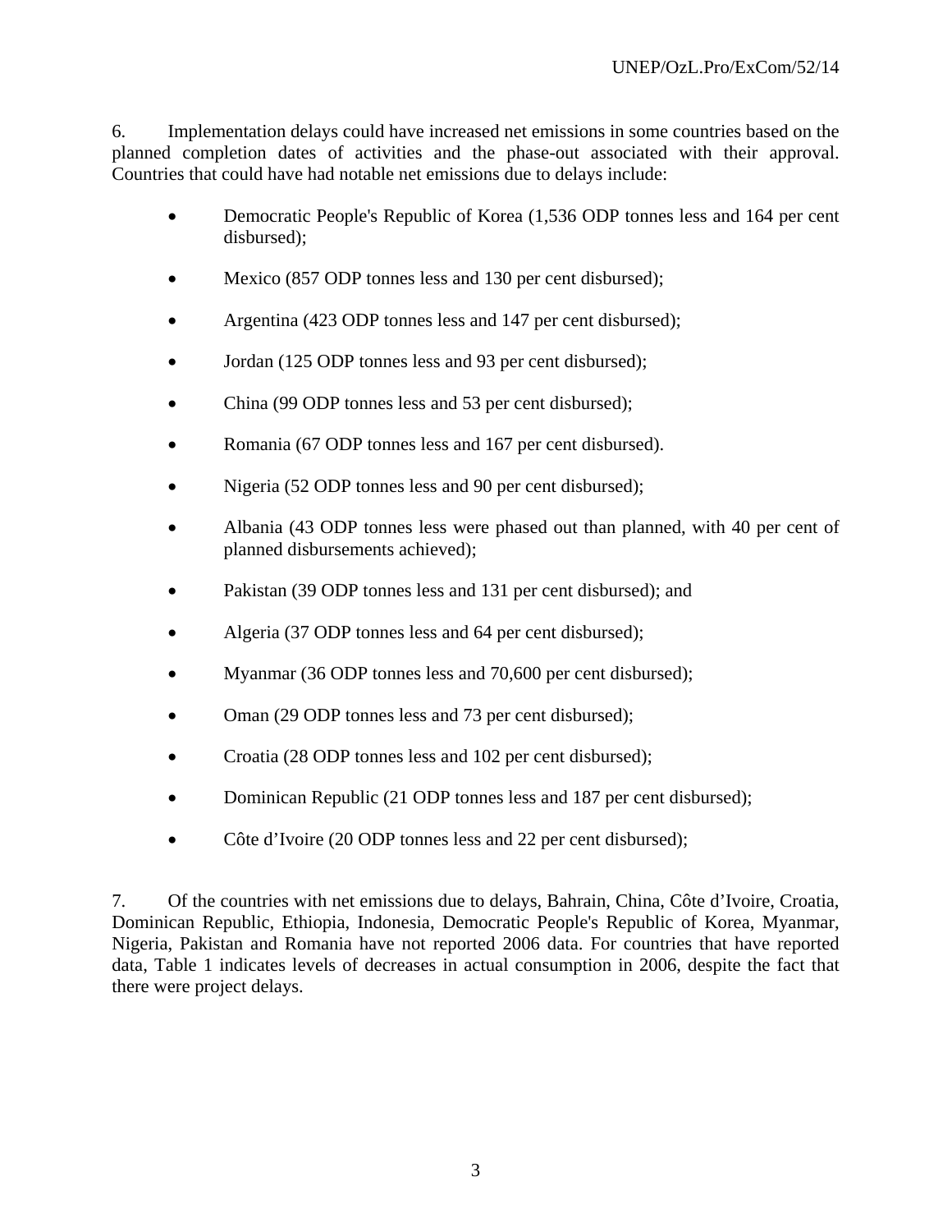6. Implementation delays could have increased net emissions in some countries based on the planned completion dates of activities and the phase-out associated with their approval. Countries that could have had notable net emissions due to delays include:

- Democratic People's Republic of Korea (1,536 ODP tonnes less and 164 per cent disbursed);
- Mexico (857 ODP tonnes less and 130 per cent disbursed);
- Argentina (423 ODP tonnes less and 147 per cent disbursed);
- Jordan (125 ODP tonnes less and 93 per cent disbursed);
- China (99 ODP tonnes less and 53 per cent disbursed);
- Romania (67 ODP tonnes less and 167 per cent disbursed).
- Nigeria (52 ODP tonnes less and 90 per cent disbursed);
- Albania (43 ODP tonnes less were phased out than planned, with 40 per cent of planned disbursements achieved);
- Pakistan (39 ODP tonnes less and 131 per cent disbursed); and
- Algeria (37 ODP tonnes less and 64 per cent disbursed);
- Myanmar (36 ODP tonnes less and 70,600 per cent disbursed);
- Oman (29 ODP tonnes less and 73 per cent disbursed);
- Croatia (28 ODP tonnes less and 102 per cent disbursed);
- Dominican Republic (21 ODP tonnes less and 187 per cent disbursed);
- Côte d'Ivoire (20 ODP tonnes less and 22 per cent disbursed);

7. Of the countries with net emissions due to delays, Bahrain, China, Côte d'Ivoire, Croatia, Dominican Republic, Ethiopia, Indonesia, Democratic People's Republic of Korea, Myanmar, Nigeria, Pakistan and Romania have not reported 2006 data. For countries that have reported data, Table 1 indicates levels of decreases in actual consumption in 2006, despite the fact that there were project delays.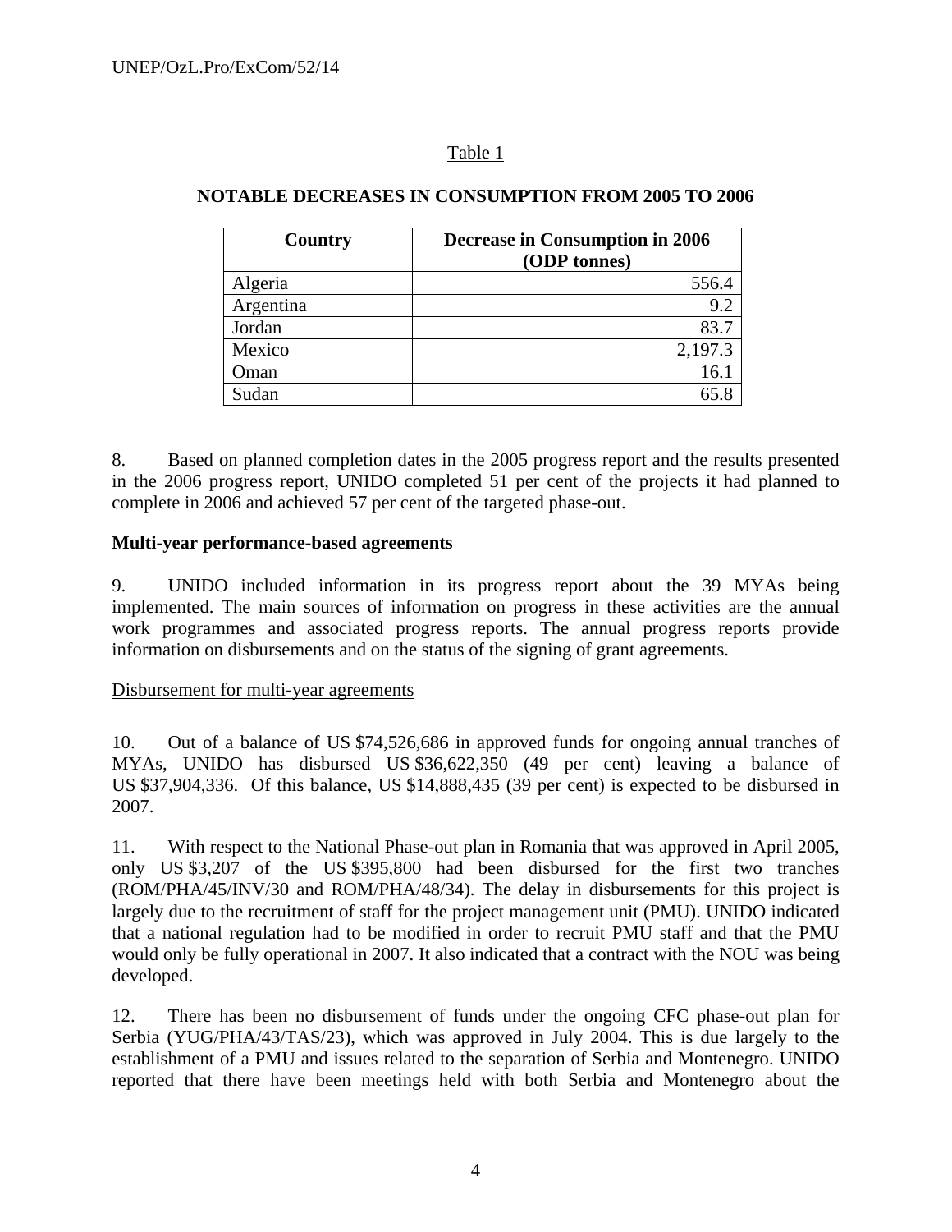Table 1

**NOTABLE DECREASES IN CONSUMPTION FROM 2005 TO 2006**

| Country | Decrease in Consumption in 2006 (ODP tonnes) |
|---|---:|
| Algeria | 556.4 |
| Argentina | 9.2 |
| Jordan | 83.7 |
| Mexico | 2,197.3 |
| Oman | 16.1 |
| Sudan | 65.8 |

8. Based on planned completion dates in the 2005 progress report and the results presented in the 2006 progress report, UNIDO completed 51 per cent of the projects it had planned to complete in 2006 and achieved 57 per cent of the targeted phase-out.

**Multi-year performance-based agreements**

9. UNIDO included information in its progress report about the 39 MYAs being implemented. The main sources of information on progress in these activities are the annual work programmes and associated progress reports. The annual progress reports provide information on disbursements and on the status of the signing of grant agreements.

Disbursement for multi-year agreements

10. Out of a balance of US $74,526,686 in approved funds for ongoing annual tranches of MYAs, UNIDO has disbursed US $36,622,350 (49 per cent) leaving a balance of US $37,904,336. Of this balance, US $14,888,435 (39 per cent) is expected to be disbursed in 2007.

11. With respect to the National Phase-out plan in Romania that was approved in April 2005, only US $3,207 of the US $395,800 had been disbursed for the first two tranches (ROM/PHA/45/INV/30 and ROM/PHA/48/34). The delay in disbursements for this project is largely due to the recruitment of staff for the project management unit (PMU). UNIDO indicated that a national regulation had to be modified in order to recruit PMU staff and that the PMU would only be fully operational in 2007. It also indicated that a contract with the NOU was being developed.

12. There has been no disbursement of funds under the ongoing CFC phase-out plan for Serbia (YUG/PHA/43/TAS/23), which was approved in July 2004. This is due largely to the establishment of a PMU and issues related to the separation of Serbia and Montenegro. UNIDO reported that there have been meetings held with both Serbia and Montenegro about the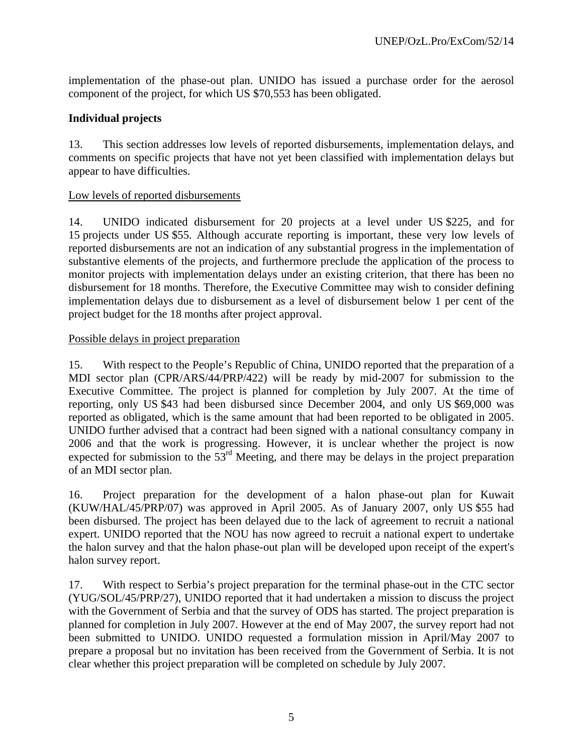implementation of the phase-out plan. UNIDO has issued a purchase order for the aerosol component of the project, for which US $70,553 has been obligated.

**Individual projects**

13. This section addresses low levels of reported disbursements, implementation delays, and comments on specific projects that have not yet been classified with implementation delays but appear to have difficulties.

Low levels of reported disbursements

14. UNIDO indicated disbursement for 20 projects at a level under US $225, and for 15 projects under US $55. Although accurate reporting is important, these very low levels of reported disbursements are not an indication of any substantial progress in the implementation of substantive elements of the projects, and furthermore preclude the application of the process to monitor projects with implementation delays under an existing criterion, that there has been no disbursement for 18 months. Therefore, the Executive Committee may wish to consider defining implementation delays due to disbursement as a level of disbursement below 1 per cent of the project budget for the 18 months after project approval.

Possible delays in project preparation

15. With respect to the People's Republic of China, UNIDO reported that the preparation of a MDI sector plan (CPR/ARS/44/PRP/422) will be ready by mid-2007 for submission to the Executive Committee. The project is planned for completion by July 2007. At the time of reporting, only US $43 had been disbursed since December 2004, and only US $69,000 was reported as obligated, which is the same amount that had been reported to be obligated in 2005. UNIDO further advised that a contract had been signed with a national consultancy company in 2006 and that the work is progressing. However, it is unclear whether the project is now expected for submission to the 53rd Meeting, and there may be delays in the project preparation of an MDI sector plan.

16. Project preparation for the development of a halon phase-out plan for Kuwait (KUW/HAL/45/PRP/07) was approved in April 2005. As of January 2007, only US $55 had been disbursed. The project has been delayed due to the lack of agreement to recruit a national expert. UNIDO reported that the NOU has now agreed to recruit a national expert to undertake the halon survey and that the halon phase-out plan will be developed upon receipt of the expert's halon survey report.

17. With respect to Serbia's project preparation for the terminal phase-out in the CTC sector (YUG/SOL/45/PRP/27), UNIDO reported that it had undertaken a mission to discuss the project with the Government of Serbia and that the survey of ODS has started. The project preparation is planned for completion in July 2007. However at the end of May 2007, the survey report had not been submitted to UNIDO. UNIDO requested a formulation mission in April/May 2007 to prepare a proposal but no invitation has been received from the Government of Serbia. It is not clear whether this project preparation will be completed on schedule by July 2007.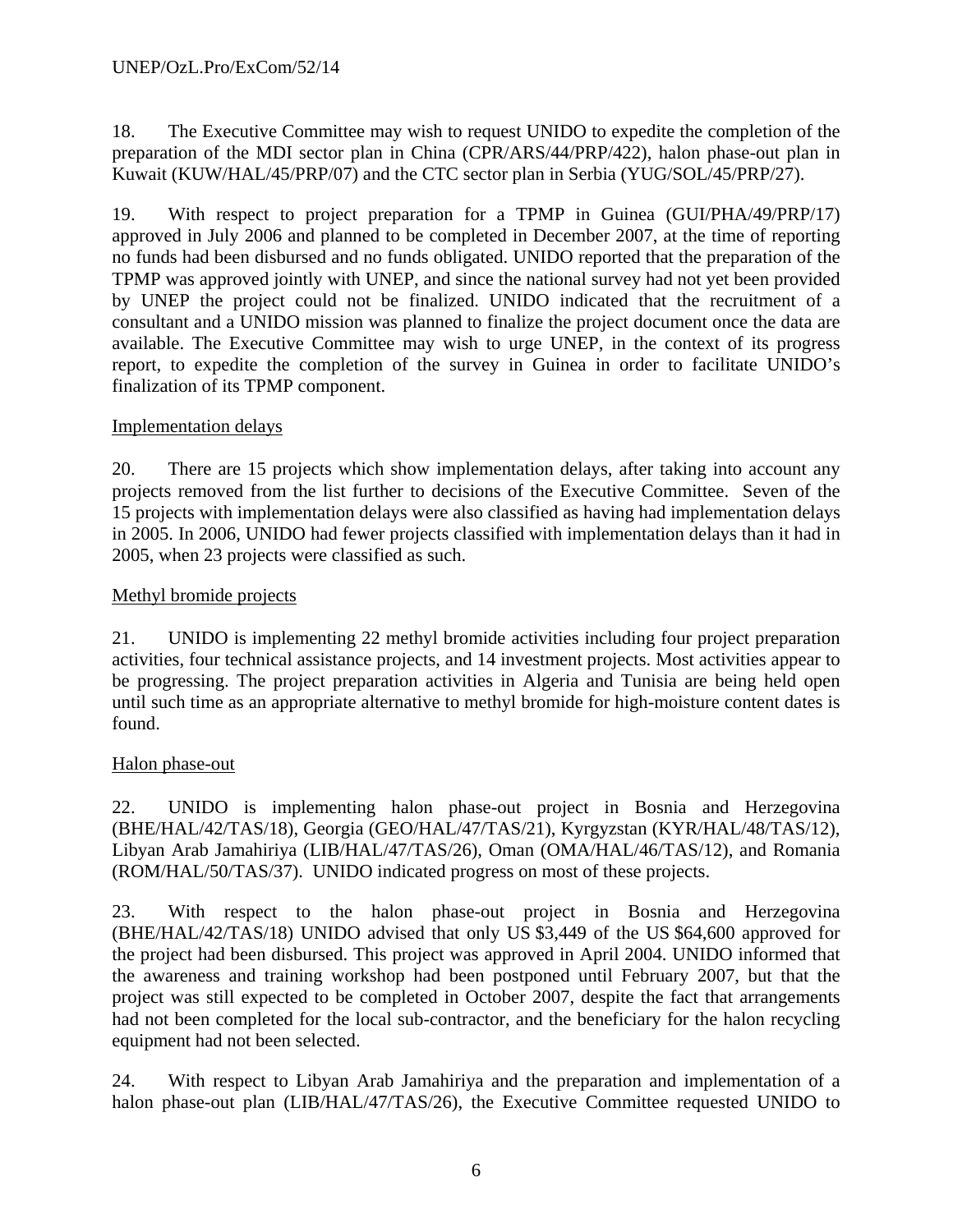18. The Executive Committee may wish to request UNIDO to expedite the completion of the preparation of the MDI sector plan in China (CPR/ARS/44/PRP/422), halon phase-out plan in Kuwait (KUW/HAL/45/PRP/07) and the CTC sector plan in Serbia (YUG/SOL/45/PRP/27).

19. With respect to project preparation for a TPMP in Guinea (GUI/PHA/49/PRP/17) approved in July 2006 and planned to be completed in December 2007, at the time of reporting no funds had been disbursed and no funds obligated. UNIDO reported that the preparation of the TPMP was approved jointly with UNEP, and since the national survey had not yet been provided by UNEP the project could not be finalized. UNIDO indicated that the recruitment of a consultant and a UNIDO mission was planned to finalize the project document once the data are available. The Executive Committee may wish to urge UNEP, in the context of its progress report, to expedite the completion of the survey in Guinea in order to facilitate UNIDO's finalization of its TPMP component.

Implementation delays

20. There are 15 projects which show implementation delays, after taking into account any projects removed from the list further to decisions of the Executive Committee. Seven of the 15 projects with implementation delays were also classified as having had implementation delays in 2005. In 2006, UNIDO had fewer projects classified with implementation delays than it had in 2005, when 23 projects were classified as such.

Methyl bromide projects

21. UNIDO is implementing 22 methyl bromide activities including four project preparation activities, four technical assistance projects, and 14 investment projects. Most activities appear to be progressing. The project preparation activities in Algeria and Tunisia are being held open until such time as an appropriate alternative to methyl bromide for high-moisture content dates is found.

Halon phase-out

22. UNIDO is implementing halon phase-out project in Bosnia and Herzegovina (BHE/HAL/42/TAS/18), Georgia (GEO/HAL/47/TAS/21), Kyrgyzstan (KYR/HAL/48/TAS/12), Libyan Arab Jamahiriya (LIB/HAL/47/TAS/26), Oman (OMA/HAL/46/TAS/12), and Romania (ROM/HAL/50/TAS/37). UNIDO indicated progress on most of these projects.

23. With respect to the halon phase-out project in Bosnia and Herzegovina (BHE/HAL/42/TAS/18) UNIDO advised that only US $3,449 of the US $64,600 approved for the project had been disbursed. This project was approved in April 2004. UNIDO informed that the awareness and training workshop had been postponed until February 2007, but that the project was still expected to be completed in October 2007, despite the fact that arrangements had not been completed for the local sub-contractor, and the beneficiary for the halon recycling equipment had not been selected.

24. With respect to Libyan Arab Jamahiriya and the preparation and implementation of a halon phase-out plan (LIB/HAL/47/TAS/26), the Executive Committee requested UNIDO to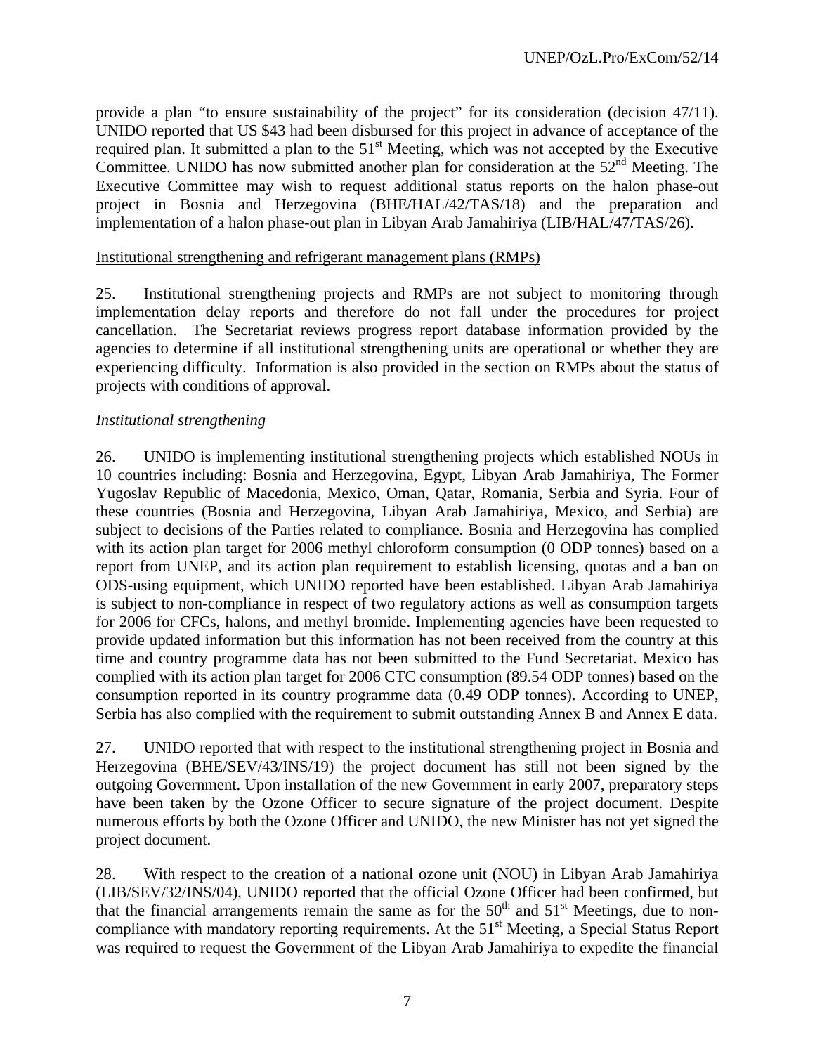provide a plan "to ensure sustainability of the project" for its consideration (decision 47/11). UNIDO reported that US $43 had been disbursed for this project in advance of acceptance of the required plan. It submitted a plan to the 51st Meeting, which was not accepted by the Executive Committee. UNIDO has now submitted another plan for consideration at the 52nd Meeting. The Executive Committee may wish to request additional status reports on the halon phase-out project in Bosnia and Herzegovina (BHE/HAL/42/TAS/18) and the preparation and implementation of a halon phase-out plan in Libyan Arab Jamahiriya (LIB/HAL/47/TAS/26).

Institutional strengthening and refrigerant management plans (RMPs)

25. Institutional strengthening projects and RMPs are not subject to monitoring through implementation delay reports and therefore do not fall under the procedures for project cancellation. The Secretariat reviews progress report database information provided by the agencies to determine if all institutional strengthening units are operational or whether they are experiencing difficulty. Information is also provided in the section on RMPs about the status of projects with conditions of approval.

*Institutional strengthening*

26. UNIDO is implementing institutional strengthening projects which established NOUs in 10 countries including: Bosnia and Herzegovina, Egypt, Libyan Arab Jamahiriya, The Former Yugoslav Republic of Macedonia, Mexico, Oman, Qatar, Romania, Serbia and Syria. Four of these countries (Bosnia and Herzegovina, Libyan Arab Jamahiriya, Mexico, and Serbia) are subject to decisions of the Parties related to compliance. Bosnia and Herzegovina has complied with its action plan target for 2006 methyl chloroform consumption (0 ODP tonnes) based on a report from UNEP, and its action plan requirement to establish licensing, quotas and a ban on ODS-using equipment, which UNIDO reported have been established. Libyan Arab Jamahiriya is subject to non-compliance in respect of two regulatory actions as well as consumption targets for 2006 for CFCs, halons, and methyl bromide. Implementing agencies have been requested to provide updated information but this information has not been received from the country at this time and country programme data has not been submitted to the Fund Secretariat. Mexico has complied with its action plan target for 2006 CTC consumption (89.54 ODP tonnes) based on the consumption reported in its country programme data (0.49 ODP tonnes). According to UNEP, Serbia has also complied with the requirement to submit outstanding Annex B and Annex E data.

27. UNIDO reported that with respect to the institutional strengthening project in Bosnia and Herzegovina (BHE/SEV/43/INS/19) the project document has still not been signed by the outgoing Government. Upon installation of the new Government in early 2007, preparatory steps have been taken by the Ozone Officer to secure signature of the project document. Despite numerous efforts by both the Ozone Officer and UNIDO, the new Minister has not yet signed the project document.

28. With respect to the creation of a national ozone unit (NOU) in Libyan Arab Jamahiriya (LIB/SEV/32/INS/04), UNIDO reported that the official Ozone Officer had been confirmed, but that the financial arrangements remain the same as for the 50th and 51st Meetings, due to non-compliance with mandatory reporting requirements. At the 51st Meeting, a Special Status Report was required to request the Government of the Libyan Arab Jamahiriya to expedite the financial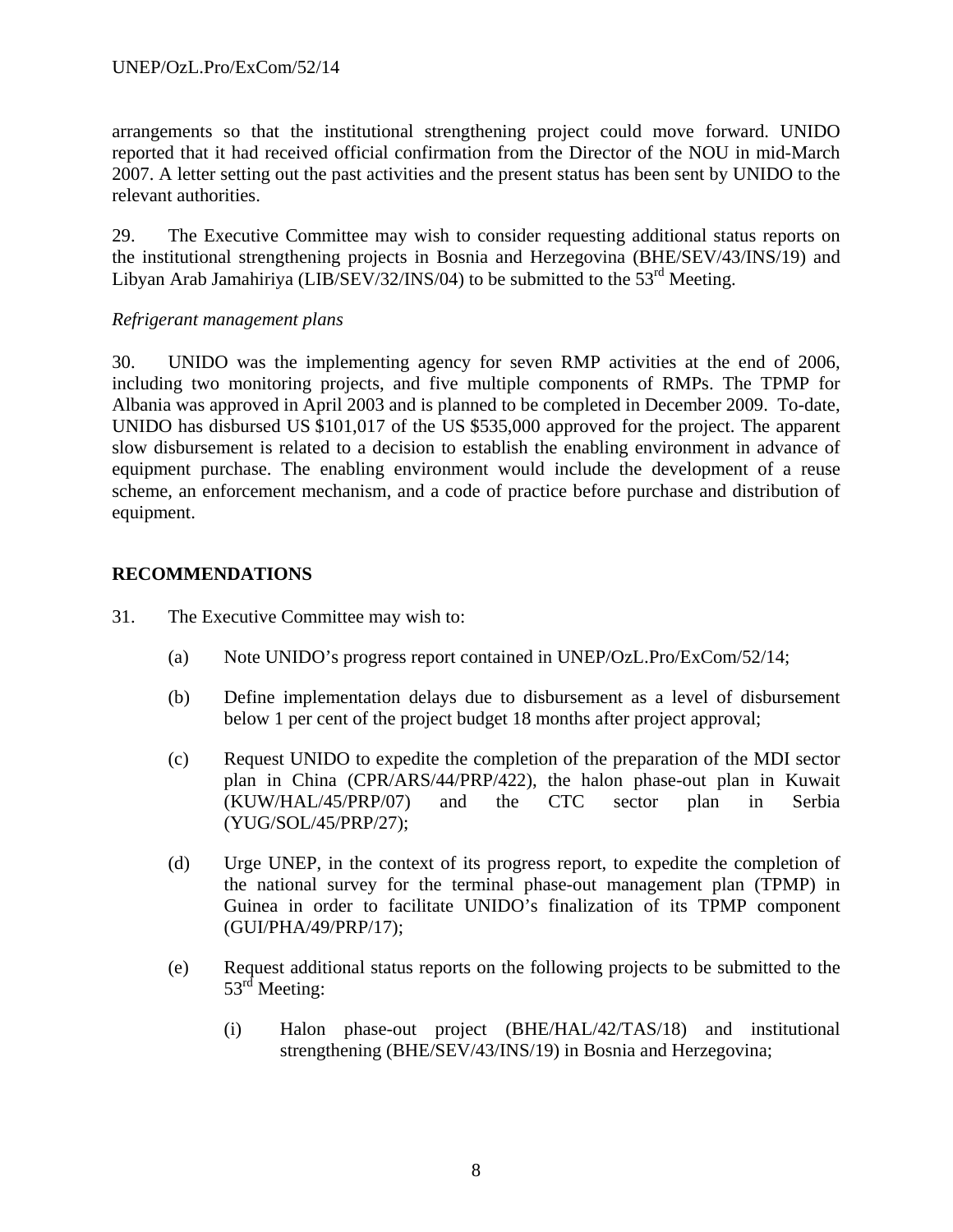arrangements so that the institutional strengthening project could move forward. UNIDO reported that it had received official confirmation from the Director of the NOU in mid-March 2007. A letter setting out the past activities and the present status has been sent by UNIDO to the relevant authorities.

29. The Executive Committee may wish to consider requesting additional status reports on the institutional strengthening projects in Bosnia and Herzegovina (BHE/SEV/43/INS/19) and Libyan Arab Jamahiriya (LIB/SEV/32/INS/04) to be submitted to the 53rd Meeting.

*Refrigerant management plans*

30. UNIDO was the implementing agency for seven RMP activities at the end of 2006, including two monitoring projects, and five multiple components of RMPs. The TPMP for Albania was approved in April 2003 and is planned to be completed in December 2009. To-date, UNIDO has disbursed US $101,017 of the US $535,000 approved for the project. The apparent slow disbursement is related to a decision to establish the enabling environment in advance of equipment purchase. The enabling environment would include the development of a reuse scheme, an enforcement mechanism, and a code of practice before purchase and distribution of equipment.

## RECOMMENDATIONS

31. The Executive Committee may wish to:

(a) Note UNIDO's progress report contained in UNEP/OzL.Pro/ExCom/52/14;

(b) Define implementation delays due to disbursement as a level of disbursement below 1 per cent of the project budget 18 months after project approval;

(c) Request UNIDO to expedite the completion of the preparation of the MDI sector plan in China (CPR/ARS/44/PRP/422), the halon phase-out plan in Kuwait (KUW/HAL/45/PRP/07) and the CTC sector plan in Serbia (YUG/SOL/45/PRP/27);

(d) Urge UNEP, in the context of its progress report, to expedite the completion of the national survey for the terminal phase-out management plan (TPMP) in Guinea in order to facilitate UNIDO's finalization of its TPMP component (GUI/PHA/49/PRP/17);

(e) Request additional status reports on the following projects to be submitted to the 53rd Meeting:

(i) Halon phase-out project (BHE/HAL/42/TAS/18) and institutional strengthening (BHE/SEV/43/INS/19) in Bosnia and Herzegovina;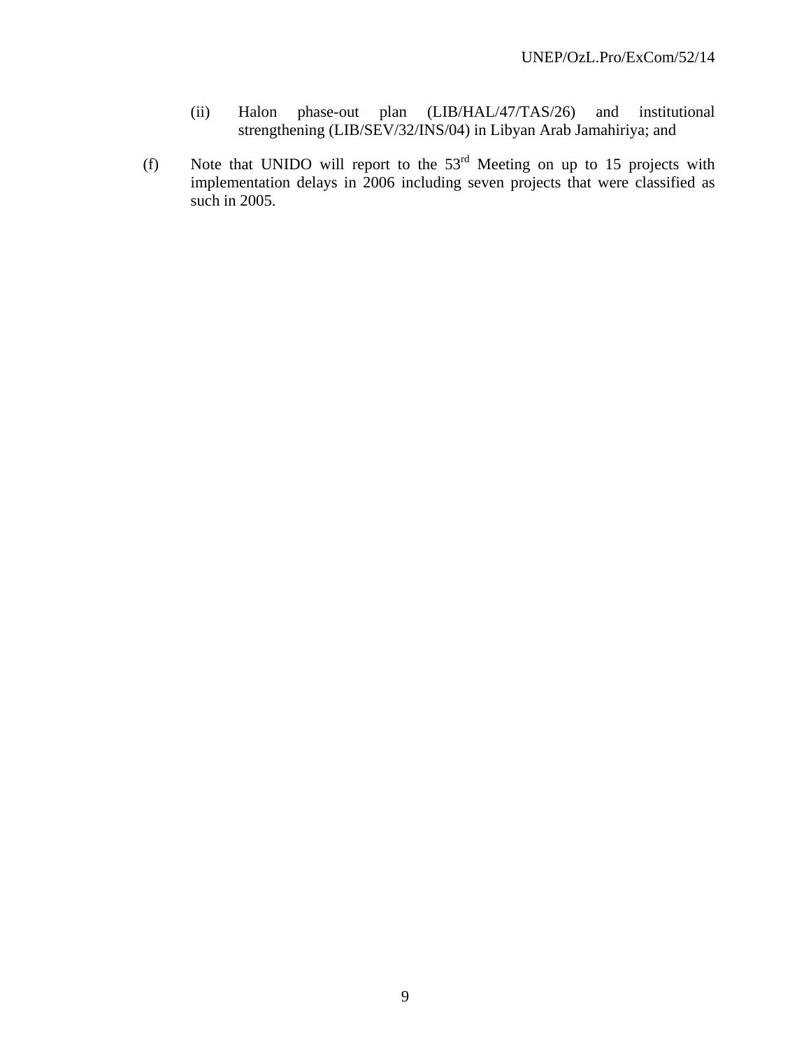(ii) Halon phase-out plan (LIB/HAL/47/TAS/26) and institutional strengthening (LIB/SEV/32/INS/04) in Libyan Arab Jamahiriya; and

(f) Note that UNIDO will report to the 53rd Meeting on up to 15 projects with implementation delays in 2006 including seven projects that were classified as such in 2005.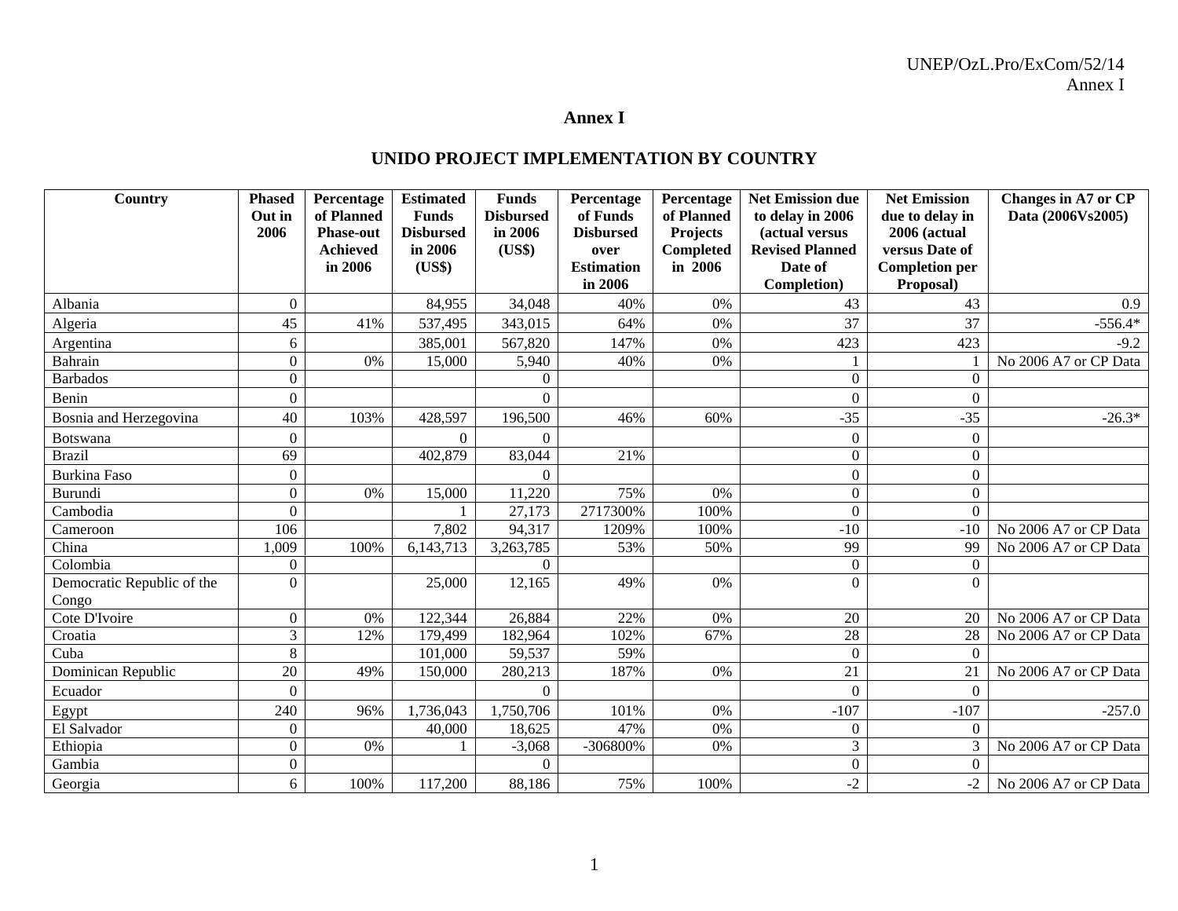# Annex I

## UNIDO PROJECT IMPLEMENTATION BY COUNTRY

| Country | Phased Out in 2006 | Percentage of Planned Phase-out Achieved in 2006 | Estimated Funds Disbursed in 2006 (US$) | Funds Disbursed in 2006 (US$) | Percentage of Funds Disbursed over Estimation in 2006 | Percentage of Planned Projects Completed in 2006 | Net Emission due to delay in 2006 (actual versus Revised Planned Date of Completion) | Net Emission due to delay in 2006 (actual versus Date of Completion per Proposal) | Changes in A7 or CP Data (2006Vs2005) |
|---|---|---|---|---|---|---|---|---|---|
| Albania | 0 | | 84,955 | 34,048 | 40% | 0% | 43 | 43 | 0.9 |
| Algeria | 45 | 41% | 537,495 | 343,015 | 64% | 0% | 37 | 37 | -556.4* |
| Argentina | 6 | | 385,001 | 567,820 | 147% | 0% | 423 | 423 | -9.2 |
| Bahrain | 0 | 0% | 15,000 | 5,940 | 40% | 0% | 1 | 1 | No 2006 A7 or CP Data |
| Barbados | 0 | | | 0 | | | 0 | 0 | |
| Benin | 0 | | | 0 | | | 0 | 0 | |
| Bosnia and Herzegovina | 40 | 103% | 428,597 | 196,500 | 46% | 60% | -35 | -35 | -26.3* |
| Botswana | 0 | | 0 | 0 | | | 0 | 0 | |
| Brazil | 69 | | 402,879 | 83,044 | 21% | | 0 | 0 | |
| Burkina Faso | 0 | | | 0 | | | 0 | 0 | |
| Burundi | 0 | 0% | 15,000 | 11,220 | 75% | 0% | 0 | 0 | |
| Cambodia | 0 | | 1 | 27,173 | 2717300% | 100% | 0 | 0 | |
| Cameroon | 106 | | 7,802 | 94,317 | 1209% | 100% | -10 | -10 | No 2006 A7 or CP Data |
| China | 1,009 | 100% | 6,143,713 | 3,263,785 | 53% | 50% | 99 | 99 | No 2006 A7 or CP Data |
| Colombia | 0 | | | 0 | | | 0 | 0 | |
| Democratic Republic of the Congo | 0 | | 25,000 | 12,165 | 49% | 0% | 0 | 0 | |
| Cote D'Ivoire | 0 | 0% | 122,344 | 26,884 | 22% | 0% | 20 | 20 | No 2006 A7 or CP Data |
| Croatia | 3 | 12% | 179,499 | 182,964 | 102% | 67% | 28 | 28 | No 2006 A7 or CP Data |
| Cuba | 8 | | 101,000 | 59,537 | 59% | | 0 | 0 | |
| Dominican Republic | 20 | 49% | 150,000 | 280,213 | 187% | 0% | 21 | 21 | No 2006 A7 or CP Data |
| Ecuador | 0 | | | 0 | | | 0 | 0 | |
| Egypt | 240 | 96% | 1,736,043 | 1,750,706 | 101% | 0% | -107 | -107 | -257.0 |
| El Salvador | 0 | | 40,000 | 18,625 | 47% | 0% | 0 | 0 | |
| Ethiopia | 0 | 0% | 1 | -3,068 | -306800% | 0% | 3 | 3 | No 2006 A7 or CP Data |
| Gambia | 0 | | | 0 | | | 0 | 0 | |
| Georgia | 6 | 100% | 117,200 | 88,186 | 75% | 100% | -2 | -2 | No 2006 A7 or CP Data |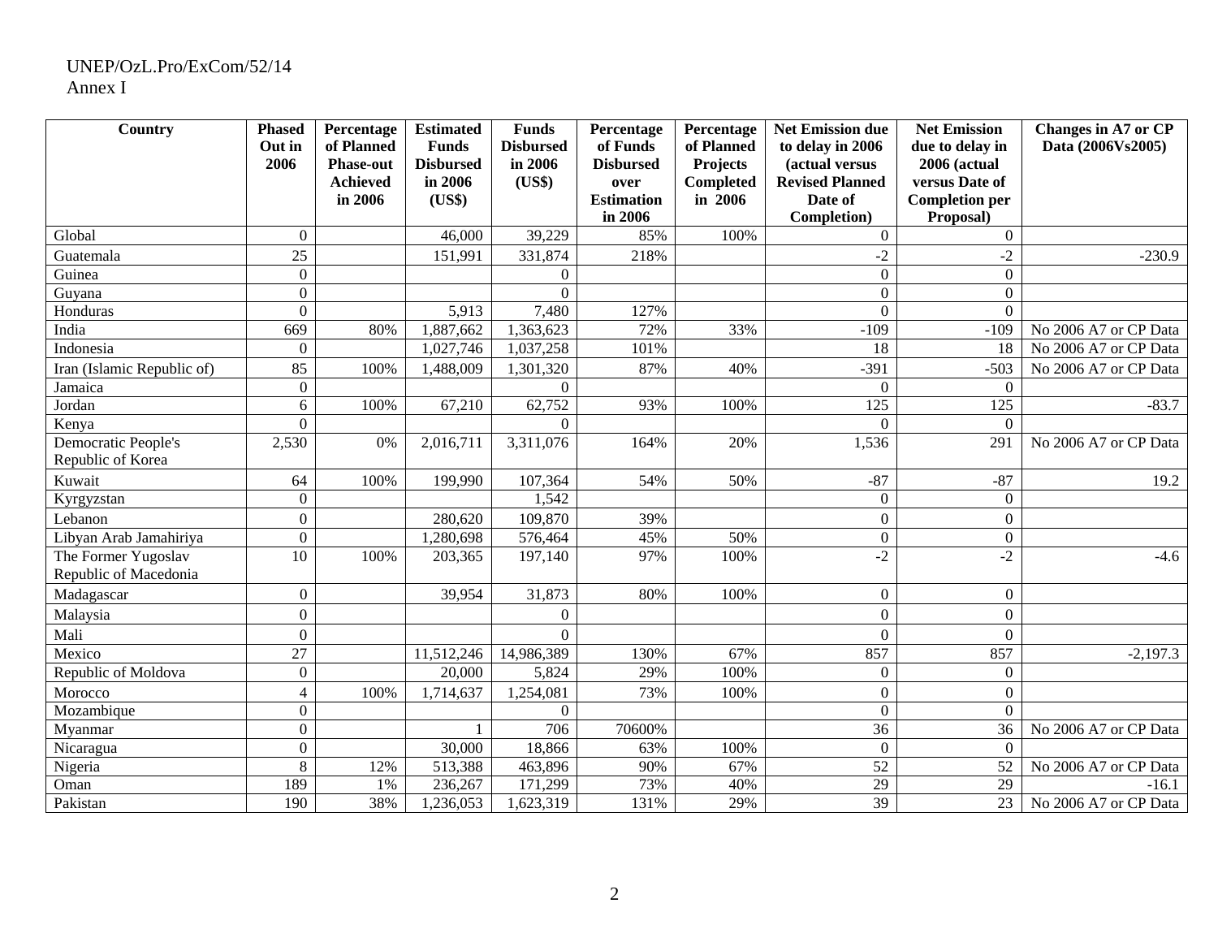| Country | Phased Out in 2006 | Percentage of Planned Phase-out Achieved in 2006 | Estimated Funds Disbursed in 2006 (US$) | Funds Disbursed in 2006 (US$) | Percentage of Funds Disbursed over Estimation in 2006 | Percentage of Planned Projects Completed in 2006 | Net Emission due to delay in 2006 (actual versus Revised Planned Date of Completion) | Net Emission due to delay in 2006 (actual versus Date of Completion per Proposal) | Changes in A7 or CP Data (2006Vs2005) |
|---|---|---|---|---|---|---|---|---|---|
| Global | 0 | | 46,000 | 39,229 | 85% | 100% | 0 | 0 | |
| Guatemala | 25 | | 151,991 | 331,874 | 218% | | -2 | -2 | -230.9 |
| Guinea | 0 | | | 0 | | | 0 | 0 | |
| Guyana | 0 | | | 0 | | | 0 | 0 | |
| Honduras | 0 | | 5,913 | 7,480 | 127% | | 0 | 0 | |
| India | 669 | 80% | 1,887,662 | 1,363,623 | 72% | 33% | -109 | -109 | No 2006 A7 or CP Data |
| Indonesia | 0 | | 1,027,746 | 1,037,258 | 101% | | 18 | 18 | No 2006 A7 or CP Data |
| Iran (Islamic Republic of) | 85 | 100% | 1,488,009 | 1,301,320 | 87% | 40% | -391 | -503 | No 2006 A7 or CP Data |
| Jamaica | 0 | | | 0 | | | 0 | 0 | |
| Jordan | 6 | 100% | 67,210 | 62,752 | 93% | 100% | 125 | 125 | -83.7 |
| Kenya | 0 | | | 0 | | | 0 | 0 | |
| Democratic People's Republic of Korea | 2,530 | 0% | 2,016,711 | 3,311,076 | 164% | 20% | 1,536 | 291 | No 2006 A7 or CP Data |
| Kuwait | 64 | 100% | 199,990 | 107,364 | 54% | 50% | -87 | -87 | 19.2 |
| Kyrgyzstan | 0 | | | 1,542 | | | 0 | 0 | |
| Lebanon | 0 | | 280,620 | 109,870 | 39% | | 0 | 0 | |
| Libyan Arab Jamahiriya | 0 | | 1,280,698 | 576,464 | 45% | 50% | 0 | 0 | |
| The Former Yugoslav Republic of Macedonia | 10 | 100% | 203,365 | 197,140 | 97% | 100% | -2 | -2 | -4.6 |
| Madagascar | 0 | | 39,954 | 31,873 | 80% | 100% | 0 | 0 | |
| Malaysia | 0 | | | 0 | | | 0 | 0 | |
| Mali | 0 | | | 0 | | | 0 | 0 | |
| Mexico | 27 | | 11,512,246 | 14,986,389 | 130% | 67% | 857 | 857 | -2,197.3 |
| Republic of Moldova | 0 | | 20,000 | 5,824 | 29% | 100% | 0 | 0 | |
| Morocco | 4 | 100% | 1,714,637 | 1,254,081 | 73% | 100% | 0 | 0 | |
| Mozambique | 0 | | | 0 | | | 0 | 0 | |
| Myanmar | 0 | | 1 | 706 | 70600% | | 36 | 36 | No 2006 A7 or CP Data |
| Nicaragua | 0 | | 30,000 | 18,866 | 63% | 100% | 0 | 0 | |
| Nigeria | 8 | 12% | 513,388 | 463,896 | 90% | 67% | 52 | 52 | No 2006 A7 or CP Data |
| Oman | 189 | 1% | 236,267 | 171,299 | 73% | 40% | 29 | 29 | -16.1 |
| Pakistan | 190 | 38% | 1,236,053 | 1,623,319 | 131% | 29% | 39 | 23 | No 2006 A7 or CP Data |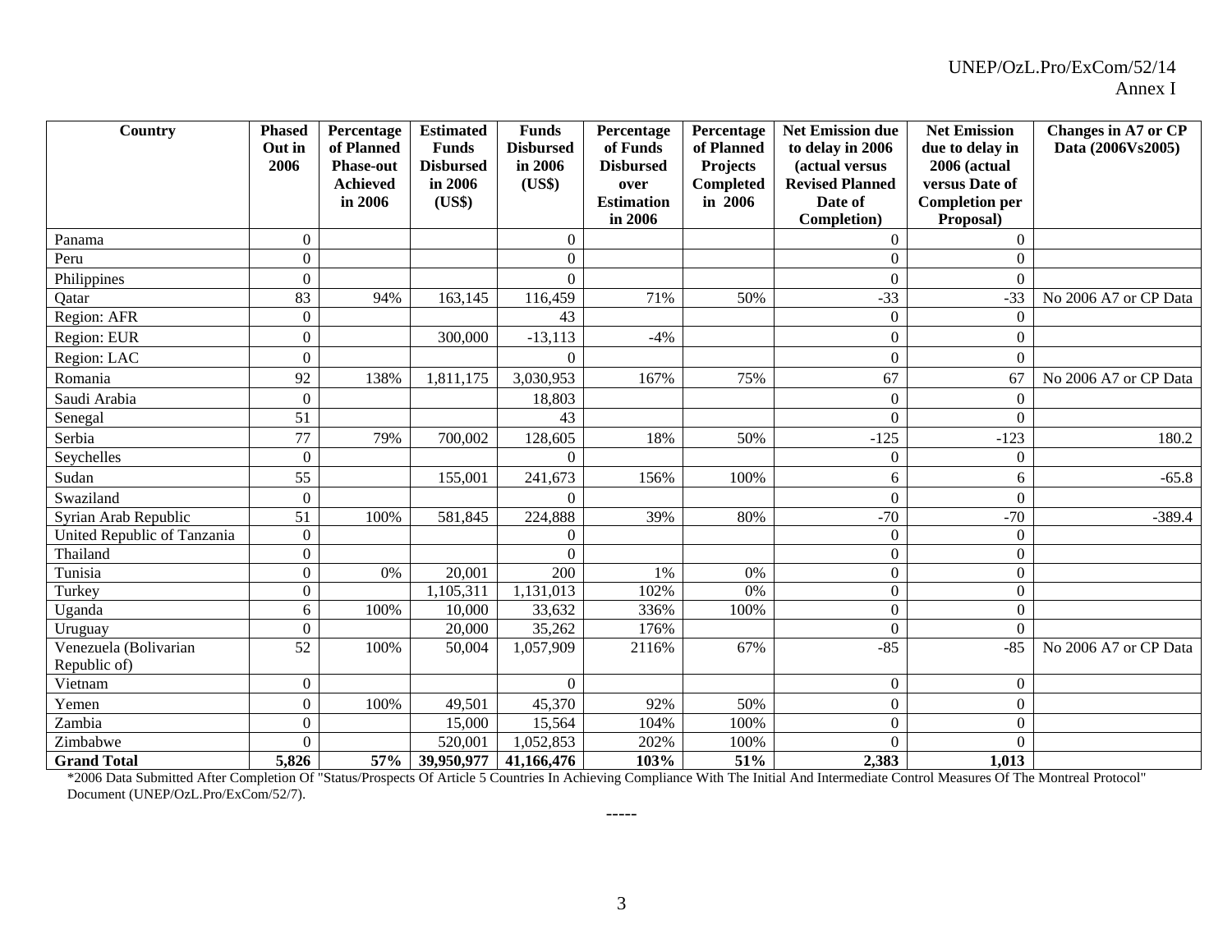| Country | Phased Out in 2006 | Percentage of Planned Phase-out Achieved in 2006 | Estimated Funds Disbursed in 2006 (US$) | Funds Disbursed in 2006 (US$) | Percentage of Funds Disbursed over Estimation in 2006 | Percentage of Planned Projects Completed in 2006 | Net Emission due to delay in 2006 (actual versus Revised Planned Date of Completion) | Net Emission due to delay in 2006 (actual versus Date of Completion per Proposal) | Changes in A7 or CP Data (2006Vs2005) |
|---|---|---|---|---|---|---|---|---|---|
| Panama | 0 | | | 0 | | | 0 | 0 | |
| Peru | 0 | | | 0 | | | 0 | 0 | |
| Philippines | 0 | | | 0 | | | 0 | 0 | |
| Qatar | 83 | 94% | 163,145 | 116,459 | 71% | 50% | -33 | -33 | No 2006 A7 or CP Data |
| Region: AFR | 0 | | | 43 | | | 0 | 0 | |
| Region: EUR | 0 | | 300,000 | -13,113 | -4% | | 0 | 0 | |
| Region: LAC | 0 | | | 0 | | | 0 | 0 | |
| Romania | 92 | 138% | 1,811,175 | 3,030,953 | 167% | 75% | 67 | 67 | No 2006 A7 or CP Data |
| Saudi Arabia | 0 | | | 18,803 | | | 0 | 0 | |
| Senegal | 51 | | | 43 | | | 0 | 0 | |
| Serbia | 77 | 79% | 700,002 | 128,605 | 18% | 50% | -125 | -123 | 180.2 |
| Seychelles | 0 | | | 0 | | | 0 | 0 | |
| Sudan | 55 | | 155,001 | 241,673 | 156% | 100% | 6 | 6 | -65.8 |
| Swaziland | 0 | | | 0 | | | 0 | 0 | |
| Syrian Arab Republic | 51 | 100% | 581,845 | 224,888 | 39% | 80% | -70 | -70 | -389.4 |
| United Republic of Tanzania | 0 | | | 0 | | | 0 | 0 | |
| Thailand | 0 | | | 0 | | | 0 | 0 | |
| Tunisia | 0 | 0% | 20,001 | 200 | 1% | 0% | 0 | 0 | |
| Turkey | 0 | | 1,105,311 | 1,131,013 | 102% | 0% | 0 | 0 | |
| Uganda | 6 | 100% | 10,000 | 33,632 | 336% | 100% | 0 | 0 | |
| Uruguay | 0 | | 20,000 | 35,262 | 176% | | 0 | 0 | |
| Venezuela (Bolivarian Republic of) | 52 | 100% | 50,004 | 1,057,909 | 2116% | 67% | -85 | -85 | No 2006 A7 or CP Data |
| Vietnam | 0 | | | 0 | | | 0 | 0 | |
| Yemen | 0 | 100% | 49,501 | 45,370 | 92% | 50% | 0 | 0 | |
| Zambia | 0 | | 15,000 | 15,564 | 104% | 100% | 0 | 0 | |
| Zimbabwe | 0 | | 520,001 | 1,052,853 | 202% | 100% | 0 | 0 | |
| **Grand Total** | **5,826** | **57%** | **39,950,977** | **41,166,476** | **103%** | **51%** | **2,383** | **1,013** | |

*2006 Data Submitted After Completion Of "Status/Prospects Of Article 5 Countries In Achieving Compliance With The Initial And Intermediate Control Measures Of The Montreal Protocol" Document (UNEP/OzL.Pro/ExCom/52/7).

-----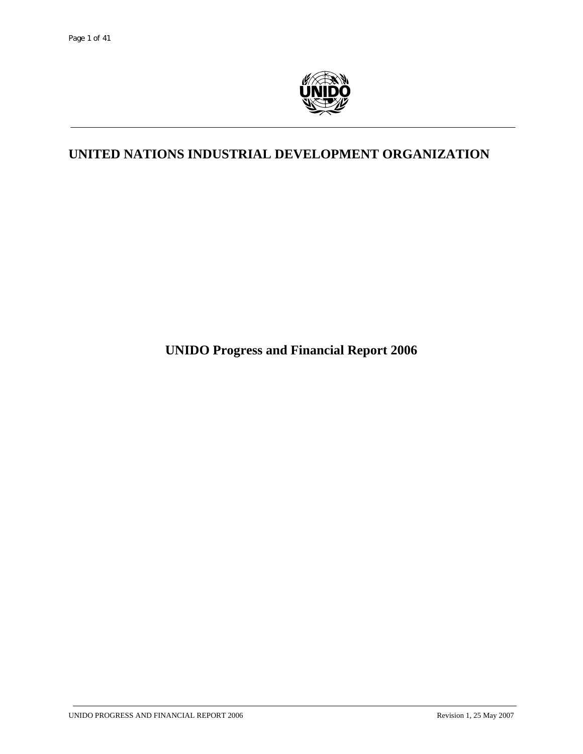# UNITED NATIONS INDUSTRIAL DEVELOPMENT ORGANIZATION

## UNIDO Progress and Financial Report 2006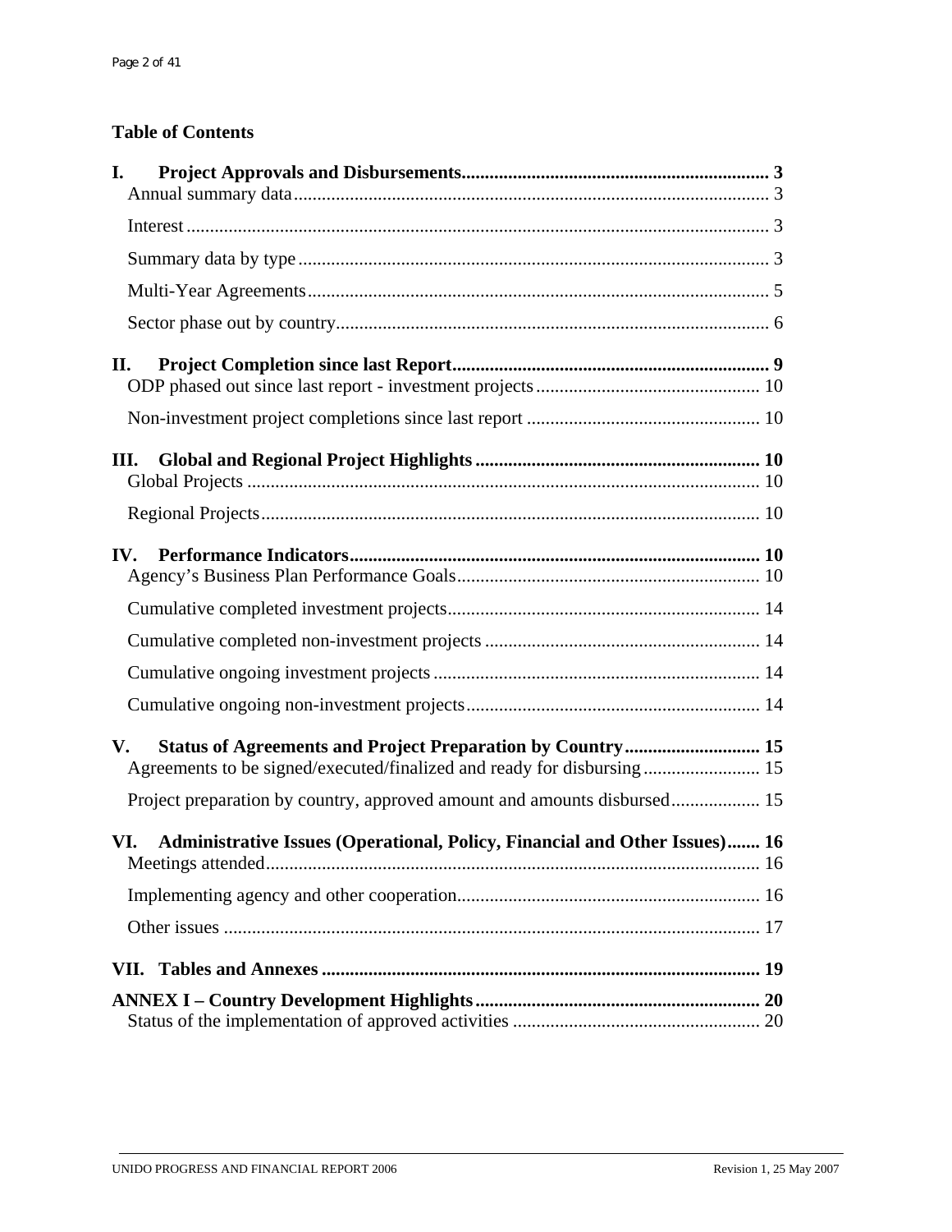## Table of Contents

**I. Project Approvals and Disbursements** ........ **3**
- Annual summary data ........ 3
- Interest ........ 3
- Summary data by type ........ 3
- Multi-Year Agreements ........ 5
- Sector phase out by country ........ 6

**II. Project Completion since last Report** ........ **9**
- ODP phased out since last report - investment projects ........ 10
- Non-investment project completions since last report ........ 10

**III. Global and Regional Project Highlights** ........ **10**
- Global Projects ........ 10
- Regional Projects ........ 10

**IV. Performance Indicators** ........ **10**
- Agency's Business Plan Performance Goals ........ 10
- Cumulative completed investment projects ........ 14
- Cumulative completed non-investment projects ........ 14
- Cumulative ongoing investment projects ........ 14
- Cumulative ongoing non-investment projects ........ 14

**V. Status of Agreements and Project Preparation by Country** ........ **15**
- Agreements to be signed/executed/finalized and ready for disbursing ........ 15
- Project preparation by country, approved amount and amounts disbursed ........ 15

**VI. Administrative Issues (Operational, Policy, Financial and Other Issues)** ........ **16**
- Meetings attended ........ 16
- Implementing agency and other cooperation ........ 16
- Other issues ........ 17

**VII. Tables and Annexes** ........ **19**

**ANNEX I – Country Development Highlights** ........ **20**
- Status of the implementation of approved activities ........ 20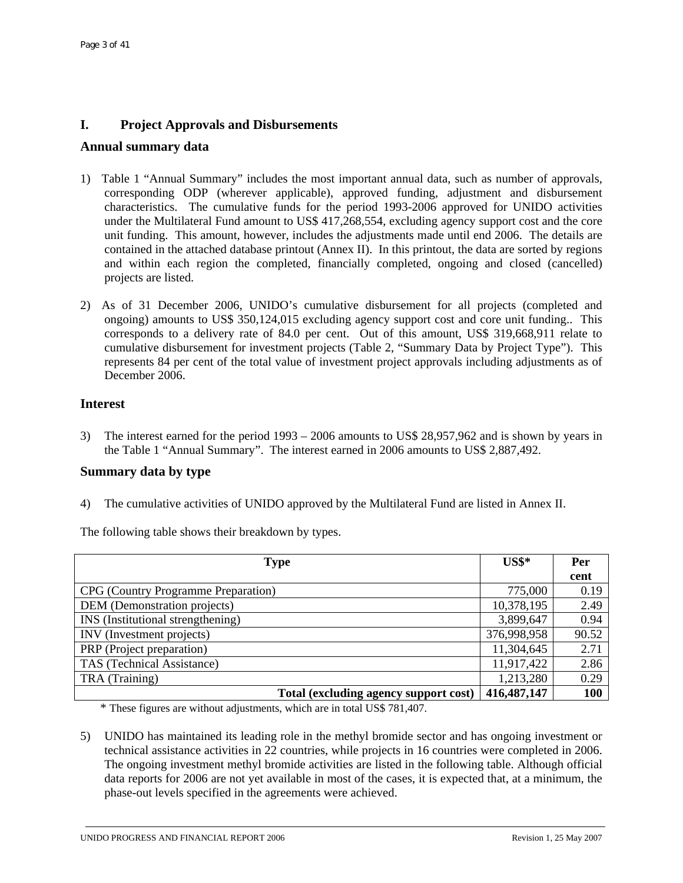# I. Project Approvals and Disbursements

## Annual summary data

1) Table 1 "Annual Summary" includes the most important annual data, such as number of approvals, corresponding ODP (wherever applicable), approved funding, adjustment and disbursement characteristics. The cumulative funds for the period 1993-2006 approved for UNIDO activities under the Multilateral Fund amount to US$ 417,268,554, excluding agency support cost and the core unit funding. This amount, however, includes the adjustments made until end 2006. The details are contained in the attached database printout (Annex II). In this printout, the data are sorted by regions and within each region the completed, financially completed, ongoing and closed (cancelled) projects are listed.

2) As of 31 December 2006, UNIDO's cumulative disbursement for all projects (completed and ongoing) amounts to US$ 350,124,015 excluding agency support cost and core unit funding.. This corresponds to a delivery rate of 84.0 per cent. Out of this amount, US$ 319,668,911 relate to cumulative disbursement for investment projects (Table 2, "Summary Data by Project Type"). This represents 84 per cent of the total value of investment project approvals including adjustments as of December 2006.

## Interest

3) The interest earned for the period 1993 – 2006 amounts to US$ 28,957,962 and is shown by years in the Table 1 "Annual Summary". The interest earned in 2006 amounts to US$ 2,887,492.

## Summary data by type

4) The cumulative activities of UNIDO approved by the Multilateral Fund are listed in Annex II.

The following table shows their breakdown by types.

| Type | US$* | Per cent |
|---|---:|---:|
| CPG (Country Programme Preparation) | 775,000 | 0.19 |
| DEM (Demonstration projects) | 10,378,195 | 2.49 |
| INS (Institutional strengthening) | 3,899,647 | 0.94 |
| INV (Investment projects) | 376,998,958 | 90.52 |
| PRP (Project preparation) | 11,304,645 | 2.71 |
| TAS (Technical Assistance) | 11,917,422 | 2.86 |
| TRA (Training) | 1,213,280 | 0.29 |
| **Total (excluding agency support cost)** | **416,487,147** | **100** |

\* These figures are without adjustments, which are in total US$ 781,407.

5) UNIDO has maintained its leading role in the methyl bromide sector and has ongoing investment or technical assistance activities in 22 countries, while projects in 16 countries were completed in 2006. The ongoing investment methyl bromide activities are listed in the following table. Although official data reports for 2006 are not yet available in most of the cases, it is expected that, at a minimum, the phase-out levels specified in the agreements were achieved.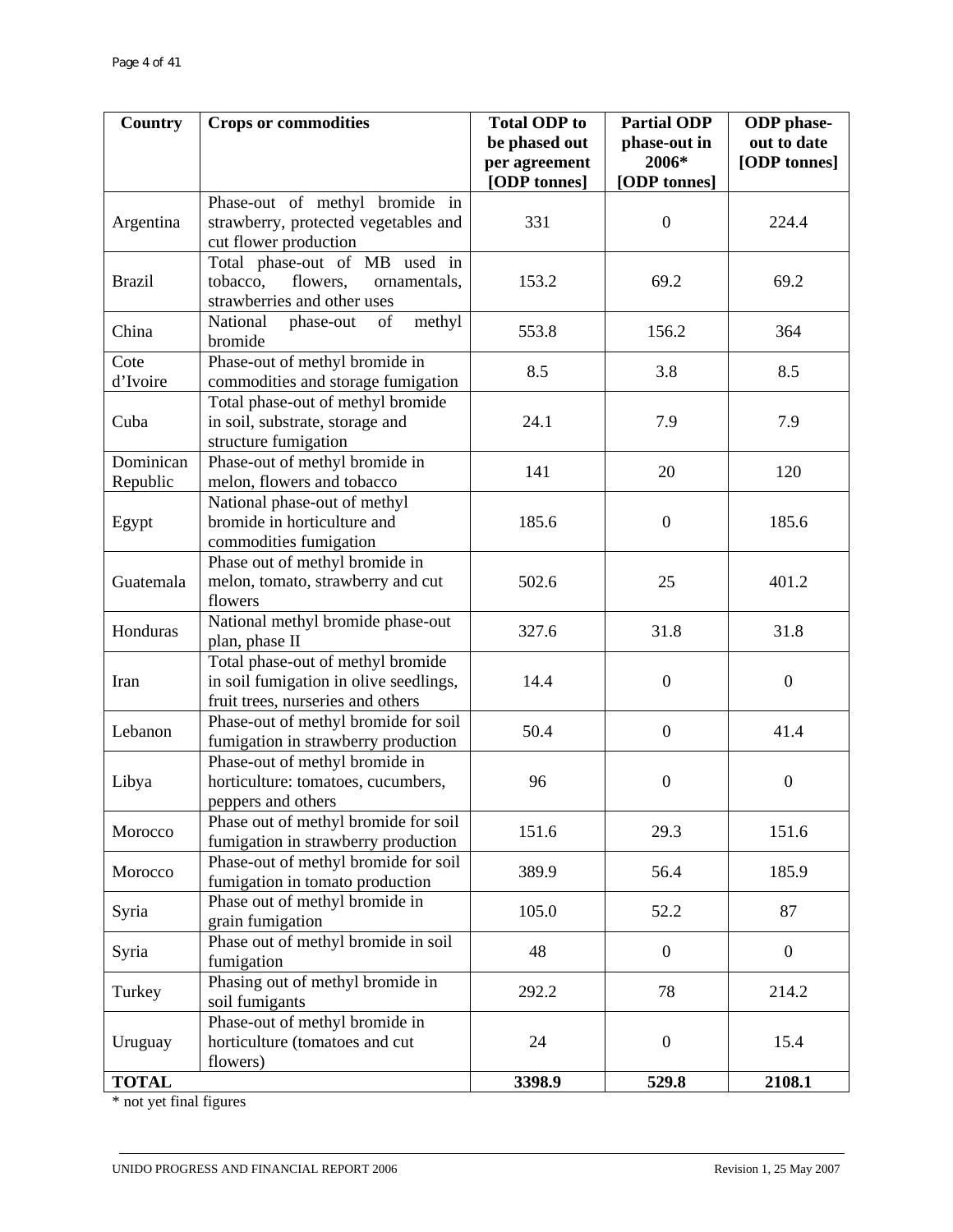| Country | Crops or commodities | Total ODP to be phased out per agreement [ODP tonnes] | Partial ODP phase-out in 2006* [ODP tonnes] | ODP phase-out to date [ODP tonnes] |
|---|---|---|---|---|
| Argentina | Phase-out of methyl bromide in strawberry, protected vegetables and cut flower production | 331 | 0 | 224.4 |
| Brazil | Total phase-out of MB used in tobacco, flowers, ornamentals, strawberries and other uses | 153.2 | 69.2 | 69.2 |
| China | National phase-out of methyl bromide | 553.8 | 156.2 | 364 |
| Cote d'Ivoire | Phase-out of methyl bromide in commodities and storage fumigation | 8.5 | 3.8 | 8.5 |
| Cuba | Total phase-out of methyl bromide in soil, substrate, storage and structure fumigation | 24.1 | 7.9 | 7.9 |
| Dominican Republic | Phase-out of methyl bromide in melon, flowers and tobacco | 141 | 20 | 120 |
| Egypt | National phase-out of methyl bromide in horticulture and commodities fumigation | 185.6 | 0 | 185.6 |
| Guatemala | Phase out of methyl bromide in melon, tomato, strawberry and cut flowers | 502.6 | 25 | 401.2 |
| Honduras | National methyl bromide phase-out plan, phase II | 327.6 | 31.8 | 31.8 |
| Iran | Total phase-out of methyl bromide in soil fumigation in olive seedlings, fruit trees, nurseries and others | 14.4 | 0 | 0 |
| Lebanon | Phase-out of methyl bromide for soil fumigation in strawberry production | 50.4 | 0 | 41.4 |
| Libya | Phase-out of methyl bromide in horticulture: tomatoes, cucumbers, peppers and others | 96 | 0 | 0 |
| Morocco | Phase out of methyl bromide for soil fumigation in strawberry production | 151.6 | 29.3 | 151.6 |
| Morocco | Phase-out of methyl bromide for soil fumigation in tomato production | 389.9 | 56.4 | 185.9 |
| Syria | Phase out of methyl bromide in grain fumigation | 105.0 | 52.2 | 87 |
| Syria | Phase out of methyl bromide in soil fumigation | 48 | 0 | 0 |
| Turkey | Phasing out of methyl bromide in soil fumigants | 292.2 | 78 | 214.2 |
| Uruguay | Phase-out of methyl bromide in horticulture (tomatoes and cut flowers) | 24 | 0 | 15.4 |
| **TOTAL** | | **3398.9** | **529.8** | **2108.1** |

* not yet final figures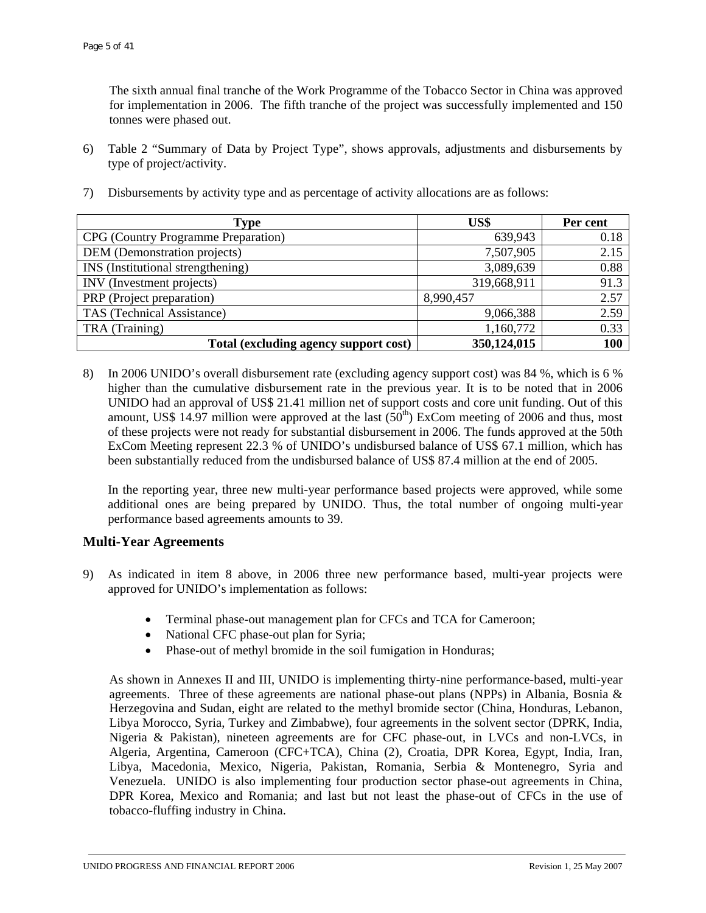The sixth annual final tranche of the Work Programme of the Tobacco Sector in China was approved for implementation in 2006. The fifth tranche of the project was successfully implemented and 150 tonnes were phased out.

6) Table 2 "Summary of Data by Project Type", shows approvals, adjustments and disbursements by type of project/activity.

7) Disbursements by activity type and as percentage of activity allocations are as follows:

| Type | US$ | Per cent |
|---|---|---|
| CPG (Country Programme Preparation) | 639,943 | 0.18 |
| DEM (Demonstration projects) | 7,507,905 | 2.15 |
| INS (Institutional strengthening) | 3,089,639 | 0.88 |
| INV (Investment projects) | 319,668,911 | 91.3 |
| PRP (Project preparation) | 8,990,457 | 2.57 |
| TAS (Technical Assistance) | 9,066,388 | 2.59 |
| TRA (Training) | 1,160,772 | 0.33 |
| **Total (excluding agency support cost)** | **350,124,015** | **100** |

8) In 2006 UNIDO's overall disbursement rate (excluding agency support cost) was 84 %, which is 6 % higher than the cumulative disbursement rate in the previous year. It is to be noted that in 2006 UNIDO had an approval of US$ 21.41 million net of support costs and core unit funding. Out of this amount, US$ 14.97 million were approved at the last (50[th]) ExCom meeting of 2006 and thus, most of these projects were not ready for substantial disbursement in 2006. The funds approved at the 50th ExCom Meeting represent 22.3 % of UNIDO's undisbursed balance of US$ 67.1 million, which has been substantially reduced from the undisbursed balance of US$ 87.4 million at the end of 2005.

In the reporting year, three new multi-year performance based projects were approved, while some additional ones are being prepared by UNIDO. Thus, the total number of ongoing multi-year performance based agreements amounts to 39.

## Multi-Year Agreements

9) As indicated in item 8 above, in 2006 three new performance based, multi-year projects were approved for UNIDO's implementation as follows:

- Terminal phase-out management plan for CFCs and TCA for Cameroon;
- National CFC phase-out plan for Syria;
- Phase-out of methyl bromide in the soil fumigation in Honduras;

As shown in Annexes II and III, UNIDO is implementing thirty-nine performance-based, multi-year agreements. Three of these agreements are national phase-out plans (NPPs) in Albania, Bosnia & Herzegovina and Sudan, eight are related to the methyl bromide sector (China, Honduras, Lebanon, Libya Morocco, Syria, Turkey and Zimbabwe), four agreements in the solvent sector (DPRK, India, Nigeria & Pakistan), nineteen agreements are for CFC phase-out, in LVCs and non-LVCs, in Algeria, Argentina, Cameroon (CFC+TCA), China (2), Croatia, DPR Korea, Egypt, India, Iran, Libya, Macedonia, Mexico, Nigeria, Pakistan, Romania, Serbia & Montenegro, Syria and Venezuela. UNIDO is also implementing four production sector phase-out agreements in China, DPR Korea, Mexico and Romania; and last but not least the phase-out of CFCs in the use of tobacco-fluffing industry in China.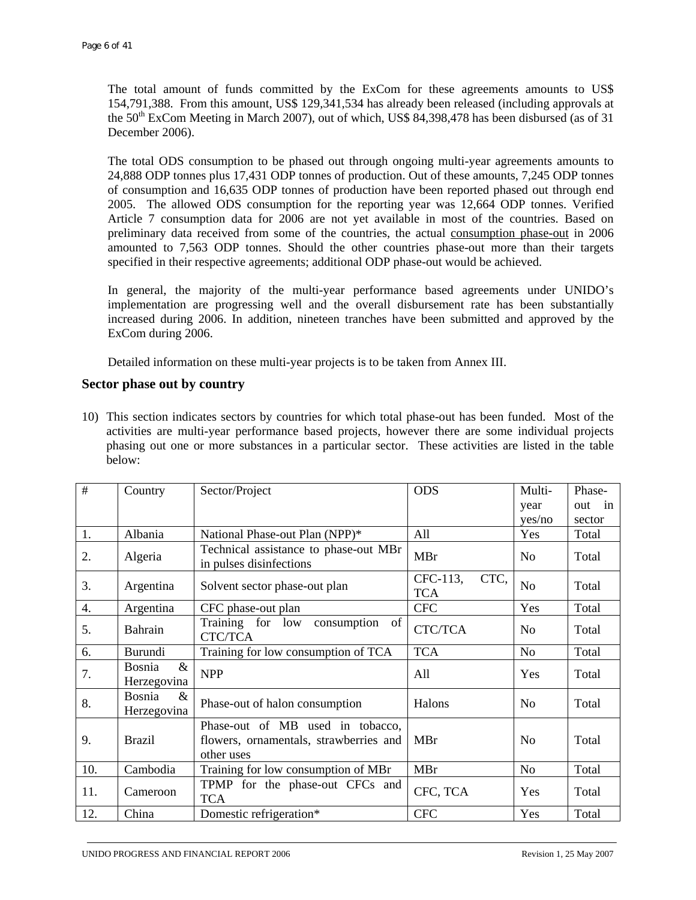The total amount of funds committed by the ExCom for these agreements amounts to US$ 154,791,388. From this amount, US$ 129,341,534 has already been released (including approvals at the 50th ExCom Meeting in March 2007), out of which, US$ 84,398,478 has been disbursed (as of 31 December 2006).

The total ODS consumption to be phased out through ongoing multi-year agreements amounts to 24,888 ODP tonnes plus 17,431 ODP tonnes of production. Out of these amounts, 7,245 ODP tonnes of consumption and 16,635 ODP tonnes of production have been reported phased out through end 2005. The allowed ODS consumption for the reporting year was 12,664 ODP tonnes. Verified Article 7 consumption data for 2006 are not yet available in most of the countries. Based on preliminary data received from some of the countries, the actual consumption phase-out in 2006 amounted to 7,563 ODP tonnes. Should the other countries phase-out more than their targets specified in their respective agreements; additional ODP phase-out would be achieved.

In general, the majority of the multi-year performance based agreements under UNIDO's implementation are progressing well and the overall disbursement rate has been substantially increased during 2006. In addition, nineteen tranches have been submitted and approved by the ExCom during 2006.

Detailed information on these multi-year projects is to be taken from Annex III.

### Sector phase out by country

10) This section indicates sectors by countries for which total phase-out has been funded. Most of the activities are multi-year performance based projects, however there are some individual projects phasing out one or more substances in a particular sector. These activities are listed in the table below:

| # | Country | Sector/Project | ODS | Multi-year yes/no | Phase-out in sector |
|---|---|---|---|---|---|
| 1. | Albania | National Phase-out Plan (NPP)* | All | Yes | Total |
| 2. | Algeria | Technical assistance to phase-out MBr in pulses disinfections | MBr | No | Total |
| 3. | Argentina | Solvent sector phase-out plan | CFC-113, CTC, TCA | No | Total |
| 4. | Argentina | CFC phase-out plan | CFC | Yes | Total |
| 5. | Bahrain | Training for low consumption of CTC/TCA | CTC/TCA | No | Total |
| 6. | Burundi | Training for low consumption of TCA | TCA | No | Total |
| 7. | Bosnia & Herzegovina | NPP | All | Yes | Total |
| 8. | Bosnia & Herzegovina | Phase-out of halon consumption | Halons | No | Total |
| 9. | Brazil | Phase-out of MB used in tobacco, flowers, ornamentals, strawberries and other uses | MBr | No | Total |
| 10. | Cambodia | Training for low consumption of MBr | MBr | No | Total |
| 11. | Cameroon | TPMP for the phase-out CFCs and TCA | CFC, TCA | Yes | Total |
| 12. | China | Domestic refrigeration* | CFC | Yes | Total |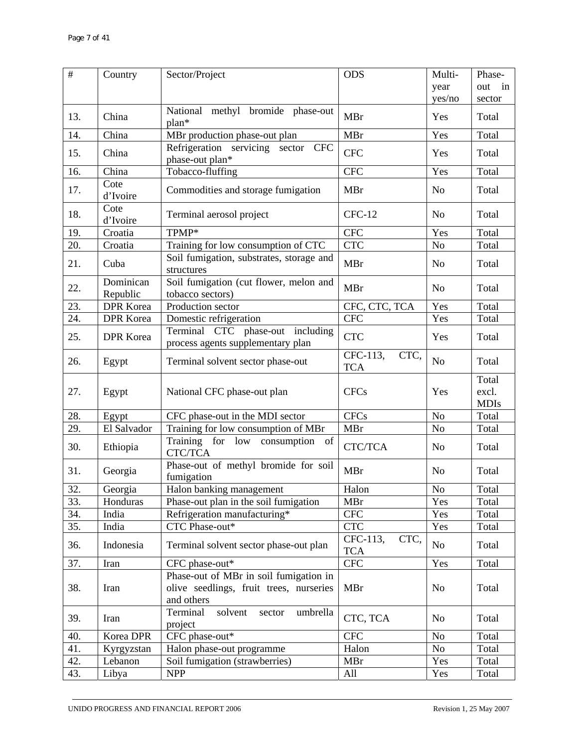| # | Country | Sector/Project | ODS | Multi-year yes/no | Phase-out in sector |
|---|---|---|---|---|---|
| 13. | China | National methyl bromide phase-out plan* | MBr | Yes | Total |
| 14. | China | MBr production phase-out plan | MBr | Yes | Total |
| 15. | China | Refrigeration servicing sector CFC phase-out plan* | CFC | Yes | Total |
| 16. | China | Tobacco-fluffing | CFC | Yes | Total |
| 17. | Cote d'Ivoire | Commodities and storage fumigation | MBr | No | Total |
| 18. | Cote d'Ivoire | Terminal aerosol project | CFC-12 | No | Total |
| 19. | Croatia | TPMP* | CFC | Yes | Total |
| 20. | Croatia | Training for low consumption of CTC | CTC | No | Total |
| 21. | Cuba | Soil fumigation, substrates, storage and structures | MBr | No | Total |
| 22. | Dominican Republic | Soil fumigation (cut flower, melon and tobacco sectors) | MBr | No | Total |
| 23. | DPR Korea | Production sector | CFC, CTC, TCA | Yes | Total |
| 24. | DPR Korea | Domestic refrigeration | CFC | Yes | Total |
| 25. | DPR Korea | Terminal CTC phase-out including process agents supplementary plan | CTC | Yes | Total |
| 26. | Egypt | Terminal solvent sector phase-out | CFC-113, CTC, TCA | No | Total |
| 27. | Egypt | National CFC phase-out plan | CFCs | Yes | Total excl. MDIs |
| 28. | Egypt | CFC phase-out in the MDI sector | CFCs | No | Total |
| 29. | El Salvador | Training for low consumption of MBr | MBr | No | Total |
| 30. | Ethiopia | Training for low consumption of CTC/TCA | CTC/TCA | No | Total |
| 31. | Georgia | Phase-out of methyl bromide for soil fumigation | MBr | No | Total |
| 32. | Georgia | Halon banking management | Halon | No | Total |
| 33. | Honduras | Phase-out plan in the soil fumigation | MBr | Yes | Total |
| 34. | India | Refrigeration manufacturing* | CFC | Yes | Total |
| 35. | India | CTC Phase-out* | CTC | Yes | Total |
| 36. | Indonesia | Terminal solvent sector phase-out plan | CFC-113, CTC, TCA | No | Total |
| 37. | Iran | CFC phase-out* | CFC | Yes | Total |
| 38. | Iran | Phase-out of MBr in soil fumigation in olive seedlings, fruit trees, nurseries and others | MBr | No | Total |
| 39. | Iran | Terminal solvent sector umbrella project | CTC, TCA | No | Total |
| 40. | Korea DPR | CFC phase-out* | CFC | No | Total |
| 41. | Kyrgyzstan | Halon phase-out programme | Halon | No | Total |
| 42. | Lebanon | Soil fumigation (strawberries) | MBr | Yes | Total |
| 43. | Libya | NPP | All | Yes | Total |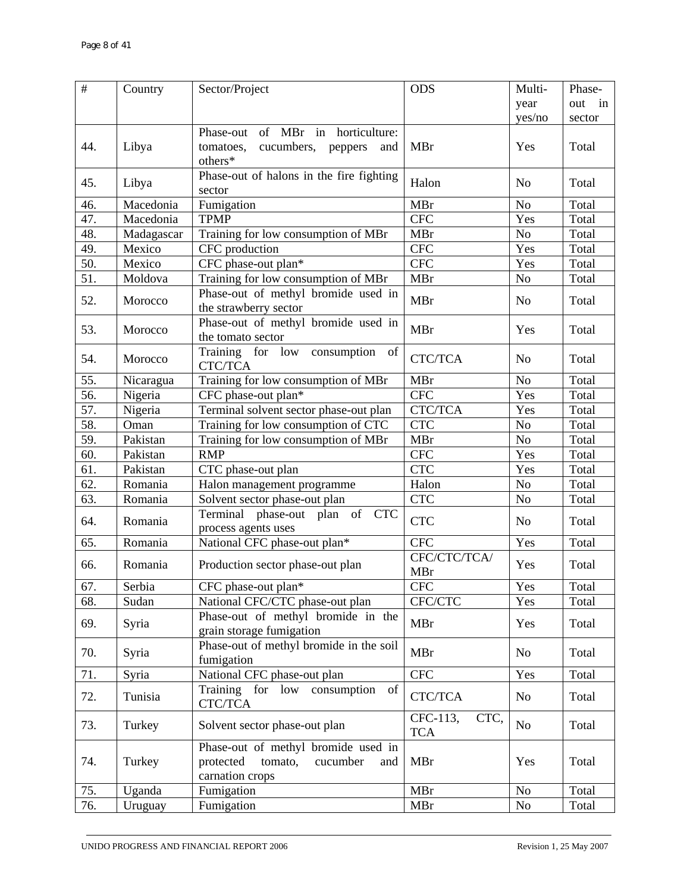| # | Country | Sector/Project | ODS | Multi-year yes/no | Phase-out in sector |
|---|---|---|---|---|---|
| 44. | Libya | Phase-out of MBr in horticulture: tomatoes, cucumbers, peppers and others* | MBr | Yes | Total |
| 45. | Libya | Phase-out of halons in the fire fighting sector | Halon | No | Total |
| 46. | Macedonia | Fumigation | MBr | No | Total |
| 47. | Macedonia | TPMP | CFC | Yes | Total |
| 48. | Madagascar | Training for low consumption of MBr | MBr | No | Total |
| 49. | Mexico | CFC production | CFC | Yes | Total |
| 50. | Mexico | CFC phase-out plan* | CFC | Yes | Total |
| 51. | Moldova | Training for low consumption of MBr | MBr | No | Total |
| 52. | Morocco | Phase-out of methyl bromide used in the strawberry sector | MBr | No | Total |
| 53. | Morocco | Phase-out of methyl bromide used in the tomato sector | MBr | Yes | Total |
| 54. | Morocco | Training for low consumption of CTC/TCA | CTC/TCA | No | Total |
| 55. | Nicaragua | Training for low consumption of MBr | MBr | No | Total |
| 56. | Nigeria | CFC phase-out plan* | CFC | Yes | Total |
| 57. | Nigeria | Terminal solvent sector phase-out plan | CTC/TCA | Yes | Total |
| 58. | Oman | Training for low consumption of CTC | CTC | No | Total |
| 59. | Pakistan | Training for low consumption of MBr | MBr | No | Total |
| 60. | Pakistan | RMP | CFC | Yes | Total |
| 61. | Pakistan | CTC phase-out plan | CTC | Yes | Total |
| 62. | Romania | Halon management programme | Halon | No | Total |
| 63. | Romania | Solvent sector phase-out plan | CTC | No | Total |
| 64. | Romania | Terminal phase-out plan of CTC process agents uses | CTC | No | Total |
| 65. | Romania | National CFC phase-out plan* | CFC | Yes | Total |
| 66. | Romania | Production sector phase-out plan | CFC/CTC/TCA/MBr | Yes | Total |
| 67. | Serbia | CFC phase-out plan* | CFC | Yes | Total |
| 68. | Sudan | National CFC/CTC phase-out plan | CFC/CTC | Yes | Total |
| 69. | Syria | Phase-out of methyl bromide in the grain storage fumigation | MBr | Yes | Total |
| 70. | Syria | Phase-out of methyl bromide in the soil fumigation | MBr | No | Total |
| 71. | Syria | National CFC phase-out plan | CFC | Yes | Total |
| 72. | Tunisia | Training for low consumption of CTC/TCA | CTC/TCA | No | Total |
| 73. | Turkey | Solvent sector phase-out plan | CFC-113, CTC, TCA | No | Total |
| 74. | Turkey | Phase-out of methyl bromide used in protected tomato, cucumber and carnation crops | MBr | Yes | Total |
| 75. | Uganda | Fumigation | MBr | No | Total |
| 76. | Uruguay | Fumigation | MBr | No | Total |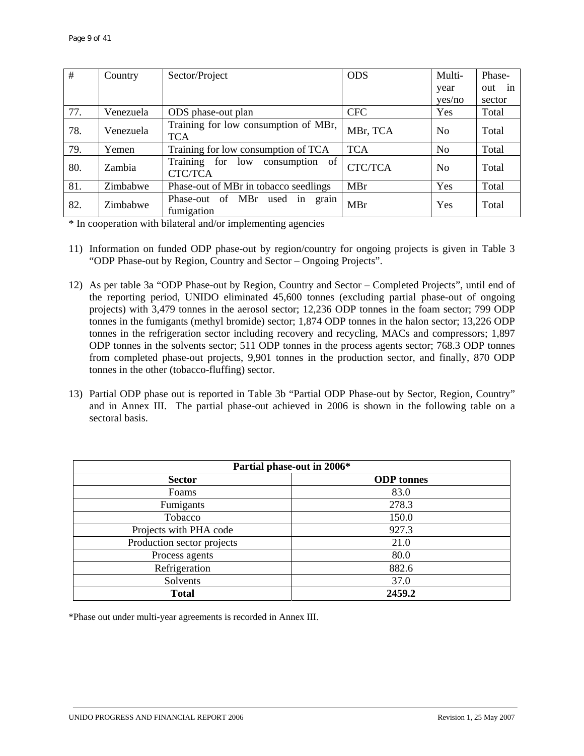| # | Country | Sector/Project | ODS | Multi-year yes/no | Phase-out in sector |
|---|---|---|---|---|---|
| 77. | Venezuela | ODS phase-out plan | CFC | Yes | Total |
| 78. | Venezuela | Training for low consumption of MBr, TCA | MBr, TCA | No | Total |
| 79. | Yemen | Training for low consumption of TCA | TCA | No | Total |
| 80. | Zambia | Training for low consumption of CTC/TCA | CTC/TCA | No | Total |
| 81. | Zimbabwe | Phase-out of MBr in tobacco seedlings | MBr | Yes | Total |
| 82. | Zimbabwe | Phase-out of MBr used in grain fumigation | MBr | Yes | Total |

* In cooperation with bilateral and/or implementing agencies

11) Information on funded ODP phase-out by region/country for ongoing projects is given in Table 3 "ODP Phase-out by Region, Country and Sector – Ongoing Projects".

12) As per table 3a "ODP Phase-out by Region, Country and Sector – Completed Projects", until end of the reporting period, UNIDO eliminated 45,600 tonnes (excluding partial phase-out of ongoing projects) with 3,479 tonnes in the aerosol sector; 12,236 ODP tonnes in the foam sector; 799 ODP tonnes in the fumigants (methyl bromide) sector; 1,874 ODP tonnes in the halon sector; 13,226 ODP tonnes in the refrigeration sector including recovery and recycling, MACs and compressors; 1,897 ODP tonnes in the solvents sector; 511 ODP tonnes in the process agents sector; 768.3 ODP tonnes from completed phase-out projects, 9,901 tonnes in the production sector, and finally, 870 ODP tonnes in the other (tobacco-fluffing) sector.

13) Partial ODP phase out is reported in Table 3b "Partial ODP Phase-out by Sector, Region, Country" and in Annex III. The partial phase-out achieved in 2006 is shown in the following table on a sectoral basis.

| **Partial phase-out in 2006*** | |
|---|---|
| **Sector** | **ODP tonnes** |
| Foams | 83.0 |
| Fumigants | 278.3 |
| Tobacco | 150.0 |
| Projects with PHA code | 927.3 |
| Production sector projects | 21.0 |
| Process agents | 80.0 |
| Refrigeration | 882.6 |
| Solvents | 37.0 |
| **Total** | **2459.2** |

*Phase out under multi-year agreements is recorded in Annex III.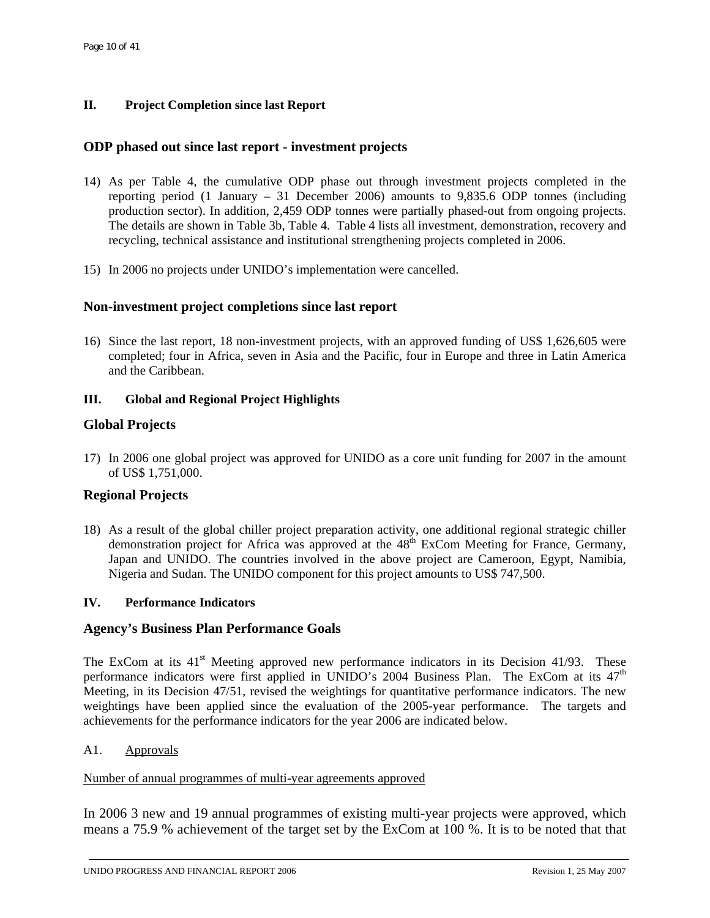## II. Project Completion since last Report

### ODP phased out since last report - investment projects

14) As per Table 4, the cumulative ODP phase out through investment projects completed in the reporting period (1 January – 31 December 2006) amounts to 9,835.6 ODP tonnes (including production sector). In addition, 2,459 ODP tonnes were partially phased-out from ongoing projects. The details are shown in Table 3b, Table 4. Table 4 lists all investment, demonstration, recovery and recycling, technical assistance and institutional strengthening projects completed in 2006.

15) In 2006 no projects under UNIDO's implementation were cancelled.

### Non-investment project completions since last report

16) Since the last report, 18 non-investment projects, with an approved funding of US$ 1,626,605 were completed; four in Africa, seven in Asia and the Pacific, four in Europe and three in Latin America and the Caribbean.

## III. Global and Regional Project Highlights

### Global Projects

17) In 2006 one global project was approved for UNIDO as a core unit funding for 2007 in the amount of US$ 1,751,000.

### Regional Projects

18) As a result of the global chiller project preparation activity, one additional regional strategic chiller demonstration project for Africa was approved at the 48th ExCom Meeting for France, Germany, Japan and UNIDO. The countries involved in the above project are Cameroon, Egypt, Namibia, Nigeria and Sudan. The UNIDO component for this project amounts to US$ 747,500.

## IV. Performance Indicators

### Agency's Business Plan Performance Goals

The ExCom at its 41st Meeting approved new performance indicators in its Decision 41/93. These performance indicators were first applied in UNIDO's 2004 Business Plan. The ExCom at its 47th Meeting, in its Decision 47/51, revised the weightings for quantitative performance indicators. The new weightings have been applied since the evaluation of the 2005-year performance. The targets and achievements for the performance indicators for the year 2006 are indicated below.

A1. Approvals

Number of annual programmes of multi-year agreements approved

In 2006 3 new and 19 annual programmes of existing multi-year projects were approved, which means a 75.9 % achievement of the target set by the ExCom at 100 %. It is to be noted that that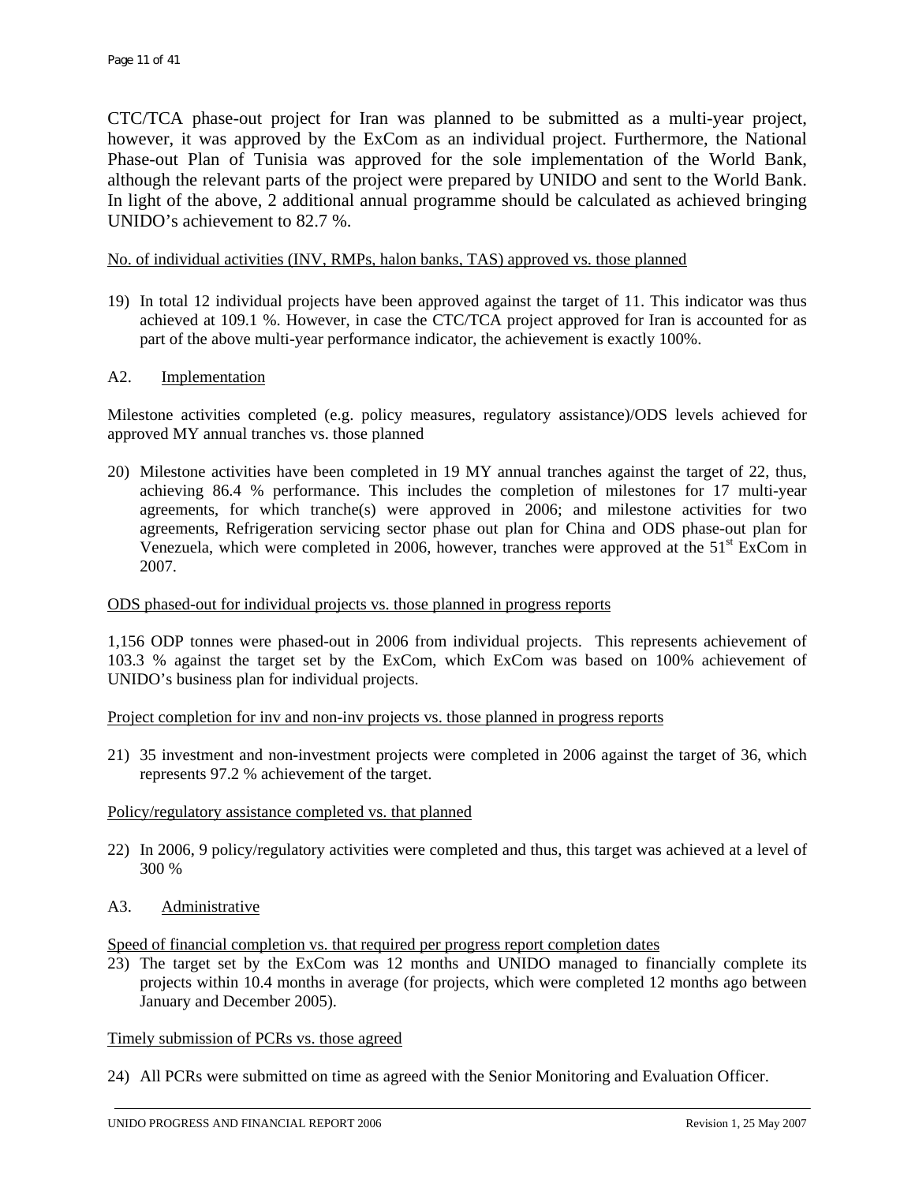CTC/TCA phase-out project for Iran was planned to be submitted as a multi-year project, however, it was approved by the ExCom as an individual project. Furthermore, the National Phase-out Plan of Tunisia was approved for the sole implementation of the World Bank, although the relevant parts of the project were prepared by UNIDO and sent to the World Bank. In light of the above, 2 additional annual programme should be calculated as achieved bringing UNIDO's achievement to 82.7 %.

<u>No. of individual activities (INV, RMPs, halon banks, TAS) approved vs. those planned</u>

19) In total 12 individual projects have been approved against the target of 11. This indicator was thus achieved at 109.1 %. However, in case the CTC/TCA project approved for Iran is accounted for as part of the above multi-year performance indicator, the achievement is exactly 100%.

A2. <u>Implementation</u>

Milestone activities completed (e.g. policy measures, regulatory assistance)/ODS levels achieved for approved MY annual tranches vs. those planned

20) Milestone activities have been completed in 19 MY annual tranches against the target of 22, thus, achieving 86.4 % performance. This includes the completion of milestones for 17 multi-year agreements, for which tranche(s) were approved in 2006; and milestone activities for two agreements, Refrigeration servicing sector phase out plan for China and ODS phase-out plan for Venezuela, which were completed in 2006, however, tranches were approved at the 51st ExCom in 2007.

<u>ODS phased-out for individual projects vs. those planned in progress reports</u>

1,156 ODP tonnes were phased-out in 2006 from individual projects. This represents achievement of 103.3 % against the target set by the ExCom, which ExCom was based on 100% achievement of UNIDO's business plan for individual projects.

<u>Project completion for inv and non-inv projects vs. those planned in progress reports</u>

21) 35 investment and non-investment projects were completed in 2006 against the target of 36, which represents 97.2 % achievement of the target.

<u>Policy/regulatory assistance completed vs. that planned</u>

22) In 2006, 9 policy/regulatory activities were completed and thus, this target was achieved at a level of 300 %

A3. <u>Administrative</u>

<u>Speed of financial completion vs. that required per progress report completion dates</u>

23) The target set by the ExCom was 12 months and UNIDO managed to financially complete its projects within 10.4 months in average (for projects, which were completed 12 months ago between January and December 2005).

<u>Timely submission of PCRs vs. those agreed</u>

24) All PCRs were submitted on time as agreed with the Senior Monitoring and Evaluation Officer.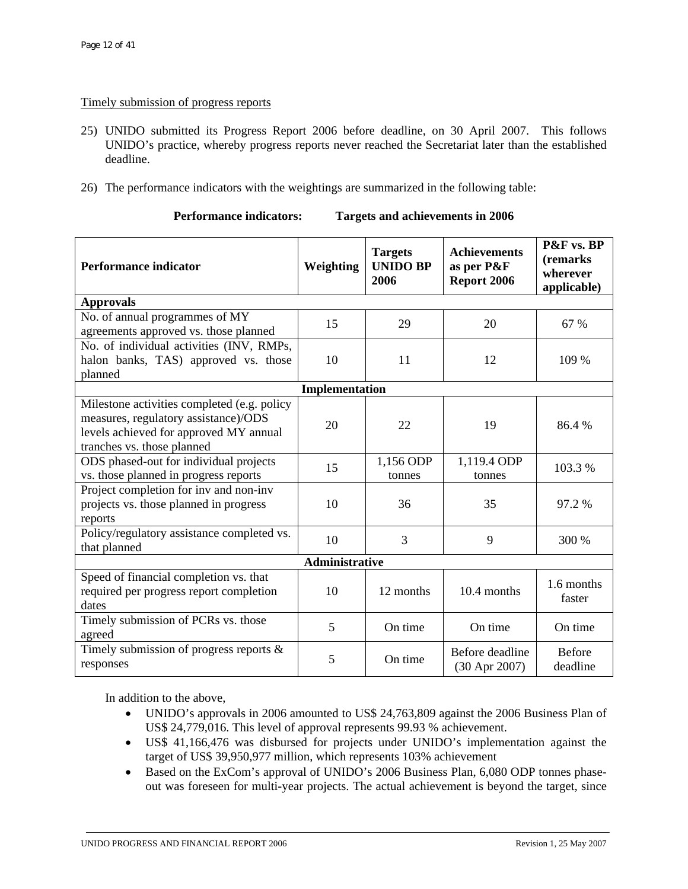Timely submission of progress reports

25) UNIDO submitted its Progress Report 2006 before deadline, on 30 April 2007. This follows UNIDO's practice, whereby progress reports never reached the Secretariat later than the established deadline.

26) The performance indicators with the weightings are summarized in the following table:

**Performance indicators: Targets and achievements in 2006**

| Performance indicator | Weighting | Targets UNIDO BP 2006 | Achievements as per P&F Report 2006 | P&F vs. BP (remarks wherever applicable) |
|---|---|---|---|---|
| **Approvals** | | | | |
| No. of annual programmes of MY agreements approved vs. those planned | 15 | 29 | 20 | 67 % |
| No. of individual activities (INV, RMPs, halon banks, TAS) approved vs. those planned | 10 | 11 | 12 | 109 % |
| **Implementation** | | | | |
| Milestone activities completed (e.g. policy measures, regulatory assistance)/ODS levels achieved for approved MY annual tranches vs. those planned | 20 | 22 | 19 | 86.4 % |
| ODS phased-out for individual projects vs. those planned in progress reports | 15 | 1,156 ODP tonnes | 1,119.4 ODP tonnes | 103.3 % |
| Project completion for inv and non-inv projects vs. those planned in progress reports | 10 | 36 | 35 | 97.2 % |
| Policy/regulatory assistance completed vs. that planned | 10 | 3 | 9 | 300 % |
| **Administrative** | | | | |
| Speed of financial completion vs. that required per progress report completion dates | 10 | 12 months | 10.4 months | 1.6 months faster |
| Timely submission of PCRs vs. those agreed | 5 | On time | On time | On time |
| Timely submission of progress reports & responses | 5 | On time | Before deadline (30 Apr 2007) | Before deadline |

In addition to the above,

- UNIDO's approvals in 2006 amounted to US$ 24,763,809 against the 2006 Business Plan of US$ 24,779,016. This level of approval represents 99.93 % achievement.
- US$ 41,166,476 was disbursed for projects under UNIDO's implementation against the target of US$ 39,950,977 million, which represents 103% achievement
- Based on the ExCom's approval of UNIDO's 2006 Business Plan, 6,080 ODP tonnes phase-out was foreseen for multi-year projects. The actual achievement is beyond the target, since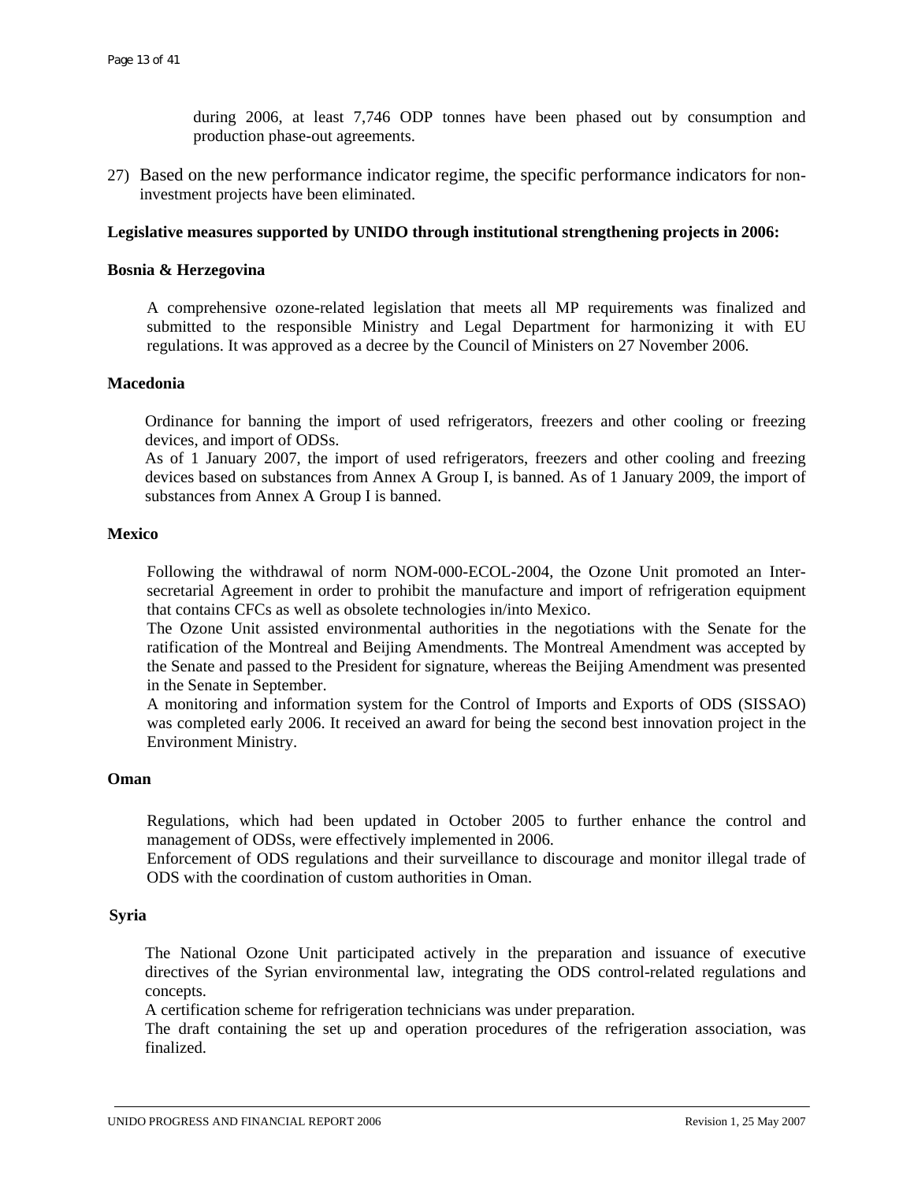during 2006, at least 7,746 ODP tonnes have been phased out by consumption and production phase-out agreements.

27) Based on the new performance indicator regime, the specific performance indicators for non-investment projects have been eliminated.

**Legislative measures supported by UNIDO through institutional strengthening projects in 2006:**

**Bosnia & Herzegovina**

A comprehensive ozone-related legislation that meets all MP requirements was finalized and submitted to the responsible Ministry and Legal Department for harmonizing it with EU regulations. It was approved as a decree by the Council of Ministers on 27 November 2006.

**Macedonia**

Ordinance for banning the import of used refrigerators, freezers and other cooling or freezing devices, and import of ODSs.
As of 1 January 2007, the import of used refrigerators, freezers and other cooling and freezing devices based on substances from Annex A Group I, is banned. As of 1 January 2009, the import of substances from Annex A Group I is banned.

**Mexico**

Following the withdrawal of norm NOM-000-ECOL-2004, the Ozone Unit promoted an Inter-secretarial Agreement in order to prohibit the manufacture and import of refrigeration equipment that contains CFCs as well as obsolete technologies in/into Mexico.
The Ozone Unit assisted environmental authorities in the negotiations with the Senate for the ratification of the Montreal and Beijing Amendments. The Montreal Amendment was accepted by the Senate and passed to the President for signature, whereas the Beijing Amendment was presented in the Senate in September.
A monitoring and information system for the Control of Imports and Exports of ODS (SISSAO) was completed early 2006. It received an award for being the second best innovation project in the Environment Ministry.

**Oman**

Regulations, which had been updated in October 2005 to further enhance the control and management of ODSs, were effectively implemented in 2006.
Enforcement of ODS regulations and their surveillance to discourage and monitor illegal trade of ODS with the coordination of custom authorities in Oman.

**Syria**

The National Ozone Unit participated actively in the preparation and issuance of executive directives of the Syrian environmental law, integrating the ODS control-related regulations and concepts.
A certification scheme for refrigeration technicians was under preparation.
The draft containing the set up and operation procedures of the refrigeration association, was finalized.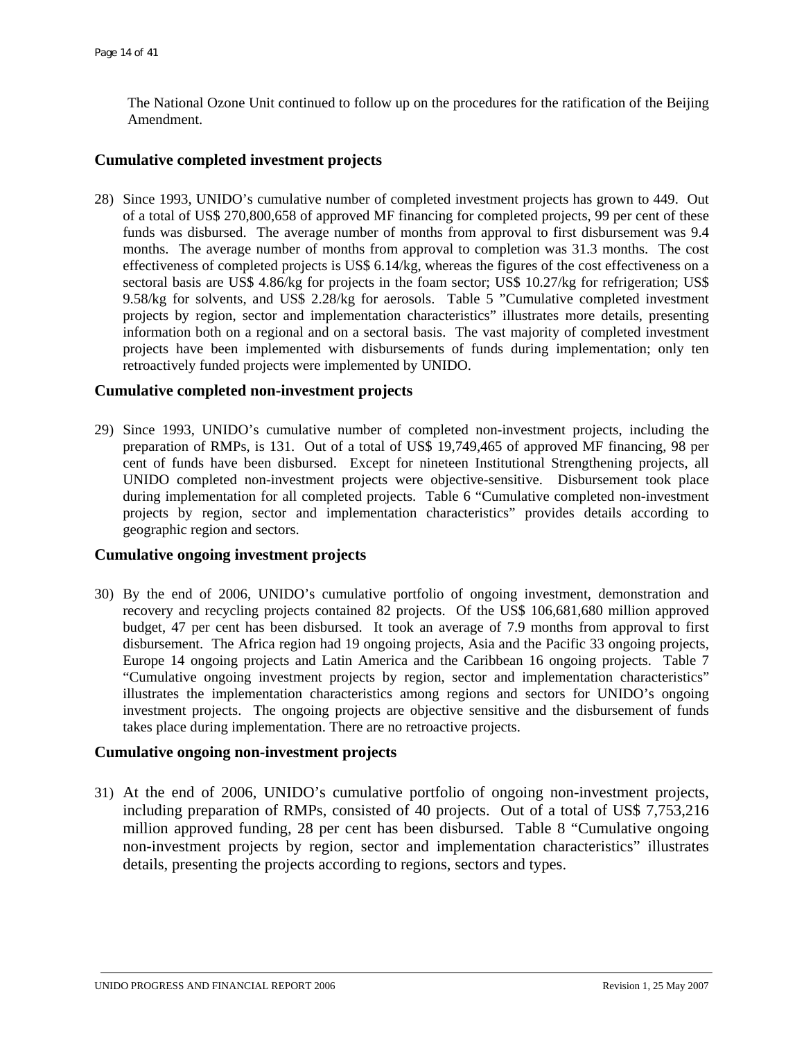The National Ozone Unit continued to follow up on the procedures for the ratification of the Beijing Amendment.

### Cumulative completed investment projects

28) Since 1993, UNIDO's cumulative number of completed investment projects has grown to 449. Out of a total of US$ 270,800,658 of approved MF financing for completed projects, 99 per cent of these funds was disbursed. The average number of months from approval to first disbursement was 9.4 months. The average number of months from approval to completion was 31.3 months. The cost effectiveness of completed projects is US$ 6.14/kg, whereas the figures of the cost effectiveness on a sectoral basis are US$ 4.86/kg for projects in the foam sector; US$ 10.27/kg for refrigeration; US$ 9.58/kg for solvents, and US$ 2.28/kg for aerosols. Table 5 "Cumulative completed investment projects by region, sector and implementation characteristics" illustrates more details, presenting information both on a regional and on a sectoral basis. The vast majority of completed investment projects have been implemented with disbursements of funds during implementation; only ten retroactively funded projects were implemented by UNIDO.

### Cumulative completed non-investment projects

29) Since 1993, UNIDO's cumulative number of completed non-investment projects, including the preparation of RMPs, is 131. Out of a total of US$ 19,749,465 of approved MF financing, 98 per cent of funds have been disbursed. Except for nineteen Institutional Strengthening projects, all UNIDO completed non-investment projects were objective-sensitive. Disbursement took place during implementation for all completed projects. Table 6 "Cumulative completed non-investment projects by region, sector and implementation characteristics" provides details according to geographic region and sectors.

### Cumulative ongoing investment projects

30) By the end of 2006, UNIDO's cumulative portfolio of ongoing investment, demonstration and recovery and recycling projects contained 82 projects. Of the US$ 106,681,680 million approved budget, 47 per cent has been disbursed. It took an average of 7.9 months from approval to first disbursement. The Africa region had 19 ongoing projects, Asia and the Pacific 33 ongoing projects, Europe 14 ongoing projects and Latin America and the Caribbean 16 ongoing projects. Table 7 "Cumulative ongoing investment projects by region, sector and implementation characteristics" illustrates the implementation characteristics among regions and sectors for UNIDO's ongoing investment projects. The ongoing projects are objective sensitive and the disbursement of funds takes place during implementation. There are no retroactive projects.

### Cumulative ongoing non-investment projects

31) At the end of 2006, UNIDO's cumulative portfolio of ongoing non-investment projects, including preparation of RMPs, consisted of 40 projects. Out of a total of US$ 7,753,216 million approved funding, 28 per cent has been disbursed. Table 8 "Cumulative ongoing non-investment projects by region, sector and implementation characteristics" illustrates details, presenting the projects according to regions, sectors and types.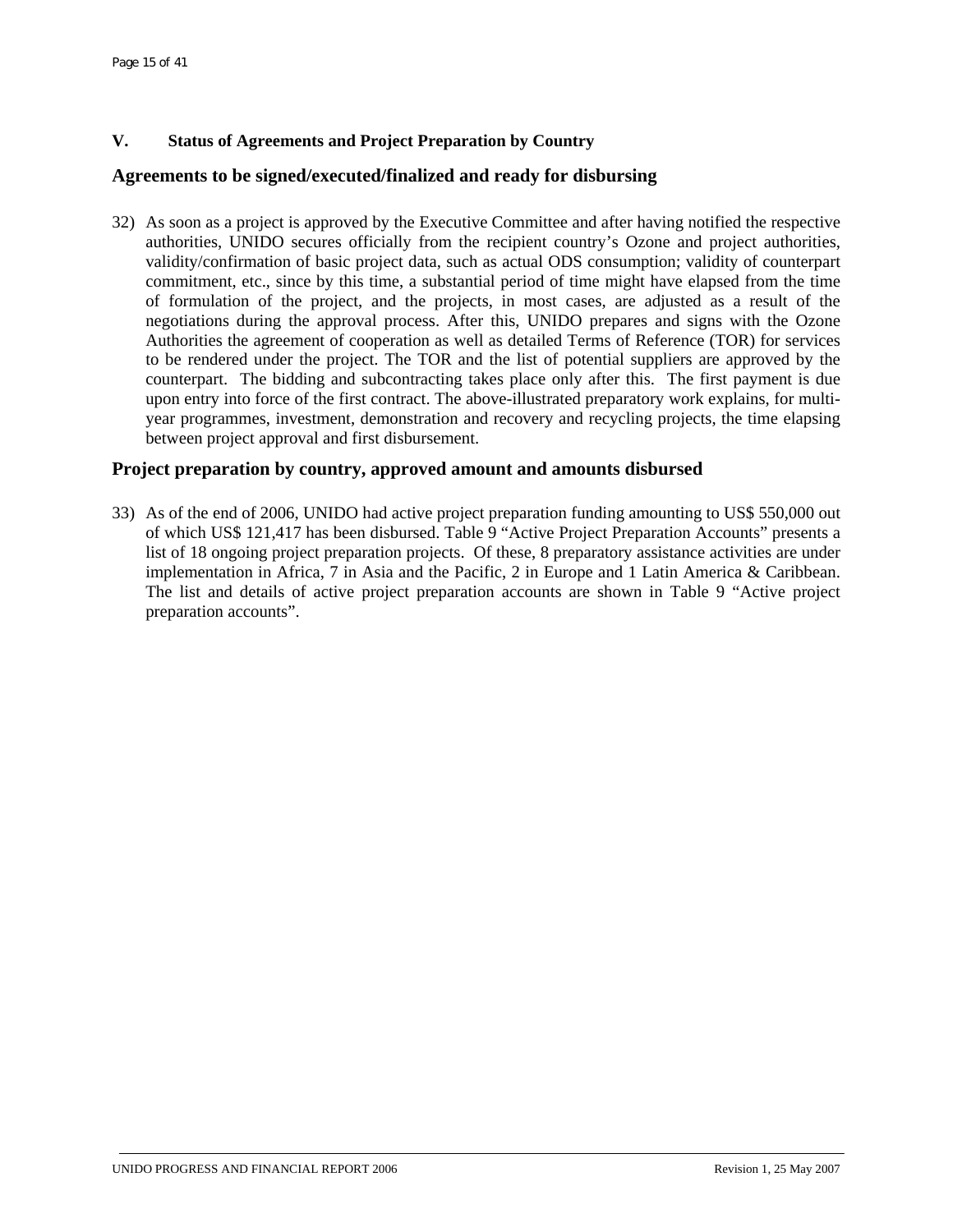## V. Status of Agreements and Project Preparation by Country

### Agreements to be signed/executed/finalized and ready for disbursing

32) As soon as a project is approved by the Executive Committee and after having notified the respective authorities, UNIDO secures officially from the recipient country's Ozone and project authorities, validity/confirmation of basic project data, such as actual ODS consumption; validity of counterpart commitment, etc., since by this time, a substantial period of time might have elapsed from the time of formulation of the project, and the projects, in most cases, are adjusted as a result of the negotiations during the approval process. After this, UNIDO prepares and signs with the Ozone Authorities the agreement of cooperation as well as detailed Terms of Reference (TOR) for services to be rendered under the project. The TOR and the list of potential suppliers are approved by the counterpart. The bidding and subcontracting takes place only after this. The first payment is due upon entry into force of the first contract. The above-illustrated preparatory work explains, for multi-year programmes, investment, demonstration and recovery and recycling projects, the time elapsing between project approval and first disbursement.

### Project preparation by country, approved amount and amounts disbursed

33) As of the end of 2006, UNIDO had active project preparation funding amounting to US$ 550,000 out of which US$ 121,417 has been disbursed. Table 9 "Active Project Preparation Accounts" presents a list of 18 ongoing project preparation projects. Of these, 8 preparatory assistance activities are under implementation in Africa, 7 in Asia and the Pacific, 2 in Europe and 1 Latin America & Caribbean. The list and details of active project preparation accounts are shown in Table 9 "Active project preparation accounts".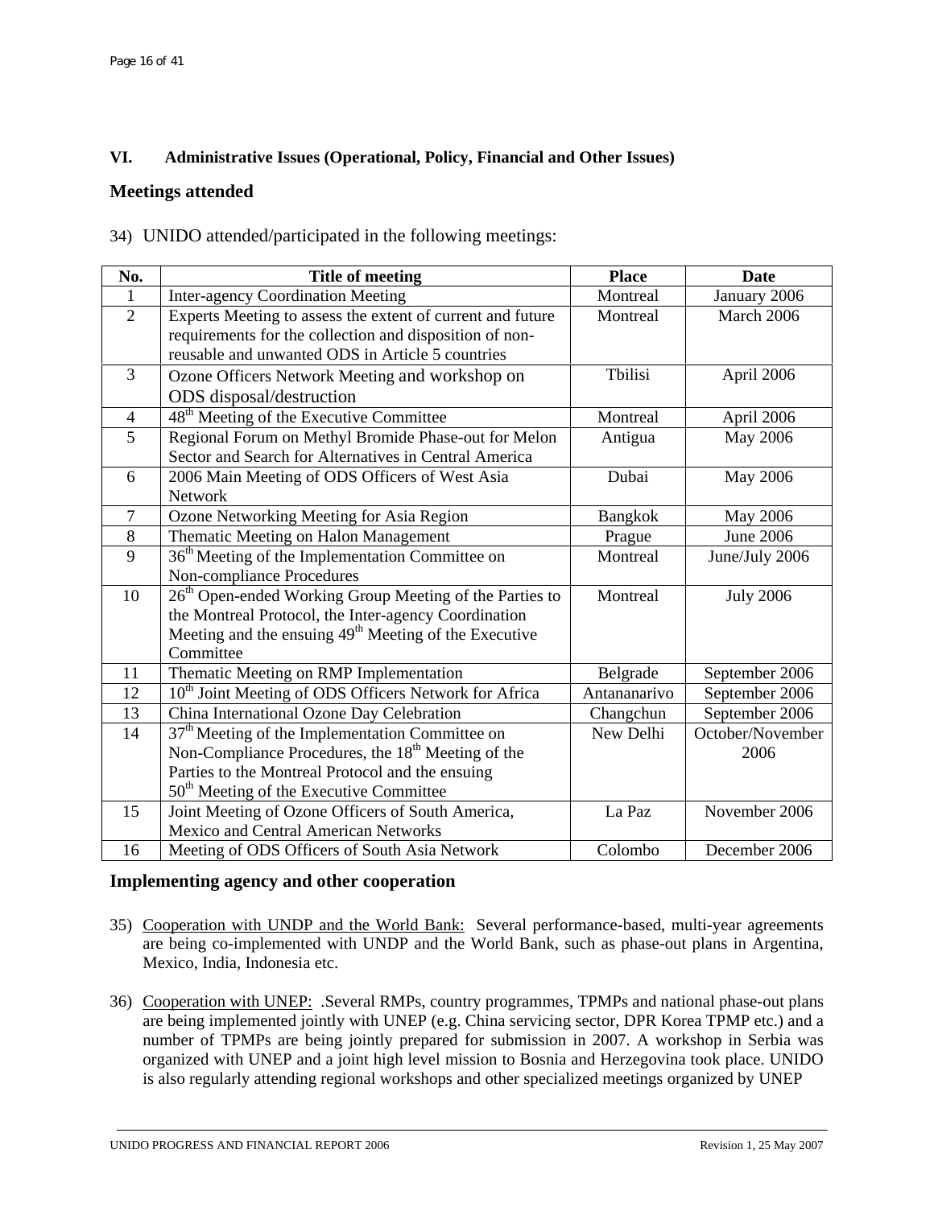## VI. Administrative Issues (Operational, Policy, Financial and Other Issues)

### Meetings attended

34) UNIDO attended/participated in the following meetings:

| No. | Title of meeting | Place | Date |
|---|---|---|---|
| 1 | Inter-agency Coordination Meeting | Montreal | January 2006 |
| 2 | Experts Meeting to assess the extent of current and future requirements for the collection and disposition of non-reusable and unwanted ODS in Article 5 countries | Montreal | March 2006 |
| 3 | Ozone Officers Network Meeting and workshop on ODS disposal/destruction | Tbilisi | April 2006 |
| 4 | 48th Meeting of the Executive Committee | Montreal | April 2006 |
| 5 | Regional Forum on Methyl Bromide Phase-out for Melon Sector and Search for Alternatives in Central America | Antigua | May 2006 |
| 6 | 2006 Main Meeting of ODS Officers of West Asia Network | Dubai | May 2006 |
| 7 | Ozone Networking Meeting for Asia Region | Bangkok | May 2006 |
| 8 | Thematic Meeting on Halon Management | Prague | June 2006 |
| 9 | 36th Meeting of the Implementation Committee on Non-compliance Procedures | Montreal | June/July 2006 |
| 10 | 26th Open-ended Working Group Meeting of the Parties to the Montreal Protocol, the Inter-agency Coordination Meeting and the ensuing 49th Meeting of the Executive Committee | Montreal | July 2006 |
| 11 | Thematic Meeting on RMP Implementation | Belgrade | September 2006 |
| 12 | 10th Joint Meeting of ODS Officers Network for Africa | Antananarivo | September 2006 |
| 13 | China International Ozone Day Celebration | Changchun | September 2006 |
| 14 | 37th Meeting of the Implementation Committee on Non-Compliance Procedures, the 18th Meeting of the Parties to the Montreal Protocol and the ensuing 50th Meeting of the Executive Committee | New Delhi | October/November 2006 |
| 15 | Joint Meeting of Ozone Officers of South America, Mexico and Central American Networks | La Paz | November 2006 |
| 16 | Meeting of ODS Officers of South Asia Network | Colombo | December 2006 |

### Implementing agency and other cooperation

35) Cooperation with UNDP and the World Bank: Several performance-based, multi-year agreements are being co-implemented with UNDP and the World Bank, such as phase-out plans in Argentina, Mexico, India, Indonesia etc.

36) Cooperation with UNEP: .Several RMPs, country programmes, TPMPs and national phase-out plans are being implemented jointly with UNEP (e.g. China servicing sector, DPR Korea TPMP etc.) and a number of TPMPs are being jointly prepared for submission in 2007. A workshop in Serbia was organized with UNEP and a joint high level mission to Bosnia and Herzegovina took place. UNIDO is also regularly attending regional workshops and other specialized meetings organized by UNEP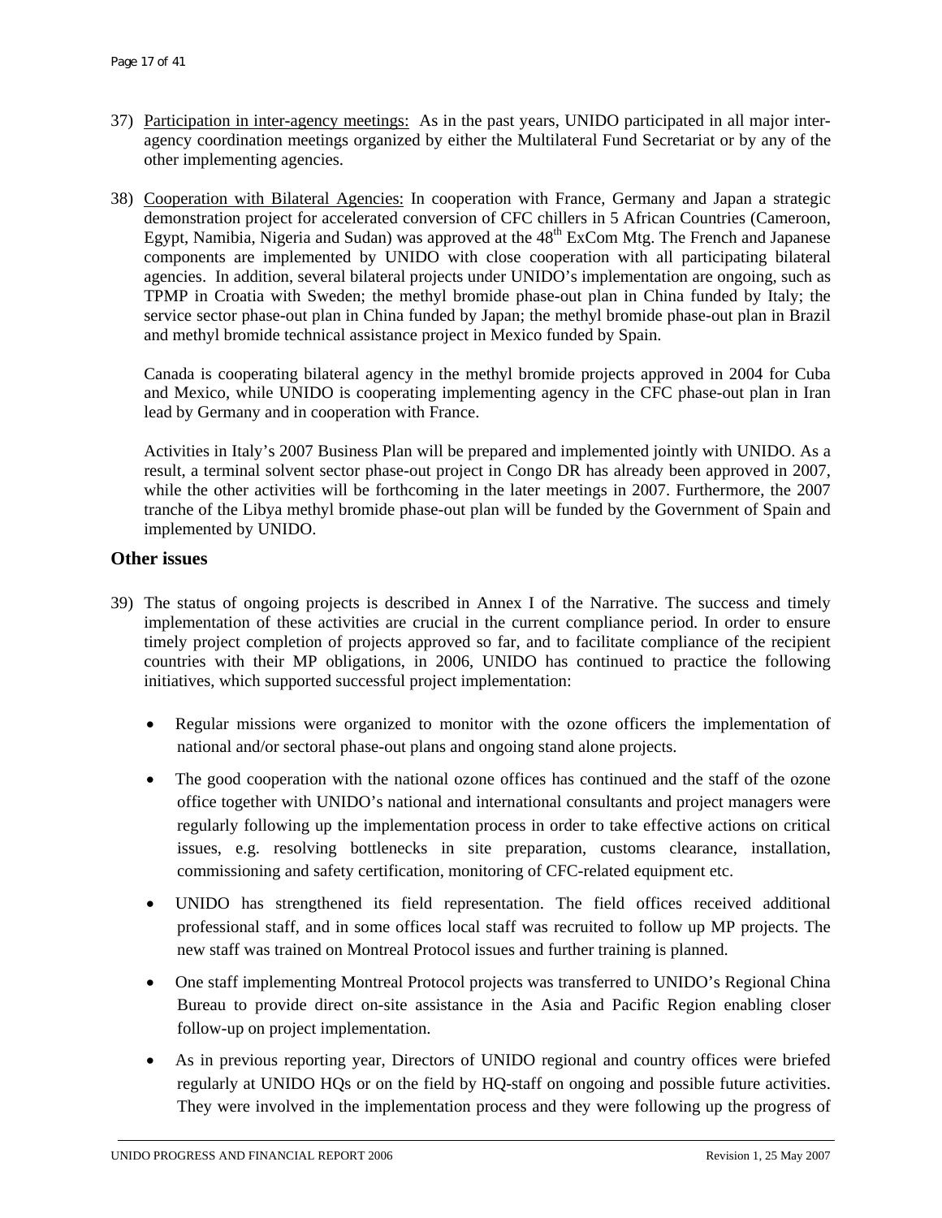37) Participation in inter-agency meetings: As in the past years, UNIDO participated in all major inter-agency coordination meetings organized by either the Multilateral Fund Secretariat or by any of the other implementing agencies.

38) Cooperation with Bilateral Agencies: In cooperation with France, Germany and Japan a strategic demonstration project for accelerated conversion of CFC chillers in 5 African Countries (Cameroon, Egypt, Namibia, Nigeria and Sudan) was approved at the 48th ExCom Mtg. The French and Japanese components are implemented by UNIDO with close cooperation with all participating bilateral agencies. In addition, several bilateral projects under UNIDO's implementation are ongoing, such as TPMP in Croatia with Sweden; the methyl bromide phase-out plan in China funded by Italy; the service sector phase-out plan in China funded by Japan; the methyl bromide phase-out plan in Brazil and methyl bromide technical assistance project in Mexico funded by Spain.

    Canada is cooperating bilateral agency in the methyl bromide projects approved in 2004 for Cuba and Mexico, while UNIDO is cooperating implementing agency in the CFC phase-out plan in Iran lead by Germany and in cooperation with France.

    Activities in Italy's 2007 Business Plan will be prepared and implemented jointly with UNIDO. As a result, a terminal solvent sector phase-out project in Congo DR has already been approved in 2007, while the other activities will be forthcoming in the later meetings in 2007. Furthermore, the 2007 tranche of the Libya methyl bromide phase-out plan will be funded by the Government of Spain and implemented by UNIDO.

## Other issues

39) The status of ongoing projects is described in Annex I of the Narrative. The success and timely implementation of these activities are crucial in the current compliance period. In order to ensure timely project completion of projects approved so far, and to facilitate compliance of the recipient countries with their MP obligations, in 2006, UNIDO has continued to practice the following initiatives, which supported successful project implementation:

    - Regular missions were organized to monitor with the ozone officers the implementation of national and/or sectoral phase-out plans and ongoing stand alone projects.
    - The good cooperation with the national ozone offices has continued and the staff of the ozone office together with UNIDO's national and international consultants and project managers were regularly following up the implementation process in order to take effective actions on critical issues, e.g. resolving bottlenecks in site preparation, customs clearance, installation, commissioning and safety certification, monitoring of CFC-related equipment etc.
    - UNIDO has strengthened its field representation. The field offices received additional professional staff, and in some offices local staff was recruited to follow up MP projects. The new staff was trained on Montreal Protocol issues and further training is planned.
    - One staff implementing Montreal Protocol projects was transferred to UNIDO's Regional China Bureau to provide direct on-site assistance in the Asia and Pacific Region enabling closer follow-up on project implementation.
    - As in previous reporting year, Directors of UNIDO regional and country offices were briefed regularly at UNIDO HQs or on the field by HQ-staff on ongoing and possible future activities. They were involved in the implementation process and they were following up the progress of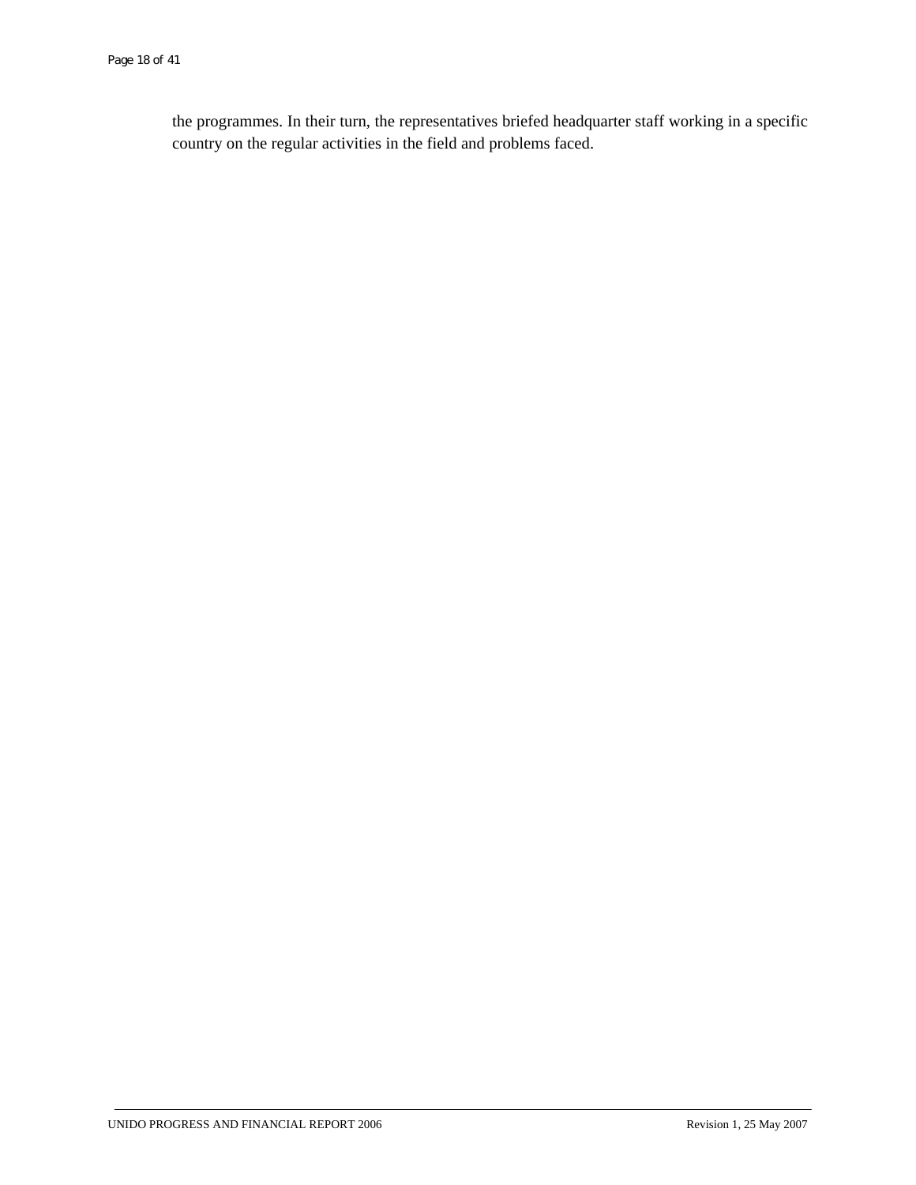the programmes. In their turn, the representatives briefed headquarter staff working in a specific country on the regular activities in the field and problems faced.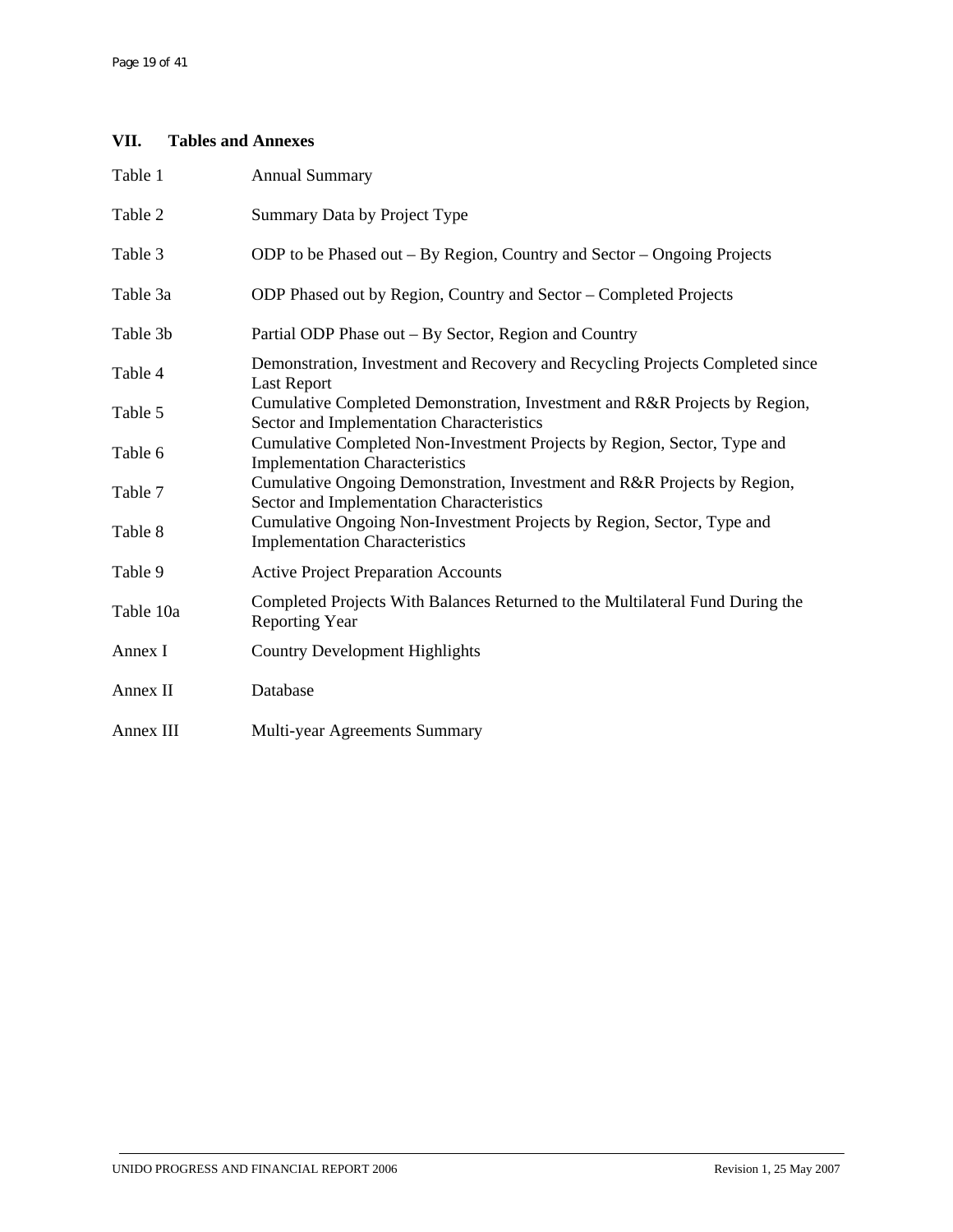## VII. Tables and Annexes

| | |
|---|---|
| Table 1 | Annual Summary |
| Table 2 | Summary Data by Project Type |
| Table 3 | ODP to be Phased out – By Region, Country and Sector – Ongoing Projects |
| Table 3a | ODP Phased out by Region, Country and Sector – Completed Projects |
| Table 3b | Partial ODP Phase out – By Sector, Region and Country |
| Table 4 | Demonstration, Investment and Recovery and Recycling Projects Completed since Last Report |
| Table 5 | Cumulative Completed Demonstration, Investment and R&R Projects by Region, Sector and Implementation Characteristics |
| Table 6 | Cumulative Completed Non-Investment Projects by Region, Sector, Type and Implementation Characteristics |
| Table 7 | Cumulative Ongoing Demonstration, Investment and R&R Projects by Region, Sector and Implementation Characteristics |
| Table 8 | Cumulative Ongoing Non-Investment Projects by Region, Sector, Type and Implementation Characteristics |
| Table 9 | Active Project Preparation Accounts |
| Table 10a | Completed Projects With Balances Returned to the Multilateral Fund During the Reporting Year |
| Annex I | Country Development Highlights |
| Annex II | Database |
| Annex III | Multi-year Agreements Summary |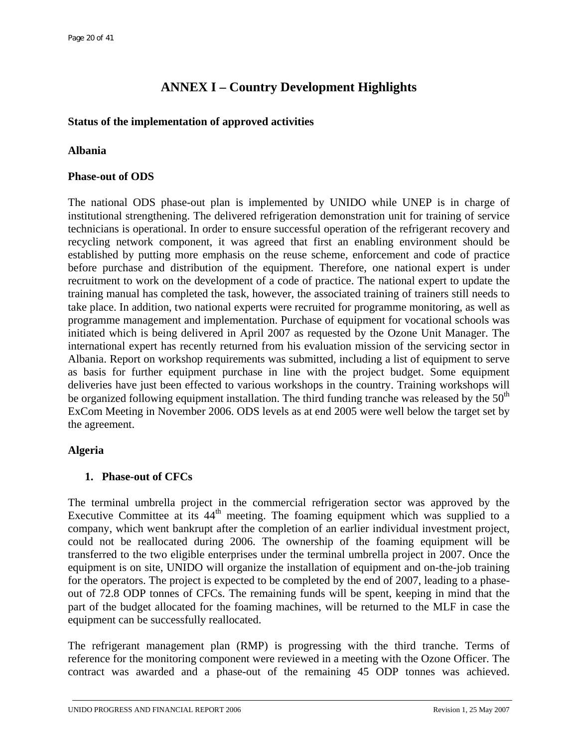# ANNEX I – Country Development Highlights

**Status of the implementation of approved activities**

**Albania**

**Phase-out of ODS**

The national ODS phase-out plan is implemented by UNIDO while UNEP is in charge of institutional strengthening. The delivered refrigeration demonstration unit for training of service technicians is operational. In order to ensure successful operation of the refrigerant recovery and recycling network component, it was agreed that first an enabling environment should be established by putting more emphasis on the reuse scheme, enforcement and code of practice before purchase and distribution of the equipment. Therefore, one national expert is under recruitment to work on the development of a code of practice. The national expert to update the training manual has completed the task, however, the associated training of trainers still needs to take place. In addition, two national experts were recruited for programme monitoring, as well as programme management and implementation. Purchase of equipment for vocational schools was initiated which is being delivered in April 2007 as requested by the Ozone Unit Manager. The international expert has recently returned from his evaluation mission of the servicing sector in Albania. Report on workshop requirements was submitted, including a list of equipment to serve as basis for further equipment purchase in line with the project budget. Some equipment deliveries have just been effected to various workshops in the country. Training workshops will be organized following equipment installation. The third funding tranche was released by the 50th ExCom Meeting in November 2006. ODS levels as at end 2005 were well below the target set by the agreement.

**Algeria**

1. **Phase-out of CFCs**

The terminal umbrella project in the commercial refrigeration sector was approved by the Executive Committee at its 44th meeting. The foaming equipment which was supplied to a company, which went bankrupt after the completion of an earlier individual investment project, could not be reallocated during 2006. The ownership of the foaming equipment will be transferred to the two eligible enterprises under the terminal umbrella project in 2007. Once the equipment is on site, UNIDO will organize the installation of equipment and on-the-job training for the operators. The project is expected to be completed by the end of 2007, leading to a phase-out of 72.8 ODP tonnes of CFCs. The remaining funds will be spent, keeping in mind that the part of the budget allocated for the foaming machines, will be returned to the MLF in case the equipment can be successfully reallocated.

The refrigerant management plan (RMP) is progressing with the third tranche. Terms of reference for the monitoring component were reviewed in a meeting with the Ozone Officer. The contract was awarded and a phase-out of the remaining 45 ODP tonnes was achieved.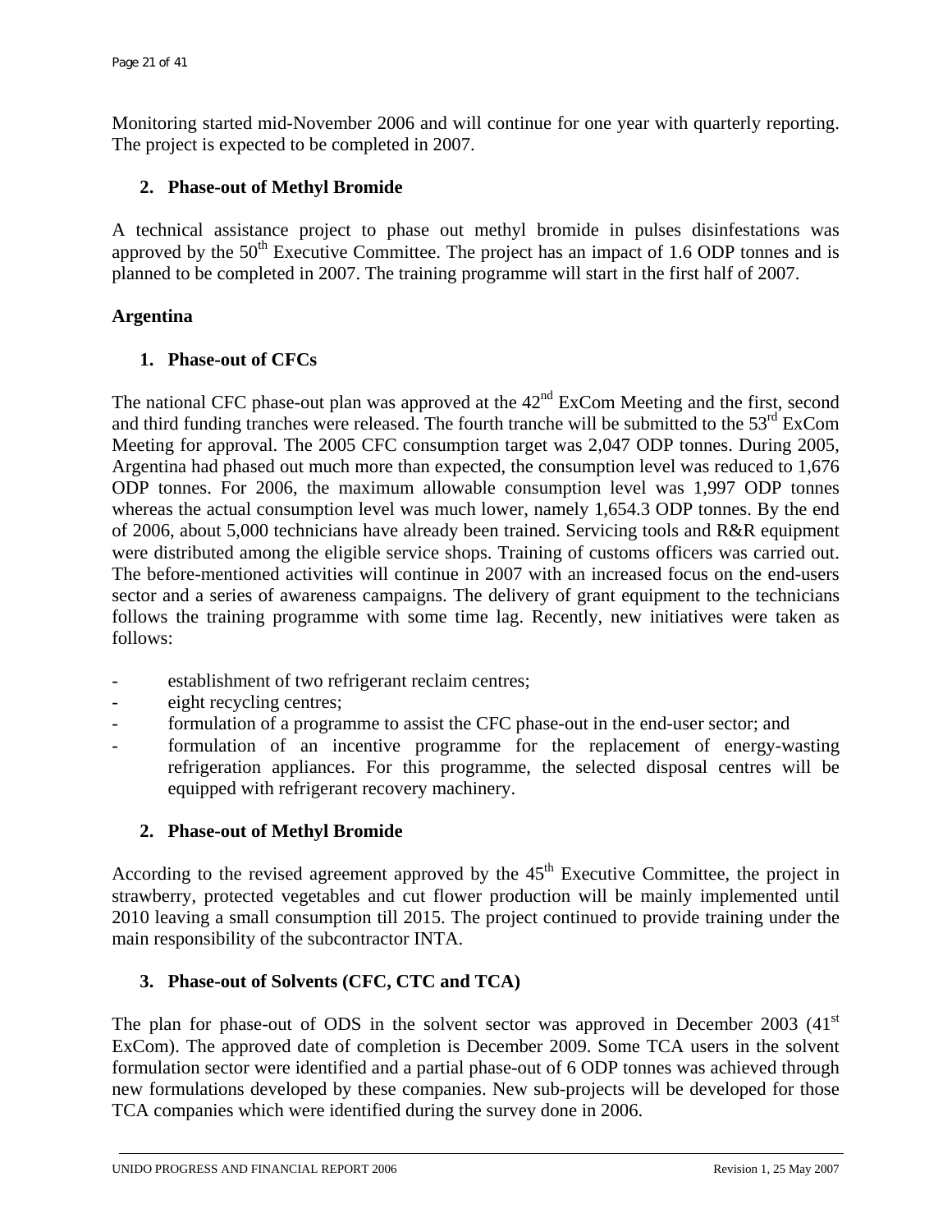Monitoring started mid-November 2006 and will continue for one year with quarterly reporting. The project is expected to be completed in 2007.

## 2. Phase-out of Methyl Bromide

A technical assistance project to phase out methyl bromide in pulses disinfestations was approved by the 50th Executive Committee. The project has an impact of 1.6 ODP tonnes and is planned to be completed in 2007. The training programme will start in the first half of 2007.

# Argentina

## 1. Phase-out of CFCs

The national CFC phase-out plan was approved at the 42nd ExCom Meeting and the first, second and third funding tranches were released. The fourth tranche will be submitted to the 53rd ExCom Meeting for approval. The 2005 CFC consumption target was 2,047 ODP tonnes. During 2005, Argentina had phased out much more than expected, the consumption level was reduced to 1,676 ODP tonnes. For 2006, the maximum allowable consumption level was 1,997 ODP tonnes whereas the actual consumption level was much lower, namely 1,654.3 ODP tonnes. By the end of 2006, about 5,000 technicians have already been trained. Servicing tools and R&R equipment were distributed among the eligible service shops. Training of customs officers was carried out. The before-mentioned activities will continue in 2007 with an increased focus on the end-users sector and a series of awareness campaigns. The delivery of grant equipment to the technicians follows the training programme with some time lag. Recently, new initiatives were taken as follows:

- establishment of two refrigerant reclaim centres;
- eight recycling centres;
- formulation of a programme to assist the CFC phase-out in the end-user sector; and
- formulation of an incentive programme for the replacement of energy-wasting refrigeration appliances. For this programme, the selected disposal centres will be equipped with refrigerant recovery machinery.

## 2. Phase-out of Methyl Bromide

According to the revised agreement approved by the 45th Executive Committee, the project in strawberry, protected vegetables and cut flower production will be mainly implemented until 2010 leaving a small consumption till 2015. The project continued to provide training under the main responsibility of the subcontractor INTA.

## 3. Phase-out of Solvents (CFC, CTC and TCA)

The plan for phase-out of ODS in the solvent sector was approved in December 2003 (41st ExCom). The approved date of completion is December 2009. Some TCA users in the solvent formulation sector were identified and a partial phase-out of 6 ODP tonnes was achieved through new formulations developed by these companies. New sub-projects will be developed for those TCA companies which were identified during the survey done in 2006.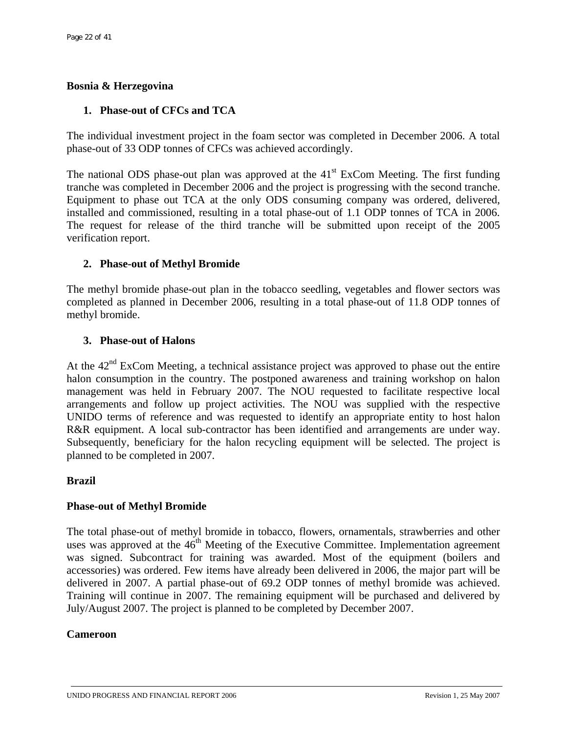**Bosnia & Herzegovina**

1. **Phase-out of CFCs and TCA**

The individual investment project in the foam sector was completed in December 2006. A total phase-out of 33 ODP tonnes of CFCs was achieved accordingly.

The national ODS phase-out plan was approved at the 41st ExCom Meeting. The first funding tranche was completed in December 2006 and the project is progressing with the second tranche. Equipment to phase out TCA at the only ODS consuming company was ordered, delivered, installed and commissioned, resulting in a total phase-out of 1.1 ODP tonnes of TCA in 2006. The request for release of the third tranche will be submitted upon receipt of the 2005 verification report.

2. **Phase-out of Methyl Bromide**

The methyl bromide phase-out plan in the tobacco seedling, vegetables and flower sectors was completed as planned in December 2006, resulting in a total phase-out of 11.8 ODP tonnes of methyl bromide.

3. **Phase-out of Halons**

At the 42nd ExCom Meeting, a technical assistance project was approved to phase out the entire halon consumption in the country. The postponed awareness and training workshop on halon management was held in February 2007. The NOU requested to facilitate respective local arrangements and follow up project activities. The NOU was supplied with the respective UNIDO terms of reference and was requested to identify an appropriate entity to host halon R&R equipment. A local sub-contractor has been identified and arrangements are under way. Subsequently, beneficiary for the halon recycling equipment will be selected. The project is planned to be completed in 2007.

**Brazil**

**Phase-out of Methyl Bromide**

The total phase-out of methyl bromide in tobacco, flowers, ornamentals, strawberries and other uses was approved at the 46th Meeting of the Executive Committee. Implementation agreement was signed. Subcontract for training was awarded. Most of the equipment (boilers and accessories) was ordered. Few items have already been delivered in 2006, the major part will be delivered in 2007. A partial phase-out of 69.2 ODP tonnes of methyl bromide was achieved. Training will continue in 2007. The remaining equipment will be purchased and delivered by July/August 2007. The project is planned to be completed by December 2007.

**Cameroon**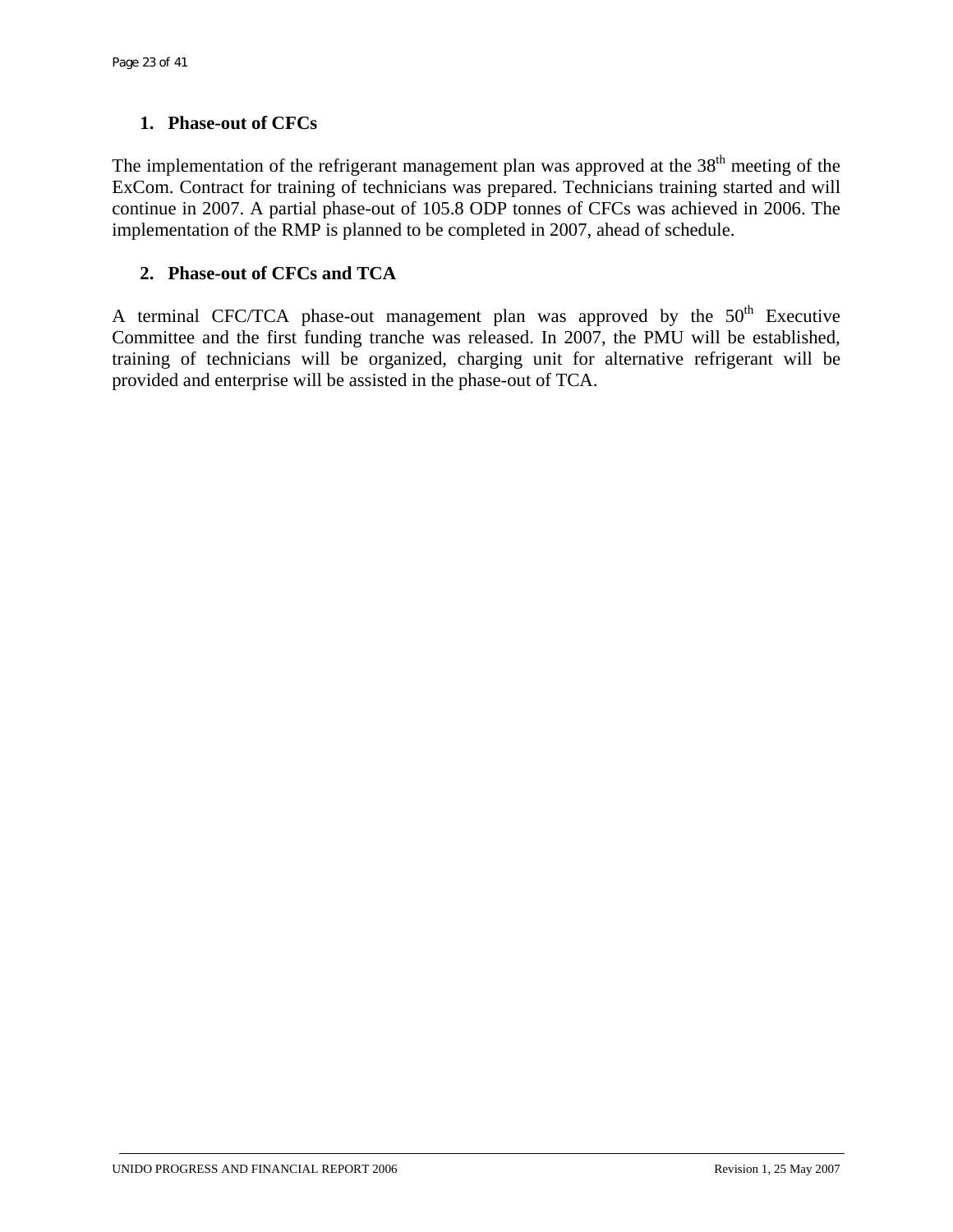1. **Phase-out of CFCs**

The implementation of the refrigerant management plan was approved at the 38th meeting of the ExCom. Contract for training of technicians was prepared. Technicians training started and will continue in 2007. A partial phase-out of 105.8 ODP tonnes of CFCs was achieved in 2006. The implementation of the RMP is planned to be completed in 2007, ahead of schedule.

2. **Phase-out of CFCs and TCA**

A terminal CFC/TCA phase-out management plan was approved by the 50th Executive Committee and the first funding tranche was released. In 2007, the PMU will be established, training of technicians will be organized, charging unit for alternative refrigerant will be provided and enterprise will be assisted in the phase-out of TCA.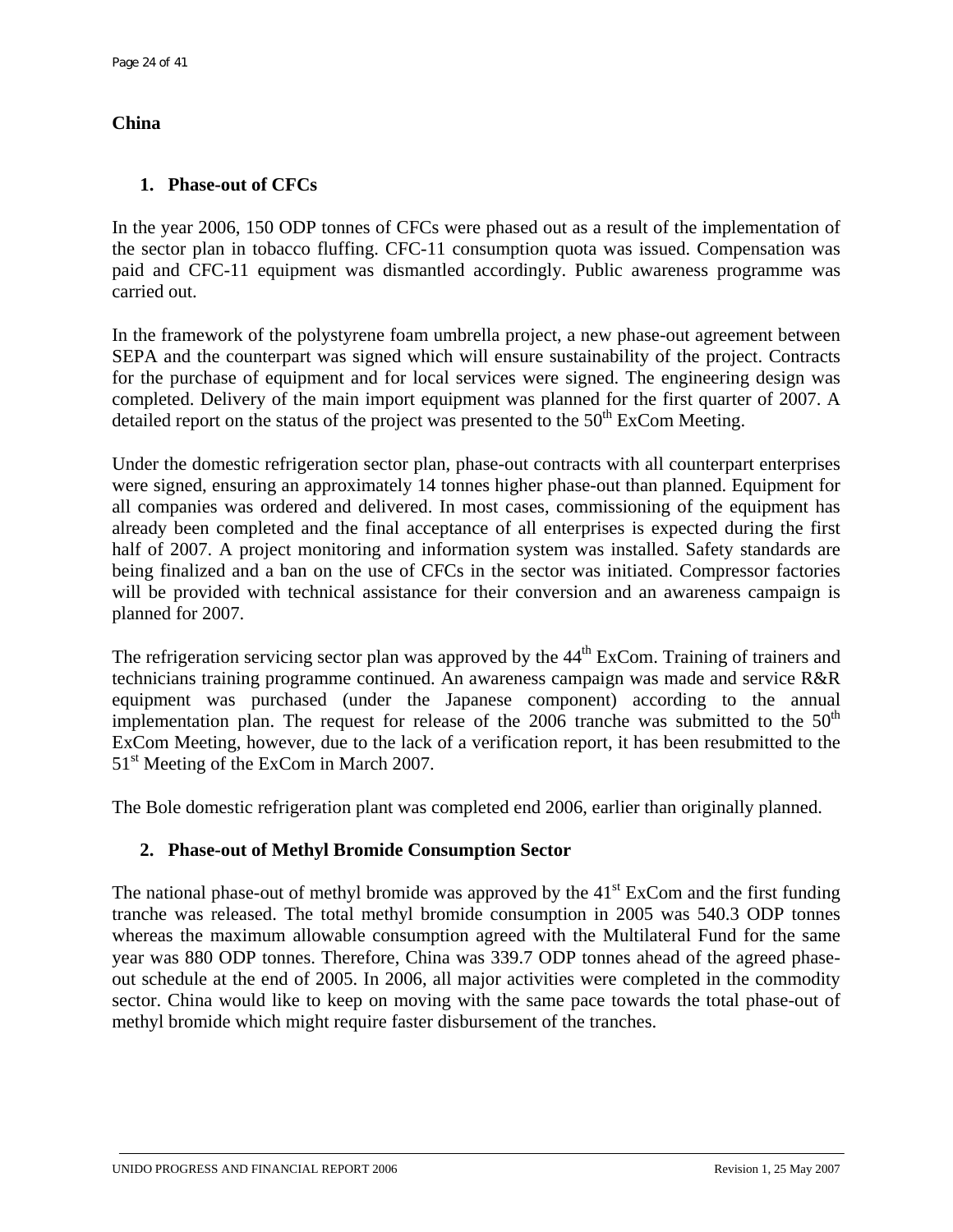## China

### 1. Phase-out of CFCs

In the year 2006, 150 ODP tonnes of CFCs were phased out as a result of the implementation of the sector plan in tobacco fluffing. CFC-11 consumption quota was issued. Compensation was paid and CFC-11 equipment was dismantled accordingly. Public awareness programme was carried out.

In the framework of the polystyrene foam umbrella project, a new phase-out agreement between SEPA and the counterpart was signed which will ensure sustainability of the project. Contracts for the purchase of equipment and for local services were signed. The engineering design was completed. Delivery of the main import equipment was planned for the first quarter of 2007. A detailed report on the status of the project was presented to the 50th ExCom Meeting.

Under the domestic refrigeration sector plan, phase-out contracts with all counterpart enterprises were signed, ensuring an approximately 14 tonnes higher phase-out than planned. Equipment for all companies was ordered and delivered. In most cases, commissioning of the equipment has already been completed and the final acceptance of all enterprises is expected during the first half of 2007. A project monitoring and information system was installed. Safety standards are being finalized and a ban on the use of CFCs in the sector was initiated. Compressor factories will be provided with technical assistance for their conversion and an awareness campaign is planned for 2007.

The refrigeration servicing sector plan was approved by the 44th ExCom. Training of trainers and technicians training programme continued. An awareness campaign was made and service R&R equipment was purchased (under the Japanese component) according to the annual implementation plan. The request for release of the 2006 tranche was submitted to the 50th ExCom Meeting, however, due to the lack of a verification report, it has been resubmitted to the 51st Meeting of the ExCom in March 2007.

The Bole domestic refrigeration plant was completed end 2006, earlier than originally planned.

### 2. Phase-out of Methyl Bromide Consumption Sector

The national phase-out of methyl bromide was approved by the 41st ExCom and the first funding tranche was released. The total methyl bromide consumption in 2005 was 540.3 ODP tonnes whereas the maximum allowable consumption agreed with the Multilateral Fund for the same year was 880 ODP tonnes. Therefore, China was 339.7 ODP tonnes ahead of the agreed phase-out schedule at the end of 2005. In 2006, all major activities were completed in the commodity sector. China would like to keep on moving with the same pace towards the total phase-out of methyl bromide which might require faster disbursement of the tranches.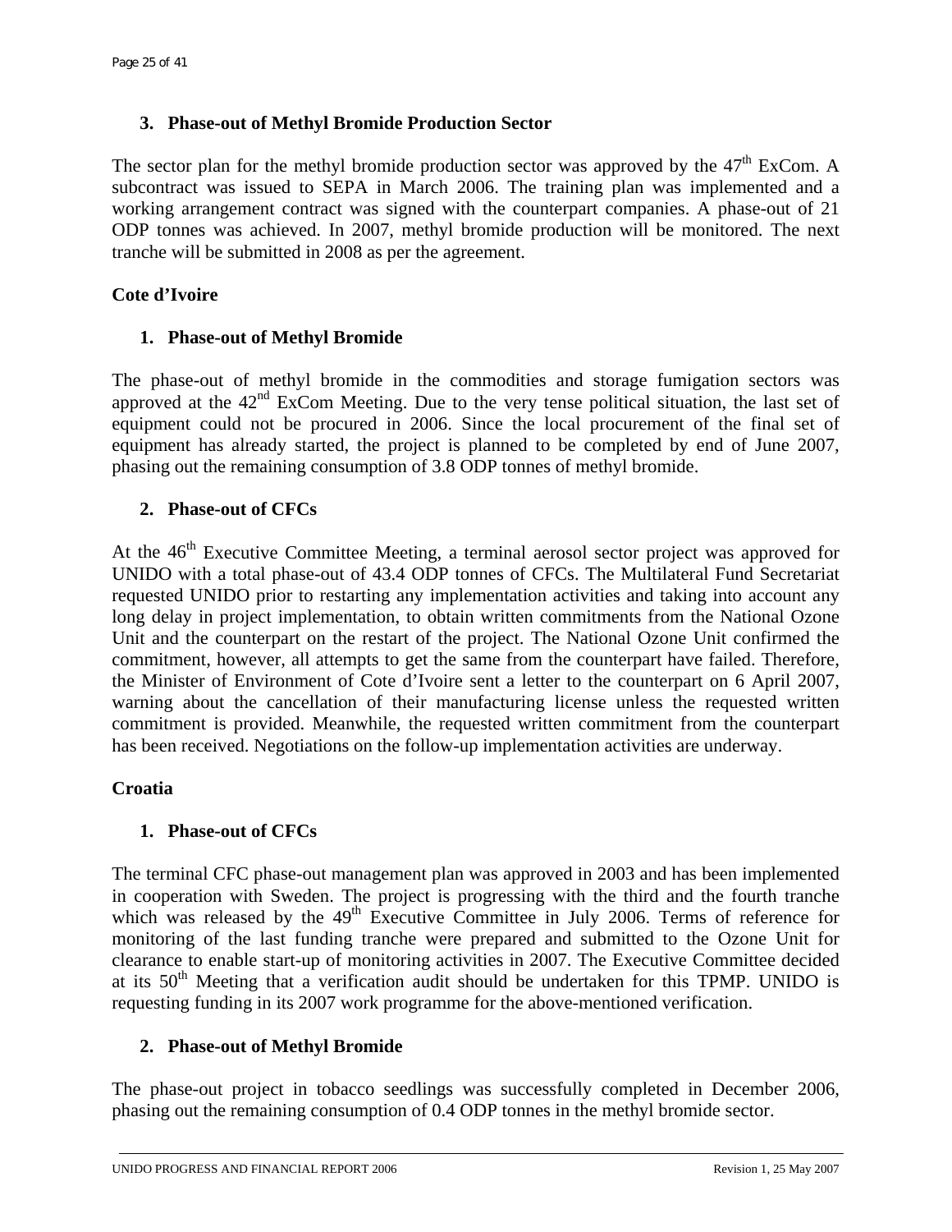### 3. Phase-out of Methyl Bromide Production Sector

The sector plan for the methyl bromide production sector was approved by the 47th ExCom. A subcontract was issued to SEPA in March 2006. The training plan was implemented and a working arrangement contract was signed with the counterpart companies. A phase-out of 21 ODP tonnes was achieved. In 2007, methyl bromide production will be monitored. The next tranche will be submitted in 2008 as per the agreement.

## Cote d'Ivoire

### 1. Phase-out of Methyl Bromide

The phase-out of methyl bromide in the commodities and storage fumigation sectors was approved at the 42nd ExCom Meeting. Due to the very tense political situation, the last set of equipment could not be procured in 2006. Since the local procurement of the final set of equipment has already started, the project is planned to be completed by end of June 2007, phasing out the remaining consumption of 3.8 ODP tonnes of methyl bromide.

### 2. Phase-out of CFCs

At the 46th Executive Committee Meeting, a terminal aerosol sector project was approved for UNIDO with a total phase-out of 43.4 ODP tonnes of CFCs. The Multilateral Fund Secretariat requested UNIDO prior to restarting any implementation activities and taking into account any long delay in project implementation, to obtain written commitments from the National Ozone Unit and the counterpart on the restart of the project. The National Ozone Unit confirmed the commitment, however, all attempts to get the same from the counterpart have failed. Therefore, the Minister of Environment of Cote d'Ivoire sent a letter to the counterpart on 6 April 2007, warning about the cancellation of their manufacturing license unless the requested written commitment is provided. Meanwhile, the requested written commitment from the counterpart has been received. Negotiations on the follow-up implementation activities are underway.

## Croatia

### 1. Phase-out of CFCs

The terminal CFC phase-out management plan was approved in 2003 and has been implemented in cooperation with Sweden. The project is progressing with the third and the fourth tranche which was released by the 49th Executive Committee in July 2006. Terms of reference for monitoring of the last funding tranche were prepared and submitted to the Ozone Unit for clearance to enable start-up of monitoring activities in 2007. The Executive Committee decided at its 50th Meeting that a verification audit should be undertaken for this TPMP. UNIDO is requesting funding in its 2007 work programme for the above-mentioned verification.

### 2. Phase-out of Methyl Bromide

The phase-out project in tobacco seedlings was successfully completed in December 2006, phasing out the remaining consumption of 0.4 ODP tonnes in the methyl bromide sector.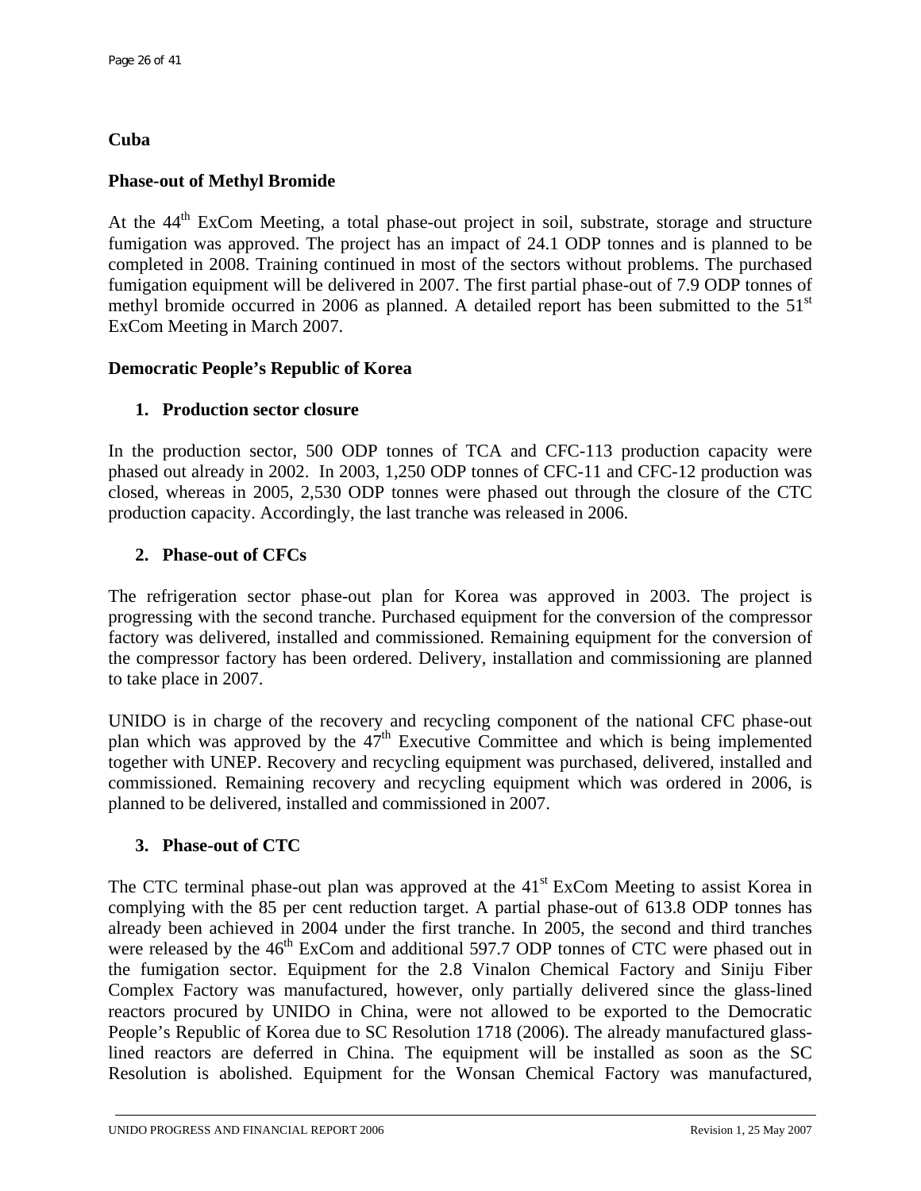## Cuba

### Phase-out of Methyl Bromide

At the 44th ExCom Meeting, a total phase-out project in soil, substrate, storage and structure fumigation was approved. The project has an impact of 24.1 ODP tonnes and is planned to be completed in 2008. Training continued in most of the sectors without problems. The purchased fumigation equipment will be delivered in 2007. The first partial phase-out of 7.9 ODP tonnes of methyl bromide occurred in 2006 as planned. A detailed report has been submitted to the 51st ExCom Meeting in March 2007.

## Democratic People's Republic of Korea

### 1. Production sector closure

In the production sector, 500 ODP tonnes of TCA and CFC-113 production capacity were phased out already in 2002. In 2003, 1,250 ODP tonnes of CFC-11 and CFC-12 production was closed, whereas in 2005, 2,530 ODP tonnes were phased out through the closure of the CTC production capacity. Accordingly, the last tranche was released in 2006.

### 2. Phase-out of CFCs

The refrigeration sector phase-out plan for Korea was approved in 2003. The project is progressing with the second tranche. Purchased equipment for the conversion of the compressor factory was delivered, installed and commissioned. Remaining equipment for the conversion of the compressor factory has been ordered. Delivery, installation and commissioning are planned to take place in 2007.

UNIDO is in charge of the recovery and recycling component of the national CFC phase-out plan which was approved by the 47th Executive Committee and which is being implemented together with UNEP. Recovery and recycling equipment was purchased, delivered, installed and commissioned. Remaining recovery and recycling equipment which was ordered in 2006, is planned to be delivered, installed and commissioned in 2007.

### 3. Phase-out of CTC

The CTC terminal phase-out plan was approved at the 41st ExCom Meeting to assist Korea in complying with the 85 per cent reduction target. A partial phase-out of 613.8 ODP tonnes has already been achieved in 2004 under the first tranche. In 2005, the second and third tranches were released by the 46th ExCom and additional 597.7 ODP tonnes of CTC were phased out in the fumigation sector. Equipment for the 2.8 Vinalon Chemical Factory and Siniju Fiber Complex Factory was manufactured, however, only partially delivered since the glass-lined reactors procured by UNIDO in China, were not allowed to be exported to the Democratic People's Republic of Korea due to SC Resolution 1718 (2006). The already manufactured glass-lined reactors are deferred in China. The equipment will be installed as soon as the SC Resolution is abolished. Equipment for the Wonsan Chemical Factory was manufactured,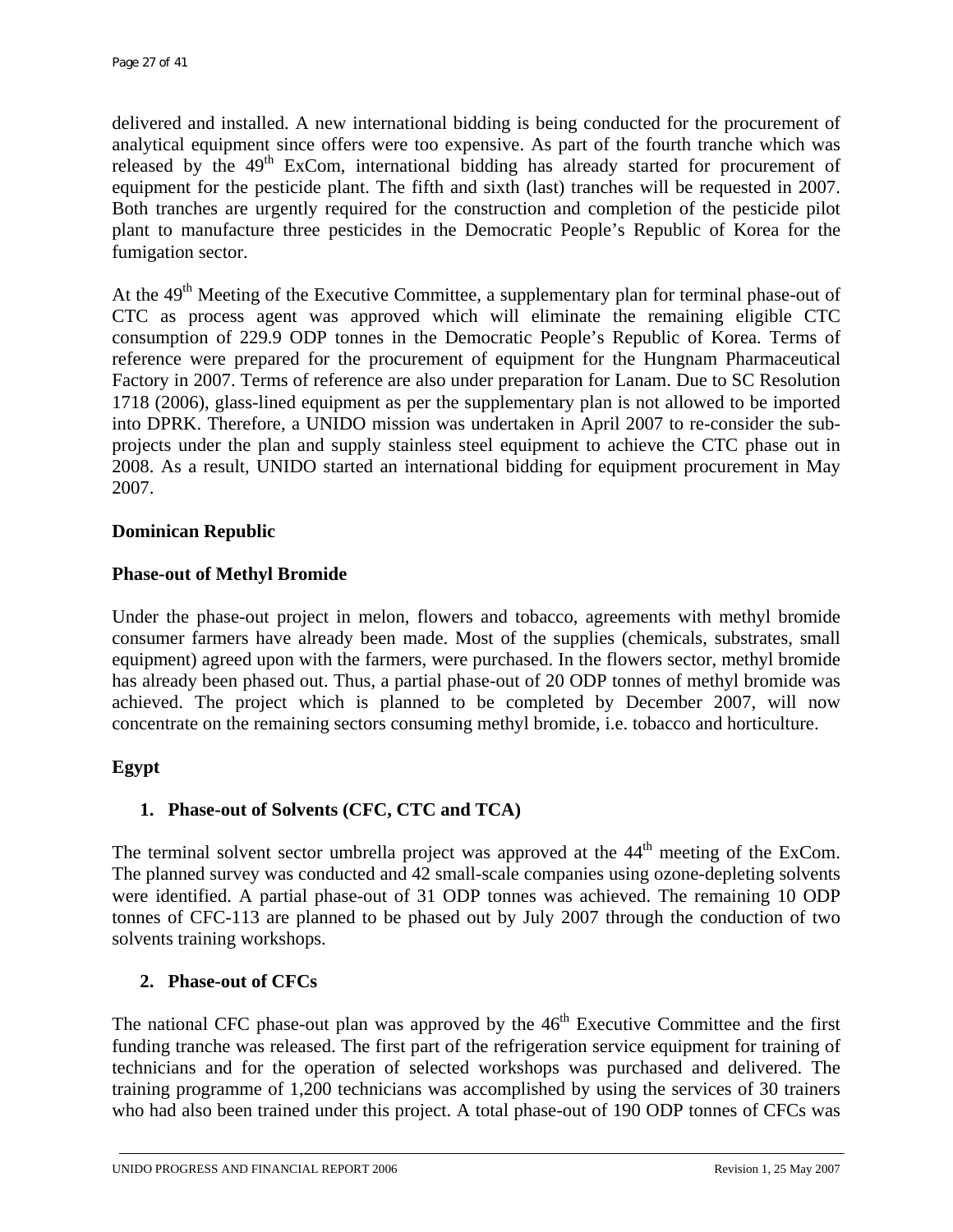delivered and installed. A new international bidding is being conducted for the procurement of analytical equipment since offers were too expensive. As part of the fourth tranche which was released by the 49th ExCom, international bidding has already started for procurement of equipment for the pesticide plant. The fifth and sixth (last) tranches will be requested in 2007. Both tranches are urgently required for the construction and completion of the pesticide pilot plant to manufacture three pesticides in the Democratic People's Republic of Korea for the fumigation sector.

At the 49th Meeting of the Executive Committee, a supplementary plan for terminal phase-out of CTC as process agent was approved which will eliminate the remaining eligible CTC consumption of 229.9 ODP tonnes in the Democratic People's Republic of Korea. Terms of reference were prepared for the procurement of equipment for the Hungnam Pharmaceutical Factory in 2007. Terms of reference are also under preparation for Lanam. Due to SC Resolution 1718 (2006), glass-lined equipment as per the supplementary plan is not allowed to be imported into DPRK. Therefore, a UNIDO mission was undertaken in April 2007 to re-consider the sub-projects under the plan and supply stainless steel equipment to achieve the CTC phase out in 2008. As a result, UNIDO started an international bidding for equipment procurement in May 2007.

**Dominican Republic**

**Phase-out of Methyl Bromide**

Under the phase-out project in melon, flowers and tobacco, agreements with methyl bromide consumer farmers have already been made. Most of the supplies (chemicals, substrates, small equipment) agreed upon with the farmers, were purchased. In the flowers sector, methyl bromide has already been phased out. Thus, a partial phase-out of 20 ODP tonnes of methyl bromide was achieved. The project which is planned to be completed by December 2007, will now concentrate on the remaining sectors consuming methyl bromide, i.e. tobacco and horticulture.

**Egypt**

1. **Phase-out of Solvents (CFC, CTC and TCA)**

The terminal solvent sector umbrella project was approved at the 44th meeting of the ExCom. The planned survey was conducted and 42 small-scale companies using ozone-depleting solvents were identified. A partial phase-out of 31 ODP tonnes was achieved. The remaining 10 ODP tonnes of CFC-113 are planned to be phased out by July 2007 through the conduction of two solvents training workshops.

2. **Phase-out of CFCs**

The national CFC phase-out plan was approved by the 46th Executive Committee and the first funding tranche was released. The first part of the refrigeration service equipment for training of technicians and for the operation of selected workshops was purchased and delivered. The training programme of 1,200 technicians was accomplished by using the services of 30 trainers who had also been trained under this project. A total phase-out of 190 ODP tonnes of CFCs was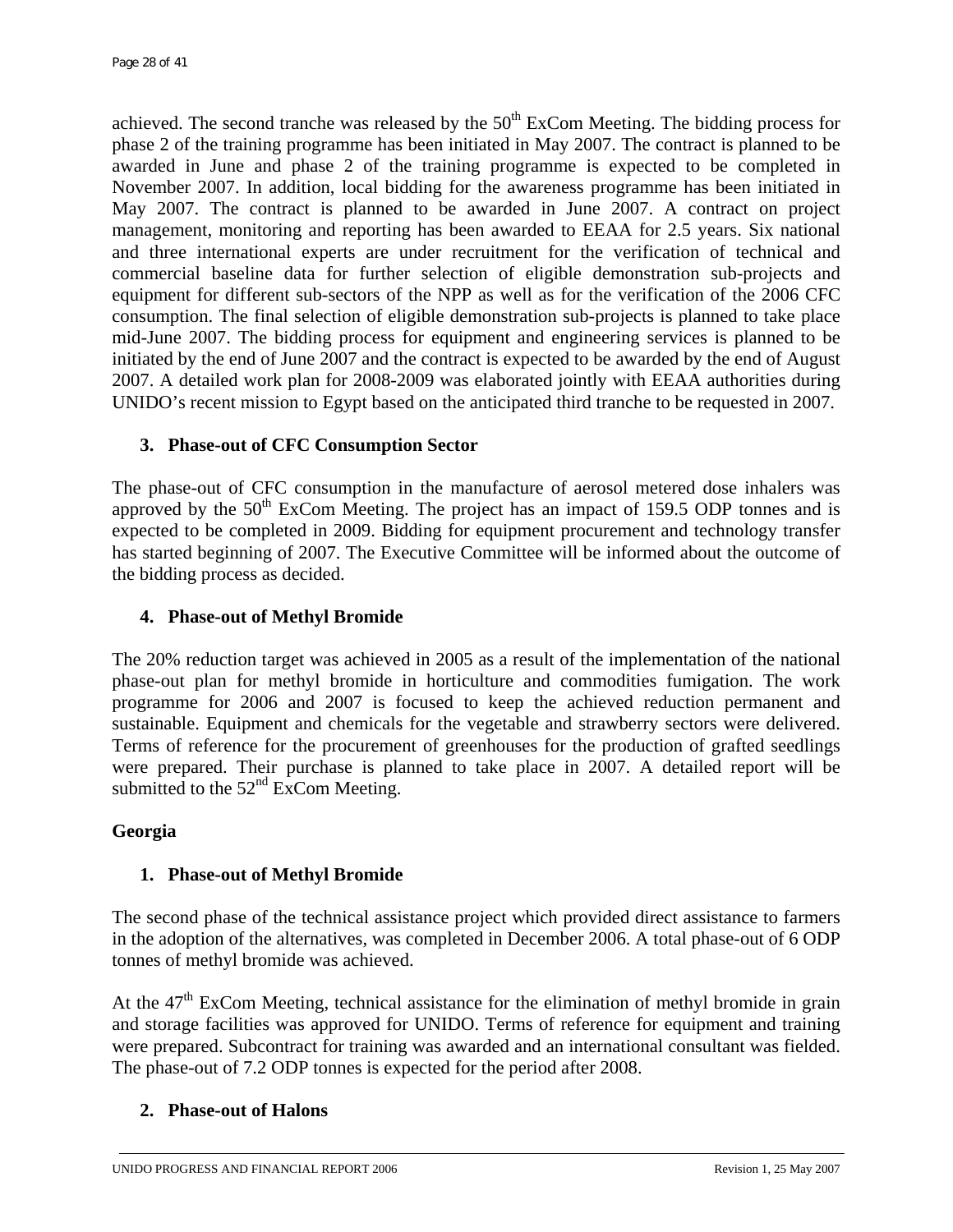achieved. The second tranche was released by the 50th ExCom Meeting. The bidding process for phase 2 of the training programme has been initiated in May 2007. The contract is planned to be awarded in June and phase 2 of the training programme is expected to be completed in November 2007. In addition, local bidding for the awareness programme has been initiated in May 2007. The contract is planned to be awarded in June 2007. A contract on project management, monitoring and reporting has been awarded to EEAA for 2.5 years. Six national and three international experts are under recruitment for the verification of technical and commercial baseline data for further selection of eligible demonstration sub-projects and equipment for different sub-sectors of the NPP as well as for the verification of the 2006 CFC consumption. The final selection of eligible demonstration sub-projects is planned to take place mid-June 2007. The bidding process for equipment and engineering services is planned to be initiated by the end of June 2007 and the contract is expected to be awarded by the end of August 2007. A detailed work plan for 2008-2009 was elaborated jointly with EEAA authorities during UNIDO's recent mission to Egypt based on the anticipated third tranche to be requested in 2007.

### 3. Phase-out of CFC Consumption Sector

The phase-out of CFC consumption in the manufacture of aerosol metered dose inhalers was approved by the 50th ExCom Meeting. The project has an impact of 159.5 ODP tonnes and is expected to be completed in 2009. Bidding for equipment procurement and technology transfer has started beginning of 2007. The Executive Committee will be informed about the outcome of the bidding process as decided.

### 4. Phase-out of Methyl Bromide

The 20% reduction target was achieved in 2005 as a result of the implementation of the national phase-out plan for methyl bromide in horticulture and commodities fumigation. The work programme for 2006 and 2007 is focused to keep the achieved reduction permanent and sustainable. Equipment and chemicals for the vegetable and strawberry sectors were delivered. Terms of reference for the procurement of greenhouses for the production of grafted seedlings were prepared. Their purchase is planned to take place in 2007. A detailed report will be submitted to the 52nd ExCom Meeting.

## Georgia

### 1. Phase-out of Methyl Bromide

The second phase of the technical assistance project which provided direct assistance to farmers in the adoption of the alternatives, was completed in December 2006. A total phase-out of 6 ODP tonnes of methyl bromide was achieved.

At the 47th ExCom Meeting, technical assistance for the elimination of methyl bromide in grain and storage facilities was approved for UNIDO. Terms of reference for equipment and training were prepared. Subcontract for training was awarded and an international consultant was fielded. The phase-out of 7.2 ODP tonnes is expected for the period after 2008.

### 2. Phase-out of Halons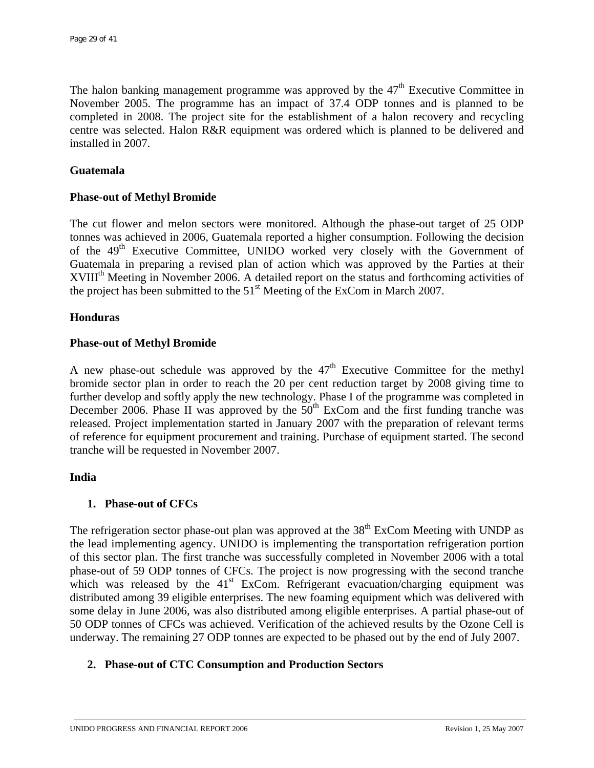The halon banking management programme was approved by the 47th Executive Committee in November 2005. The programme has an impact of 37.4 ODP tonnes and is planned to be completed in 2008. The project site for the establishment of a halon recovery and recycling centre was selected. Halon R&R equipment was ordered which is planned to be delivered and installed in 2007.

**Guatemala**

**Phase-out of Methyl Bromide**

The cut flower and melon sectors were monitored. Although the phase-out target of 25 ODP tonnes was achieved in 2006, Guatemala reported a higher consumption. Following the decision of the 49th Executive Committee, UNIDO worked very closely with the Government of Guatemala in preparing a revised plan of action which was approved by the Parties at their XVIIIth Meeting in November 2006. A detailed report on the status and forthcoming activities of the project has been submitted to the 51st Meeting of the ExCom in March 2007.

**Honduras**

**Phase-out of Methyl Bromide**

A new phase-out schedule was approved by the 47th Executive Committee for the methyl bromide sector plan in order to reach the 20 per cent reduction target by 2008 giving time to further develop and softly apply the new technology. Phase I of the programme was completed in December 2006. Phase II was approved by the 50th ExCom and the first funding tranche was released. Project implementation started in January 2007 with the preparation of relevant terms of reference for equipment procurement and training. Purchase of equipment started. The second tranche will be requested in November 2007.

**India**

1. **Phase-out of CFCs**

The refrigeration sector phase-out plan was approved at the 38th ExCom Meeting with UNDP as the lead implementing agency. UNIDO is implementing the transportation refrigeration portion of this sector plan. The first tranche was successfully completed in November 2006 with a total phase-out of 59 ODP tonnes of CFCs. The project is now progressing with the second tranche which was released by the 41st ExCom. Refrigerant evacuation/charging equipment was distributed among 39 eligible enterprises. The new foaming equipment which was delivered with some delay in June 2006, was also distributed among eligible enterprises. A partial phase-out of 50 ODP tonnes of CFCs was achieved. Verification of the achieved results by the Ozone Cell is underway. The remaining 27 ODP tonnes are expected to be phased out by the end of July 2007.

2. **Phase-out of CTC Consumption and Production Sectors**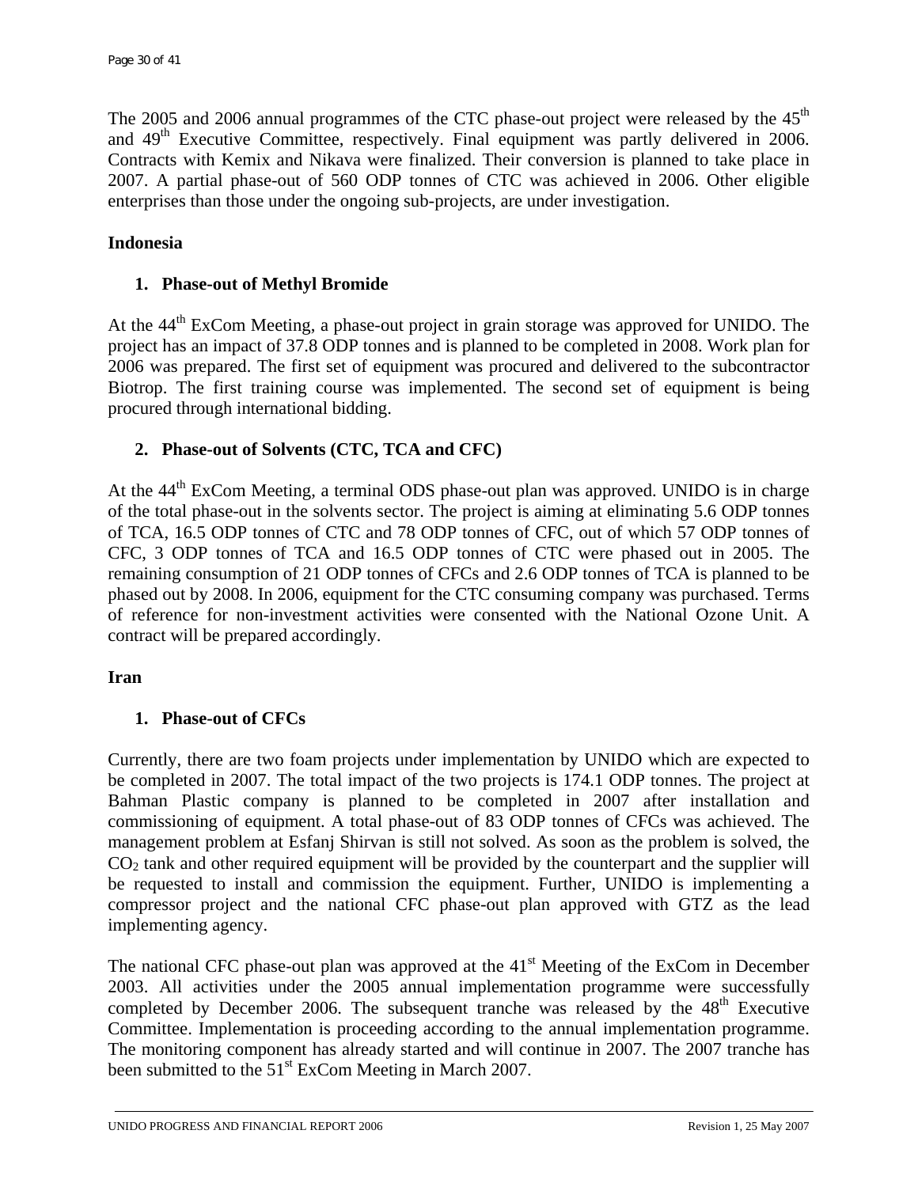The 2005 and 2006 annual programmes of the CTC phase-out project were released by the 45th and 49th Executive Committee, respectively. Final equipment was partly delivered in 2006. Contracts with Kemix and Nikava were finalized. Their conversion is planned to take place in 2007. A partial phase-out of 560 ODP tonnes of CTC was achieved in 2006. Other eligible enterprises than those under the ongoing sub-projects, are under investigation.

## Indonesia

### 1. Phase-out of Methyl Bromide

At the 44th ExCom Meeting, a phase-out project in grain storage was approved for UNIDO. The project has an impact of 37.8 ODP tonnes and is planned to be completed in 2008. Work plan for 2006 was prepared. The first set of equipment was procured and delivered to the subcontractor Biotrop. The first training course was implemented. The second set of equipment is being procured through international bidding.

### 2. Phase-out of Solvents (CTC, TCA and CFC)

At the 44th ExCom Meeting, a terminal ODS phase-out plan was approved. UNIDO is in charge of the total phase-out in the solvents sector. The project is aiming at eliminating 5.6 ODP tonnes of TCA, 16.5 ODP tonnes of CTC and 78 ODP tonnes of CFC, out of which 57 ODP tonnes of CFC, 3 ODP tonnes of TCA and 16.5 ODP tonnes of CTC were phased out in 2005. The remaining consumption of 21 ODP tonnes of CFCs and 2.6 ODP tonnes of TCA is planned to be phased out by 2008. In 2006, equipment for the CTC consuming company was purchased. Terms of reference for non-investment activities were consented with the National Ozone Unit. A contract will be prepared accordingly.

## Iran

### 1. Phase-out of CFCs

Currently, there are two foam projects under implementation by UNIDO which are expected to be completed in 2007. The total impact of the two projects is 174.1 ODP tonnes. The project at Bahman Plastic company is planned to be completed in 2007 after installation and commissioning of equipment. A total phase-out of 83 ODP tonnes of CFCs was achieved. The management problem at Esfanj Shirvan is still not solved. As soon as the problem is solved, the $CO_2$ tank and other required equipment will be provided by the counterpart and the supplier will be requested to install and commission the equipment. Further, UNIDO is implementing a compressor project and the national CFC phase-out plan approved with GTZ as the lead implementing agency.

The national CFC phase-out plan was approved at the 41st Meeting of the ExCom in December 2003. All activities under the 2005 annual implementation programme were successfully completed by December 2006. The subsequent tranche was released by the 48th Executive Committee. Implementation is proceeding according to the annual implementation programme. The monitoring component has already started and will continue in 2007. The 2007 tranche has been submitted to the 51st ExCom Meeting in March 2007.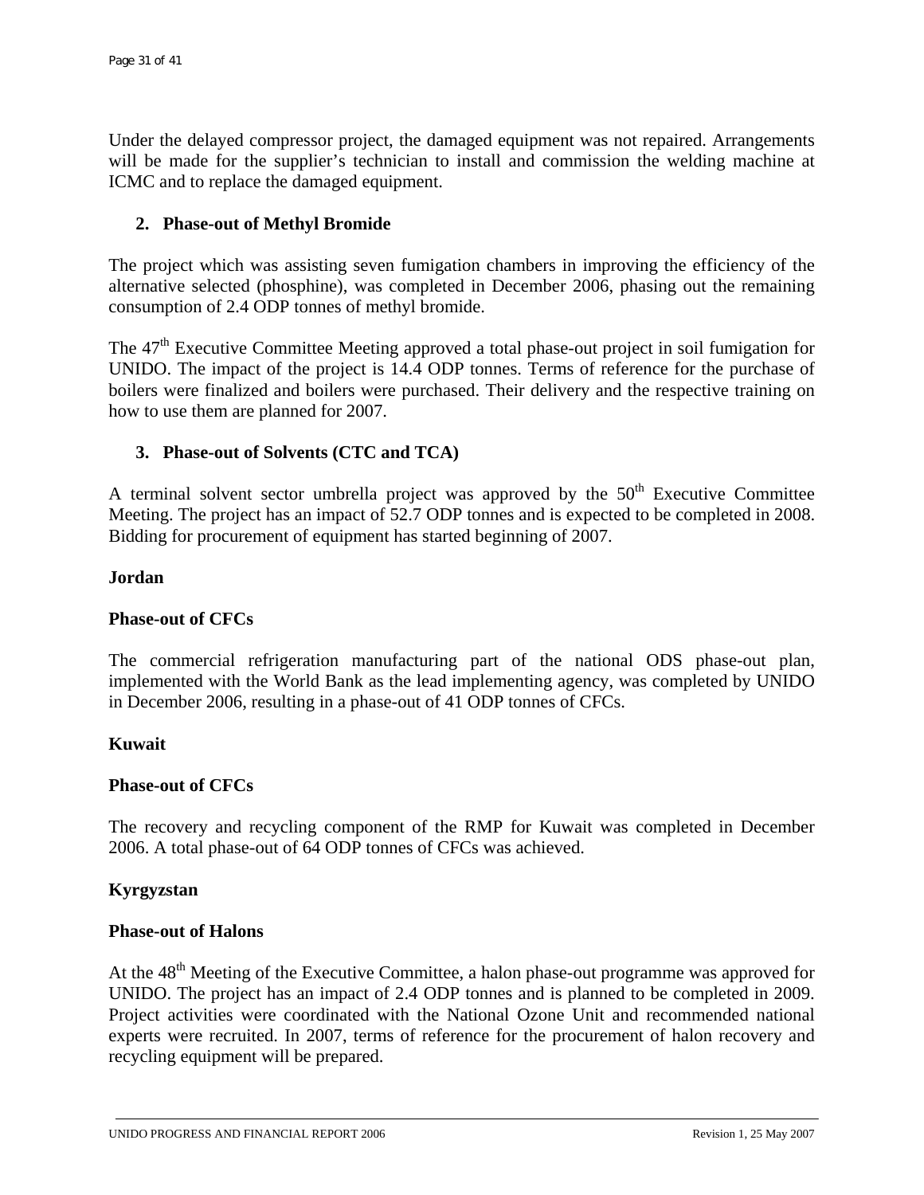Under the delayed compressor project, the damaged equipment was not repaired. Arrangements will be made for the supplier's technician to install and commission the welding machine at ICMC and to replace the damaged equipment.

2. **Phase-out of Methyl Bromide**

The project which was assisting seven fumigation chambers in improving the efficiency of the alternative selected (phosphine), was completed in December 2006, phasing out the remaining consumption of 2.4 ODP tonnes of methyl bromide.

The 47th Executive Committee Meeting approved a total phase-out project in soil fumigation for UNIDO. The impact of the project is 14.4 ODP tonnes. Terms of reference for the purchase of boilers were finalized and boilers were purchased. Their delivery and the respective training on how to use them are planned for 2007.

3. **Phase-out of Solvents (CTC and TCA)**

A terminal solvent sector umbrella project was approved by the 50th Executive Committee Meeting. The project has an impact of 52.7 ODP tonnes and is expected to be completed in 2008. Bidding for procurement of equipment has started beginning of 2007.

**Jordan**

**Phase-out of CFCs**

The commercial refrigeration manufacturing part of the national ODS phase-out plan, implemented with the World Bank as the lead implementing agency, was completed by UNIDO in December 2006, resulting in a phase-out of 41 ODP tonnes of CFCs.

**Kuwait**

**Phase-out of CFCs**

The recovery and recycling component of the RMP for Kuwait was completed in December 2006. A total phase-out of 64 ODP tonnes of CFCs was achieved.

**Kyrgyzstan**

**Phase-out of Halons**

At the 48th Meeting of the Executive Committee, a halon phase-out programme was approved for UNIDO. The project has an impact of 2.4 ODP tonnes and is planned to be completed in 2009. Project activities were coordinated with the National Ozone Unit and recommended national experts were recruited. In 2007, terms of reference for the procurement of halon recovery and recycling equipment will be prepared.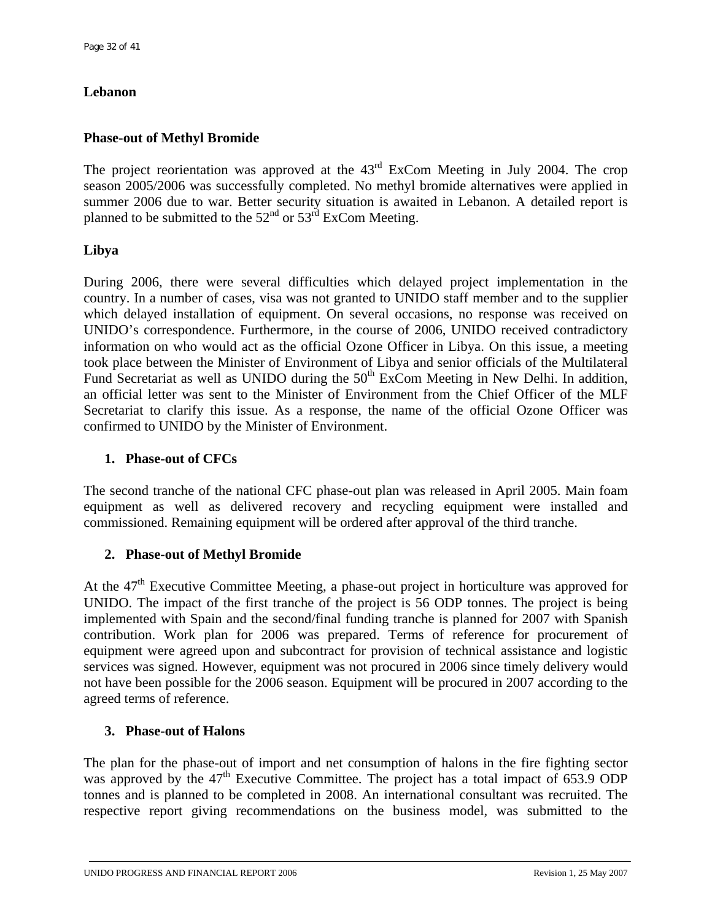## Lebanon

### Phase-out of Methyl Bromide

The project reorientation was approved at the 43rd ExCom Meeting in July 2004. The crop season 2005/2006 was successfully completed. No methyl bromide alternatives were applied in summer 2006 due to war. Better security situation is awaited in Lebanon. A detailed report is planned to be submitted to the 52nd or 53rd ExCom Meeting.

## Libya

During 2006, there were several difficulties which delayed project implementation in the country. In a number of cases, visa was not granted to UNIDO staff member and to the supplier which delayed installation of equipment. On several occasions, no response was received on UNIDO's correspondence. Furthermore, in the course of 2006, UNIDO received contradictory information on who would act as the official Ozone Officer in Libya. On this issue, a meeting took place between the Minister of Environment of Libya and senior officials of the Multilateral Fund Secretariat as well as UNIDO during the 50th ExCom Meeting in New Delhi. In addition, an official letter was sent to the Minister of Environment from the Chief Officer of the MLF Secretariat to clarify this issue. As a response, the name of the official Ozone Officer was confirmed to UNIDO by the Minister of Environment.

### 1. Phase-out of CFCs

The second tranche of the national CFC phase-out plan was released in April 2005. Main foam equipment as well as delivered recovery and recycling equipment were installed and commissioned. Remaining equipment will be ordered after approval of the third tranche.

### 2. Phase-out of Methyl Bromide

At the 47th Executive Committee Meeting, a phase-out project in horticulture was approved for UNIDO. The impact of the first tranche of the project is 56 ODP tonnes. The project is being implemented with Spain and the second/final funding tranche is planned for 2007 with Spanish contribution. Work plan for 2006 was prepared. Terms of reference for procurement of equipment were agreed upon and subcontract for provision of technical assistance and logistic services was signed. However, equipment was not procured in 2006 since timely delivery would not have been possible for the 2006 season. Equipment will be procured in 2007 according to the agreed terms of reference.

### 3. Phase-out of Halons

The plan for the phase-out of import and net consumption of halons in the fire fighting sector was approved by the 47th Executive Committee. The project has a total impact of 653.9 ODP tonnes and is planned to be completed in 2008. An international consultant was recruited. The respective report giving recommendations on the business model, was submitted to the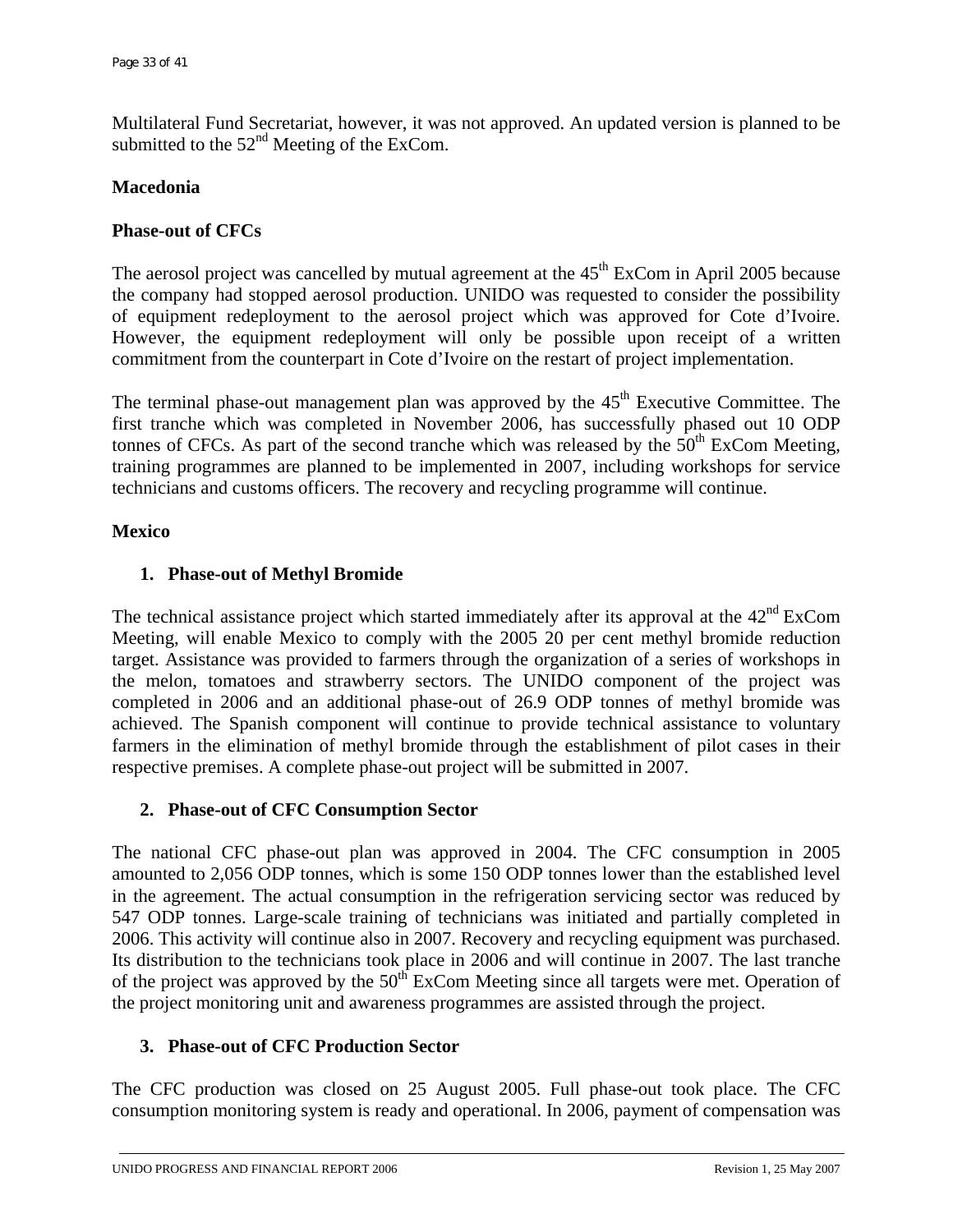Multilateral Fund Secretariat, however, it was not approved. An updated version is planned to be submitted to the 52nd Meeting of the ExCom.

**Macedonia**

**Phase-out of CFCs**

The aerosol project was cancelled by mutual agreement at the 45th ExCom in April 2005 because the company had stopped aerosol production. UNIDO was requested to consider the possibility of equipment redeployment to the aerosol project which was approved for Cote d'Ivoire. However, the equipment redeployment will only be possible upon receipt of a written commitment from the counterpart in Cote d'Ivoire on the restart of project implementation.

The terminal phase-out management plan was approved by the 45th Executive Committee. The first tranche which was completed in November 2006, has successfully phased out 10 ODP tonnes of CFCs. As part of the second tranche which was released by the 50th ExCom Meeting, training programmes are planned to be implemented in 2007, including workshops for service technicians and customs officers. The recovery and recycling programme will continue.

**Mexico**

1. **Phase-out of Methyl Bromide**

The technical assistance project which started immediately after its approval at the 42nd ExCom Meeting, will enable Mexico to comply with the 2005 20 per cent methyl bromide reduction target. Assistance was provided to farmers through the organization of a series of workshops in the melon, tomatoes and strawberry sectors. The UNIDO component of the project was completed in 2006 and an additional phase-out of 26.9 ODP tonnes of methyl bromide was achieved. The Spanish component will continue to provide technical assistance to voluntary farmers in the elimination of methyl bromide through the establishment of pilot cases in their respective premises. A complete phase-out project will be submitted in 2007.

2. **Phase-out of CFC Consumption Sector**

The national CFC phase-out plan was approved in 2004. The CFC consumption in 2005 amounted to 2,056 ODP tonnes, which is some 150 ODP tonnes lower than the established level in the agreement. The actual consumption in the refrigeration servicing sector was reduced by 547 ODP tonnes. Large-scale training of technicians was initiated and partially completed in 2006. This activity will continue also in 2007. Recovery and recycling equipment was purchased. Its distribution to the technicians took place in 2006 and will continue in 2007. The last tranche of the project was approved by the 50th ExCom Meeting since all targets were met. Operation of the project monitoring unit and awareness programmes are assisted through the project.

3. **Phase-out of CFC Production Sector**

The CFC production was closed on 25 August 2005. Full phase-out took place. The CFC consumption monitoring system is ready and operational. In 2006, payment of compensation was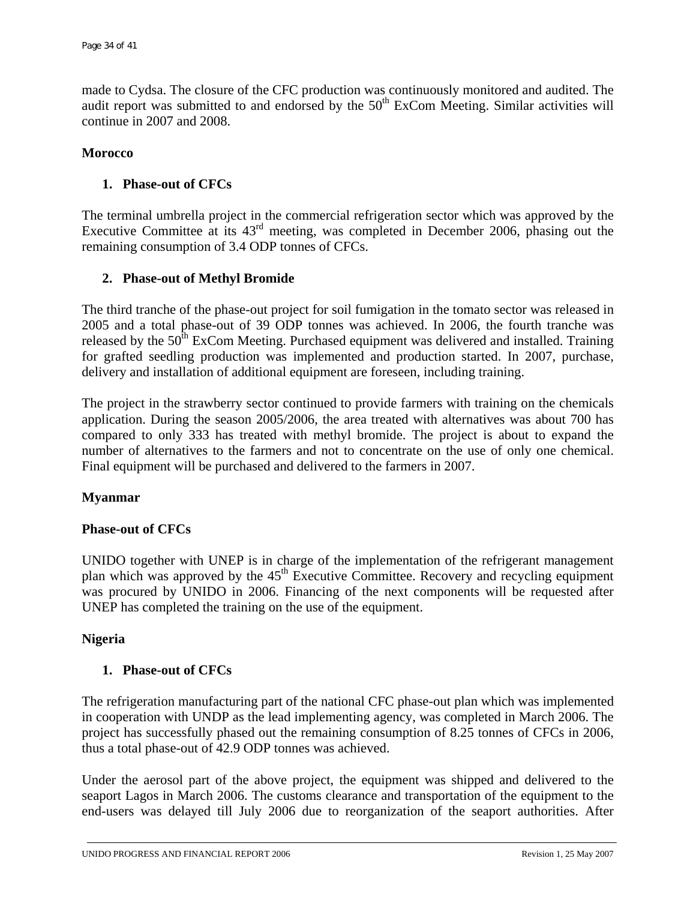made to Cydsa. The closure of the CFC production was continuously monitored and audited. The audit report was submitted to and endorsed by the 50th ExCom Meeting. Similar activities will continue in 2007 and 2008.

**Morocco**

1. **Phase-out of CFCs**

The terminal umbrella project in the commercial refrigeration sector which was approved by the Executive Committee at its 43rd meeting, was completed in December 2006, phasing out the remaining consumption of 3.4 ODP tonnes of CFCs.

2. **Phase-out of Methyl Bromide**

The third tranche of the phase-out project for soil fumigation in the tomato sector was released in 2005 and a total phase-out of 39 ODP tonnes was achieved. In 2006, the fourth tranche was released by the 50th ExCom Meeting. Purchased equipment was delivered and installed. Training for grafted seedling production was implemented and production started. In 2007, purchase, delivery and installation of additional equipment are foreseen, including training.

The project in the strawberry sector continued to provide farmers with training on the chemicals application. During the season 2005/2006, the area treated with alternatives was about 700 has compared to only 333 has treated with methyl bromide. The project is about to expand the number of alternatives to the farmers and not to concentrate on the use of only one chemical. Final equipment will be purchased and delivered to the farmers in 2007.

**Myanmar**

**Phase-out of CFCs**

UNIDO together with UNEP is in charge of the implementation of the refrigerant management plan which was approved by the 45th Executive Committee. Recovery and recycling equipment was procured by UNIDO in 2006. Financing of the next components will be requested after UNEP has completed the training on the use of the equipment.

**Nigeria**

1. **Phase-out of CFCs**

The refrigeration manufacturing part of the national CFC phase-out plan which was implemented in cooperation with UNDP as the lead implementing agency, was completed in March 2006. The project has successfully phased out the remaining consumption of 8.25 tonnes of CFCs in 2006, thus a total phase-out of 42.9 ODP tonnes was achieved.

Under the aerosol part of the above project, the equipment was shipped and delivered to the seaport Lagos in March 2006. The customs clearance and transportation of the equipment to the end-users was delayed till July 2006 due to reorganization of the seaport authorities. After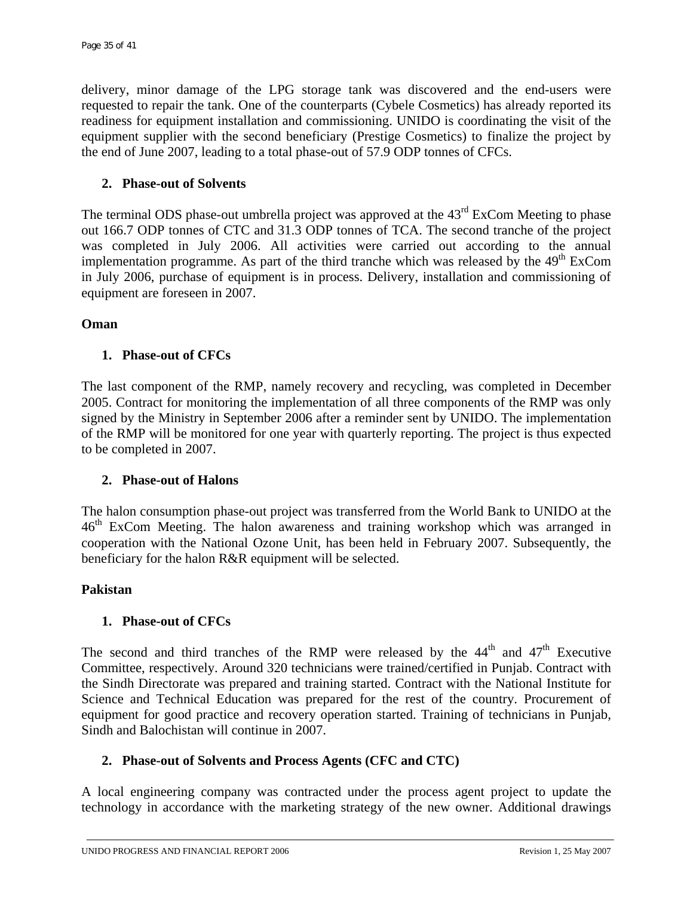delivery, minor damage of the LPG storage tank was discovered and the end-users were requested to repair the tank. One of the counterparts (Cybele Cosmetics) has already reported its readiness for equipment installation and commissioning. UNIDO is coordinating the visit of the equipment supplier with the second beneficiary (Prestige Cosmetics) to finalize the project by the end of June 2007, leading to a total phase-out of 57.9 ODP tonnes of CFCs.

2. **Phase-out of Solvents**

The terminal ODS phase-out umbrella project was approved at the 43rd ExCom Meeting to phase out 166.7 ODP tonnes of CTC and 31.3 ODP tonnes of TCA. The second tranche of the project was completed in July 2006. All activities were carried out according to the annual implementation programme. As part of the third tranche which was released by the 49th ExCom in July 2006, purchase of equipment is in process. Delivery, installation and commissioning of equipment are foreseen in 2007.

**Oman**

1. **Phase-out of CFCs**

The last component of the RMP, namely recovery and recycling, was completed in December 2005. Contract for monitoring the implementation of all three components of the RMP was only signed by the Ministry in September 2006 after a reminder sent by UNIDO. The implementation of the RMP will be monitored for one year with quarterly reporting. The project is thus expected to be completed in 2007.

2. **Phase-out of Halons**

The halon consumption phase-out project was transferred from the World Bank to UNIDO at the 46th ExCom Meeting. The halon awareness and training workshop which was arranged in cooperation with the National Ozone Unit, has been held in February 2007. Subsequently, the beneficiary for the halon R&R equipment will be selected.

**Pakistan**

1. **Phase-out of CFCs**

The second and third tranches of the RMP were released by the 44th and 47th Executive Committee, respectively. Around 320 technicians were trained/certified in Punjab. Contract with the Sindh Directorate was prepared and training started. Contract with the National Institute for Science and Technical Education was prepared for the rest of the country. Procurement of equipment for good practice and recovery operation started. Training of technicians in Punjab, Sindh and Balochistan will continue in 2007.

2. **Phase-out of Solvents and Process Agents (CFC and CTC)**

A local engineering company was contracted under the process agent project to update the technology in accordance with the marketing strategy of the new owner. Additional drawings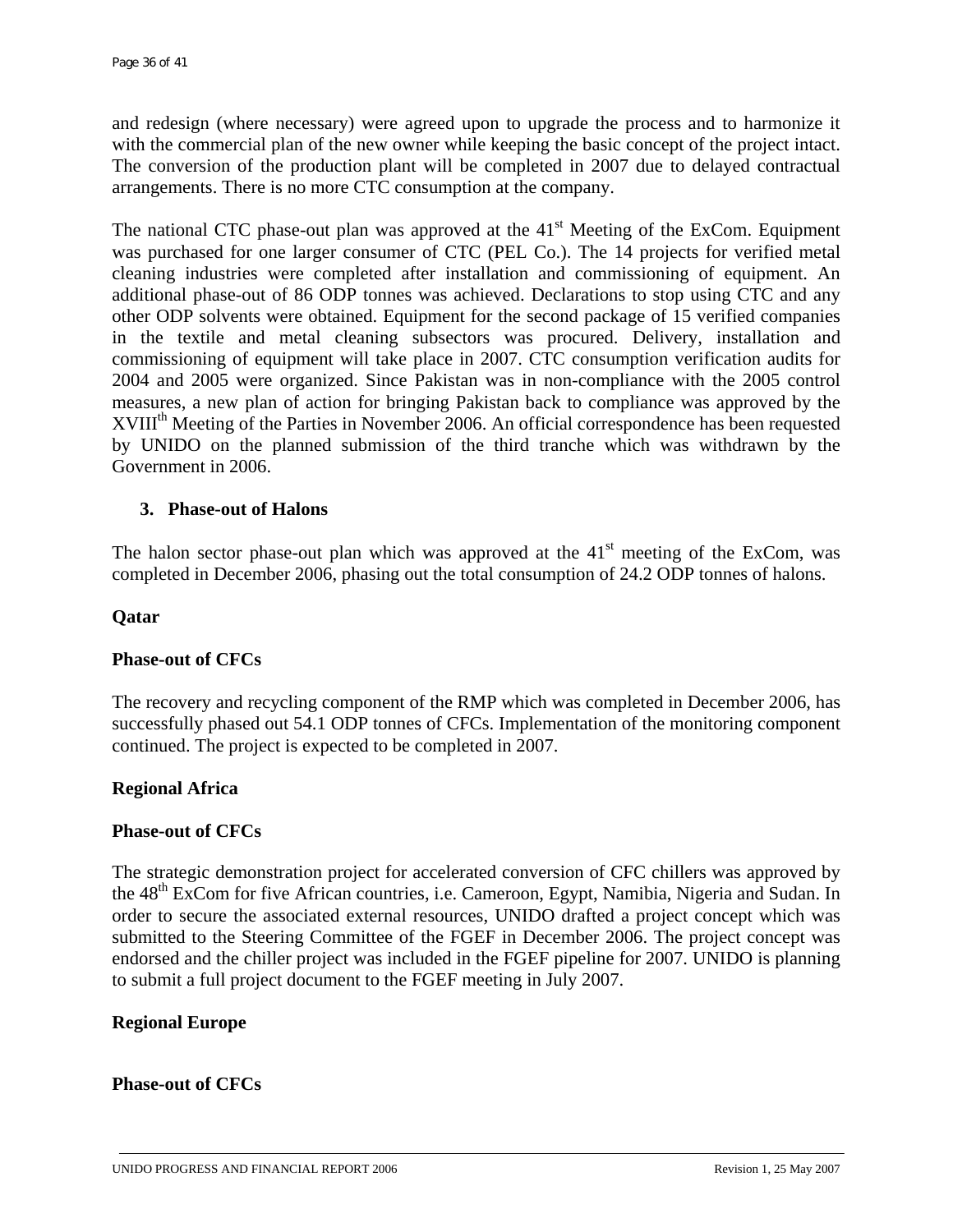and redesign (where necessary) were agreed upon to upgrade the process and to harmonize it with the commercial plan of the new owner while keeping the basic concept of the project intact. The conversion of the production plant will be completed in 2007 due to delayed contractual arrangements. There is no more CTC consumption at the company.

The national CTC phase-out plan was approved at the 41st Meeting of the ExCom. Equipment was purchased for one larger consumer of CTC (PEL Co.). The 14 projects for verified metal cleaning industries were completed after installation and commissioning of equipment. An additional phase-out of 86 ODP tonnes was achieved. Declarations to stop using CTC and any other ODP solvents were obtained. Equipment for the second package of 15 verified companies in the textile and metal cleaning subsectors was procured. Delivery, installation and commissioning of equipment will take place in 2007. CTC consumption verification audits for 2004 and 2005 were organized. Since Pakistan was in non-compliance with the 2005 control measures, a new plan of action for bringing Pakistan back to compliance was approved by the XVIIIth Meeting of the Parties in November 2006. An official correspondence has been requested by UNIDO on the planned submission of the third tranche which was withdrawn by the Government in 2006.

### 3. Phase-out of Halons

The halon sector phase-out plan which was approved at the 41st meeting of the ExCom, was completed in December 2006, phasing out the total consumption of 24.2 ODP tonnes of halons.

**Qatar**

**Phase-out of CFCs**

The recovery and recycling component of the RMP which was completed in December 2006, has successfully phased out 54.1 ODP tonnes of CFCs. Implementation of the monitoring component continued. The project is expected to be completed in 2007.

**Regional Africa**

**Phase-out of CFCs**

The strategic demonstration project for accelerated conversion of CFC chillers was approved by the 48th ExCom for five African countries, i.e. Cameroon, Egypt, Namibia, Nigeria and Sudan. In order to secure the associated external resources, UNIDO drafted a project concept which was submitted to the Steering Committee of the FGEF in December 2006. The project concept was endorsed and the chiller project was included in the FGEF pipeline for 2007. UNIDO is planning to submit a full project document to the FGEF meeting in July 2007.

**Regional Europe**

**Phase-out of CFCs**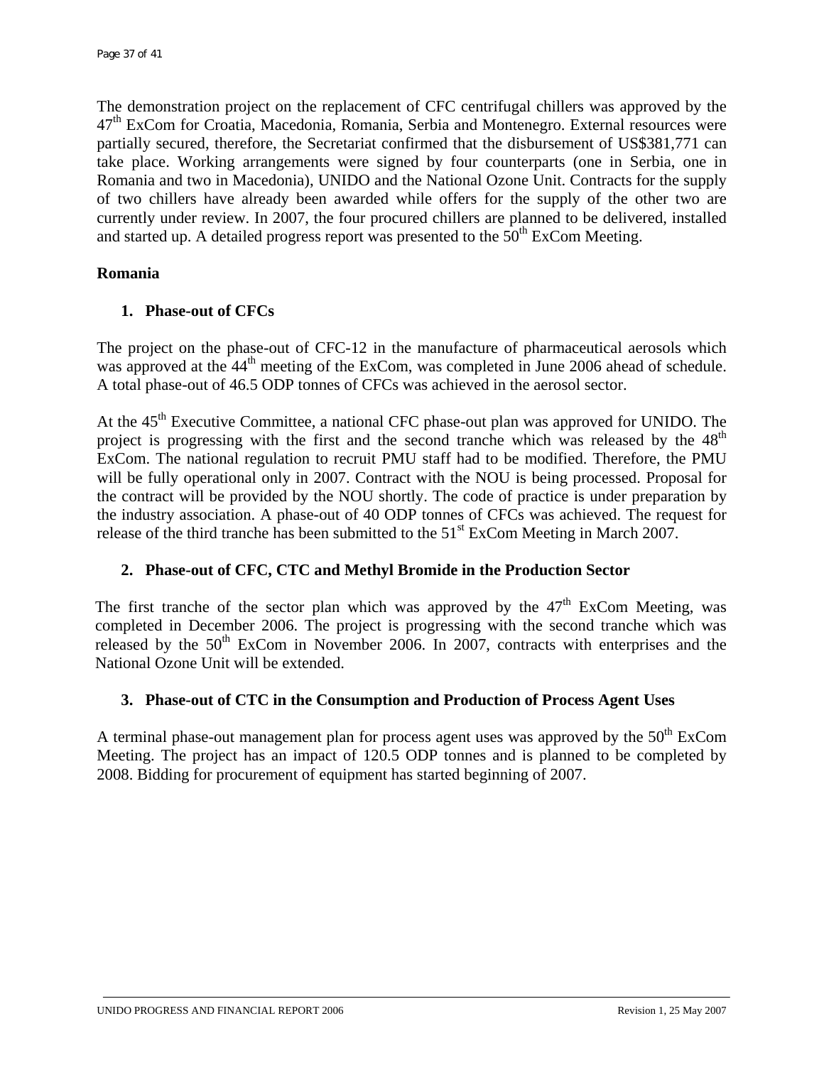The demonstration project on the replacement of CFC centrifugal chillers was approved by the 47th ExCom for Croatia, Macedonia, Romania, Serbia and Montenegro. External resources were partially secured, therefore, the Secretariat confirmed that the disbursement of US$381,771 can take place. Working arrangements were signed by four counterparts (one in Serbia, one in Romania and two in Macedonia), UNIDO and the National Ozone Unit. Contracts for the supply of two chillers have already been awarded while offers for the supply of the other two are currently under review. In 2007, the four procured chillers are planned to be delivered, installed and started up. A detailed progress report was presented to the 50th ExCom Meeting.

**Romania**

1. **Phase-out of CFCs**

The project on the phase-out of CFC-12 in the manufacture of pharmaceutical aerosols which was approved at the 44th meeting of the ExCom, was completed in June 2006 ahead of schedule. A total phase-out of 46.5 ODP tonnes of CFCs was achieved in the aerosol sector.

At the 45th Executive Committee, a national CFC phase-out plan was approved for UNIDO. The project is progressing with the first and the second tranche which was released by the 48th ExCom. The national regulation to recruit PMU staff had to be modified. Therefore, the PMU will be fully operational only in 2007. Contract with the NOU is being processed. Proposal for the contract will be provided by the NOU shortly. The code of practice is under preparation by the industry association. A phase-out of 40 ODP tonnes of CFCs was achieved. The request for release of the third tranche has been submitted to the 51st ExCom Meeting in March 2007.

2. **Phase-out of CFC, CTC and Methyl Bromide in the Production Sector**

The first tranche of the sector plan which was approved by the 47th ExCom Meeting, was completed in December 2006. The project is progressing with the second tranche which was released by the 50th ExCom in November 2006. In 2007, contracts with enterprises and the National Ozone Unit will be extended.

3. **Phase-out of CTC in the Consumption and Production of Process Agent Uses**

A terminal phase-out management plan for process agent uses was approved by the 50th ExCom Meeting. The project has an impact of 120.5 ODP tonnes and is planned to be completed by 2008. Bidding for procurement of equipment has started beginning of 2007.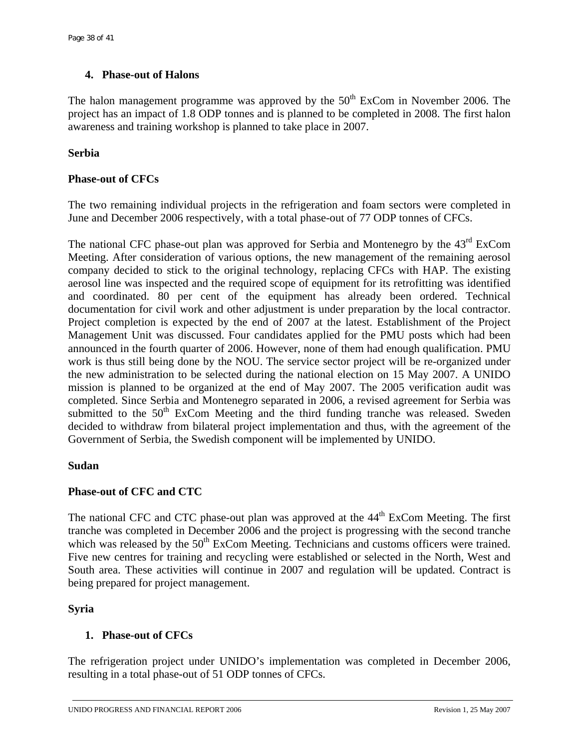### 4. Phase-out of Halons

The halon management programme was approved by the 50th ExCom in November 2006. The project has an impact of 1.8 ODP tonnes and is planned to be completed in 2008. The first halon awareness and training workshop is planned to take place in 2007.

**Serbia**

**Phase-out of CFCs**

The two remaining individual projects in the refrigeration and foam sectors were completed in June and December 2006 respectively, with a total phase-out of 77 ODP tonnes of CFCs.

The national CFC phase-out plan was approved for Serbia and Montenegro by the 43rd ExCom Meeting. After consideration of various options, the new management of the remaining aerosol company decided to stick to the original technology, replacing CFCs with HAP. The existing aerosol line was inspected and the required scope of equipment for its retrofitting was identified and coordinated. 80 per cent of the equipment has already been ordered. Technical documentation for civil work and other adjustment is under preparation by the local contractor. Project completion is expected by the end of 2007 at the latest. Establishment of the Project Management Unit was discussed. Four candidates applied for the PMU posts which had been announced in the fourth quarter of 2006. However, none of them had enough qualification. PMU work is thus still being done by the NOU. The service sector project will be re-organized under the new administration to be selected during the national election on 15 May 2007. A UNIDO mission is planned to be organized at the end of May 2007. The 2005 verification audit was completed. Since Serbia and Montenegro separated in 2006, a revised agreement for Serbia was submitted to the 50th ExCom Meeting and the third funding tranche was released. Sweden decided to withdraw from bilateral project implementation and thus, with the agreement of the Government of Serbia, the Swedish component will be implemented by UNIDO.

**Sudan**

**Phase-out of CFC and CTC**

The national CFC and CTC phase-out plan was approved at the 44th ExCom Meeting. The first tranche was completed in December 2006 and the project is progressing with the second tranche which was released by the 50th ExCom Meeting. Technicians and customs officers were trained. Five new centres for training and recycling were established or selected in the North, West and South area. These activities will continue in 2007 and regulation will be updated. Contract is being prepared for project management.

**Syria**

### 1. Phase-out of CFCs

The refrigeration project under UNIDO's implementation was completed in December 2006, resulting in a total phase-out of 51 ODP tonnes of CFCs.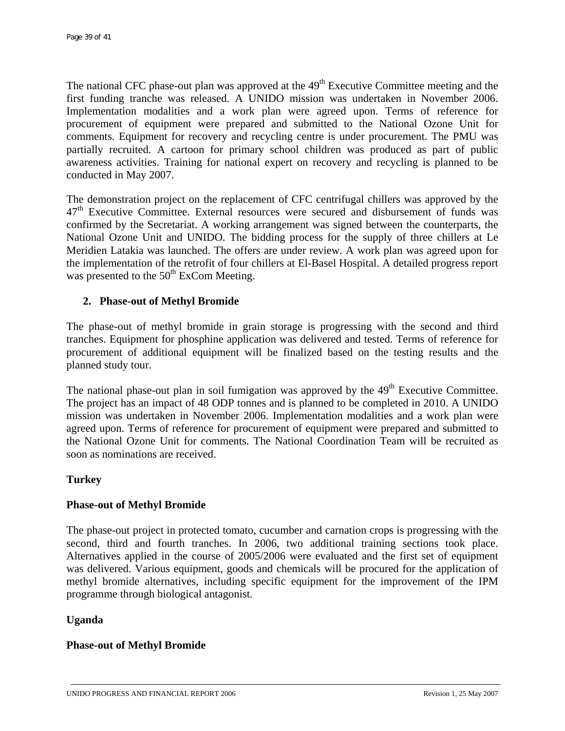The national CFC phase-out plan was approved at the 49th Executive Committee meeting and the first funding tranche was released. A UNIDO mission was undertaken in November 2006. Implementation modalities and a work plan were agreed upon. Terms of reference for procurement of equipment were prepared and submitted to the National Ozone Unit for comments. Equipment for recovery and recycling centre is under procurement. The PMU was partially recruited. A cartoon for primary school children was produced as part of public awareness activities. Training for national expert on recovery and recycling is planned to be conducted in May 2007.

The demonstration project on the replacement of CFC centrifugal chillers was approved by the 47th Executive Committee. External resources were secured and disbursement of funds was confirmed by the Secretariat. A working arrangement was signed between the counterparts, the National Ozone Unit and UNIDO. The bidding process for the supply of three chillers at Le Meridien Latakia was launched. The offers are under review. A work plan was agreed upon for the implementation of the retrofit of four chillers at El-Basel Hospital. A detailed progress report was presented to the 50th ExCom Meeting.

**2. Phase-out of Methyl Bromide**

The phase-out of methyl bromide in grain storage is progressing with the second and third tranches. Equipment for phosphine application was delivered and tested. Terms of reference for procurement of additional equipment will be finalized based on the testing results and the planned study tour.

The national phase-out plan in soil fumigation was approved by the 49th Executive Committee. The project has an impact of 48 ODP tonnes and is planned to be completed in 2010. A UNIDO mission was undertaken in November 2006. Implementation modalities and a work plan were agreed upon. Terms of reference for procurement of equipment were prepared and submitted to the National Ozone Unit for comments. The National Coordination Team will be recruited as soon as nominations are received.

**Turkey**

**Phase-out of Methyl Bromide**

The phase-out project in protected tomato, cucumber and carnation crops is progressing with the second, third and fourth tranches. In 2006, two additional training sections took place. Alternatives applied in the course of 2005/2006 were evaluated and the first set of equipment was delivered. Various equipment, goods and chemicals will be procured for the application of methyl bromide alternatives, including specific equipment for the improvement of the IPM programme through biological antagonist.

**Uganda**

**Phase-out of Methyl Bromide**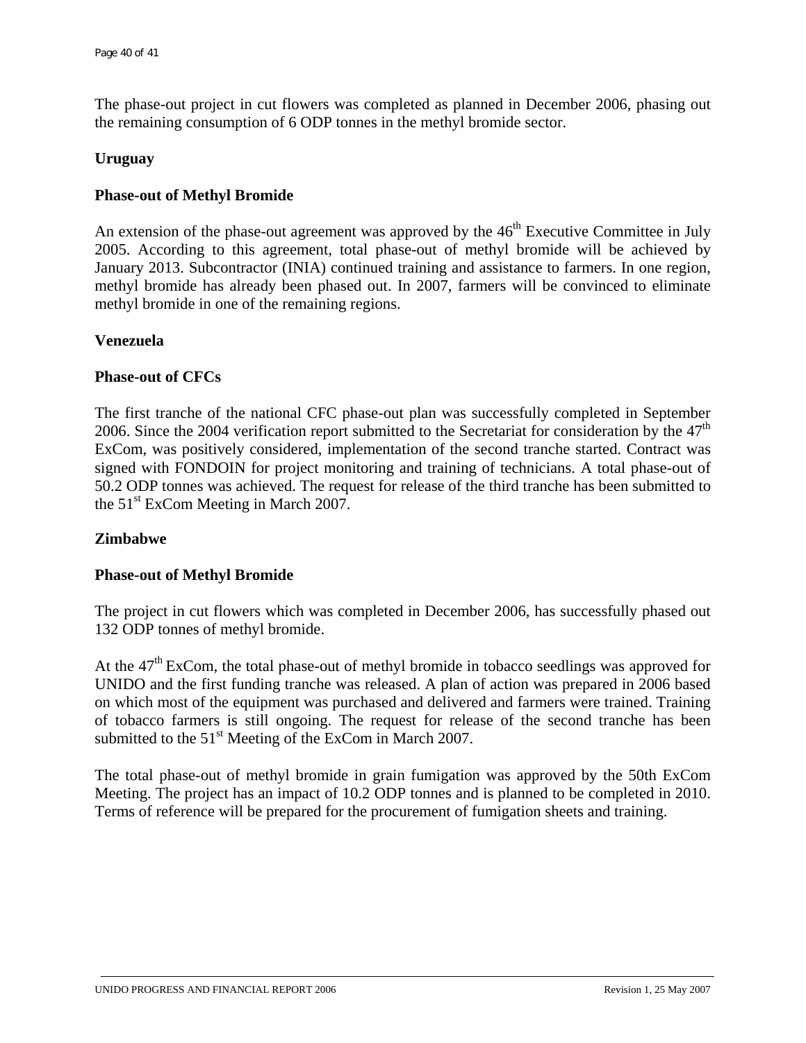The phase-out project in cut flowers was completed as planned in December 2006, phasing out the remaining consumption of 6 ODP tonnes in the methyl bromide sector.

**Uruguay**

**Phase-out of Methyl Bromide**

An extension of the phase-out agreement was approved by the 46th Executive Committee in July 2005. According to this agreement, total phase-out of methyl bromide will be achieved by January 2013. Subcontractor (INIA) continued training and assistance to farmers. In one region, methyl bromide has already been phased out. In 2007, farmers will be convinced to eliminate methyl bromide in one of the remaining regions.

**Venezuela**

**Phase-out of CFCs**

The first tranche of the national CFC phase-out plan was successfully completed in September 2006. Since the 2004 verification report submitted to the Secretariat for consideration by the 47th ExCom, was positively considered, implementation of the second tranche started. Contract was signed with FONDOIN for project monitoring and training of technicians. A total phase-out of 50.2 ODP tonnes was achieved. The request for release of the third tranche has been submitted to the 51st ExCom Meeting in March 2007.

**Zimbabwe**

**Phase-out of Methyl Bromide**

The project in cut flowers which was completed in December 2006, has successfully phased out 132 ODP tonnes of methyl bromide.

At the 47th ExCom, the total phase-out of methyl bromide in tobacco seedlings was approved for UNIDO and the first funding tranche was released. A plan of action was prepared in 2006 based on which most of the equipment was purchased and delivered and farmers were trained. Training of tobacco farmers is still ongoing. The request for release of the second tranche has been submitted to the 51st Meeting of the ExCom in March 2007.

The total phase-out of methyl bromide in grain fumigation was approved by the 50th ExCom Meeting. The project has an impact of 10.2 ODP tonnes and is planned to be completed in 2010. Terms of reference will be prepared for the procurement of fumigation sheets and training.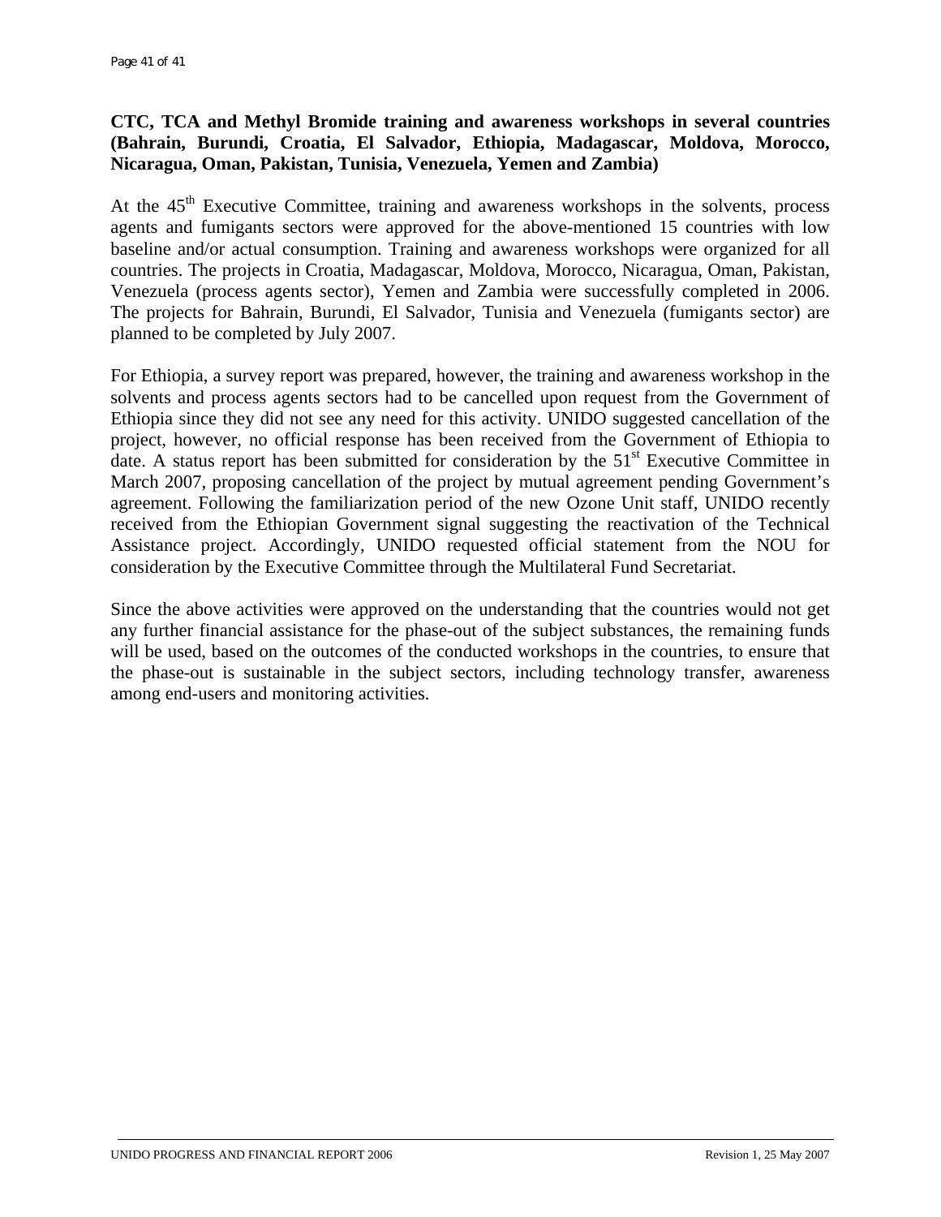**CTC, TCA and Methyl Bromide training and awareness workshops in several countries (Bahrain, Burundi, Croatia, El Salvador, Ethiopia, Madagascar, Moldova, Morocco, Nicaragua, Oman, Pakistan, Tunisia, Venezuela, Yemen and Zambia)**

At the 45th Executive Committee, training and awareness workshops in the solvents, process agents and fumigants sectors were approved for the above-mentioned 15 countries with low baseline and/or actual consumption. Training and awareness workshops were organized for all countries. The projects in Croatia, Madagascar, Moldova, Morocco, Nicaragua, Oman, Pakistan, Venezuela (process agents sector), Yemen and Zambia were successfully completed in 2006. The projects for Bahrain, Burundi, El Salvador, Tunisia and Venezuela (fumigants sector) are planned to be completed by July 2007.

For Ethiopia, a survey report was prepared, however, the training and awareness workshop in the solvents and process agents sectors had to be cancelled upon request from the Government of Ethiopia since they did not see any need for this activity. UNIDO suggested cancellation of the project, however, no official response has been received from the Government of Ethiopia to date. A status report has been submitted for consideration by the 51st Executive Committee in March 2007, proposing cancellation of the project by mutual agreement pending Government's agreement. Following the familiarization period of the new Ozone Unit staff, UNIDO recently received from the Ethiopian Government signal suggesting the reactivation of the Technical Assistance project. Accordingly, UNIDO requested official statement from the NOU for consideration by the Executive Committee through the Multilateral Fund Secretariat.

Since the above activities were approved on the understanding that the countries would not get any further financial assistance for the phase-out of the subject substances, the remaining funds will be used, based on the outcomes of the conducted workshops in the countries, to ensure that the phase-out is sustainable in the subject sectors, including technology transfer, awareness among end-users and monitoring activities.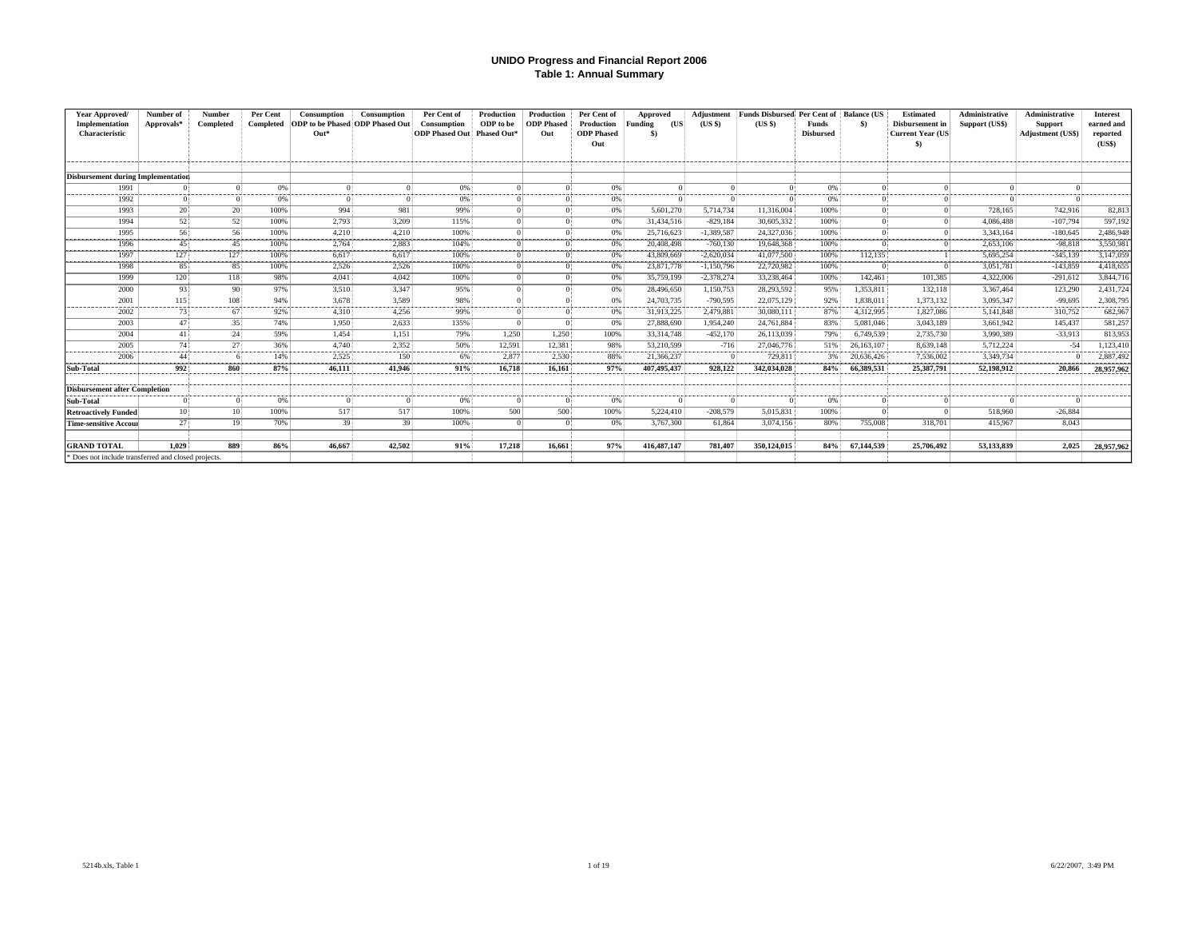# UNIDO Progress and Financial Report 2006
## Table 1: Annual Summary

| Year Approved/ Implementation Characteristic | Number of Approvals* | Number Completed | Per Cent Completed | Consumption ODP to be Phased Out* | Consumption ODP Phased Out | Per Cent of Consumption ODP Phased Out | Production ODP to be Phased Out* | Production ODP Phased Out | Per Cent of Production ODP Phased Out | Approved Funding (US $) | Adjustment (US $) | Funds Disbursed (US $) | Per Cent of Funds Disbursed | Balance (US $) | Estimated Disbursement in Current Year (US $) | Administrative Support (US$) | Administrative Support Adjustment (US$) | Interest earned and reported (US$) |
|---|---|---|---|---|---|---|---|---|---|---|---|---|---|---|---|---|---|---|
| **Disbursement during Implementation** | | | | | | | | | | | | | | | | | | |
| 1991 | 0 | 0 | 0% | 0 | 0 | 0% | 0 | 0 | 0% | 0 | 0 | 0 | 0% | 0 | 0 | 0 | 0 | |
| 1992 | 0 | 0 | 0% | 0 | 0 | 0% | 0 | 0 | 0% | 0 | 0 | 0 | 0% | 0 | 0 | 0 | 0 | |
| 1993 | 20 | 20 | 100% | 994 | 981 | 99% | 0 | 0 | 0% | 5,601,270 | 5,714,734 | 11,316,004 | 100% | 0 | 0 | 728,165 | 742,916 | 82,813 |
| 1994 | 52 | 52 | 100% | 2,793 | 3,209 | 115% | 0 | 0 | 0% | 31,434,516 | -829,184 | 30,605,332 | 100% | 0 | 0 | 4,086,488 | -107,794 | 597,192 |
| 1995 | 56 | 56 | 100% | 4,210 | 4,210 | 100% | 0 | 0 | 0% | 25,716,623 | -1,389,587 | 24,327,036 | 100% | 0 | 0 | 3,343,164 | -180,645 | 2,486,948 |
| 1996 | 45 | 45 | 100% | 2,764 | 2,883 | 104% | 0 | 0 | 0% | 20,408,498 | -760,130 | 19,648,368 | 100% | 0 | 0 | 2,653,106 | -98,818 | 3,550,981 |
| 1997 | 127 | 127 | 100% | 6,617 | 6,617 | 100% | 0 | 0 | 0% | 43,809,669 | -2,620,034 | 41,077,500 | 100% | 112,135 | 1 | 5,695,254 | -345,139 | 3,147,059 |
| 1998 | 85 | 85 | 100% | 2,526 | 2,526 | 100% | 0 | 0 | 0% | 23,871,778 | -1,150,796 | 22,720,982 | 100% | 0 | 0 | 3,051,781 | -143,859 | 4,418,655 |
| 1999 | 120 | 118 | 98% | 4,041 | 4,042 | 100% | 0 | 0 | 0% | 35,759,199 | -2,378,274 | 33,238,464 | 100% | 142,461 | 101,385 | 4,322,006 | -291,612 | 3,844,716 |
| 2000 | 93 | 90 | 97% | 3,510 | 3,347 | 95% | 0 | 0 | 0% | 28,496,650 | 1,150,753 | 28,293,592 | 95% | 1,353,811 | 132,118 | 3,367,464 | 123,290 | 2,431,724 |
| 2001 | 115 | 108 | 94% | 3,678 | 3,589 | 98% | 0 | 0 | 0% | 24,703,735 | -790,595 | 22,075,129 | 92% | 1,838,011 | 1,373,132 | 3,095,347 | -99,695 | 2,308,795 |
| 2002 | 73 | 67 | 92% | 4,310 | 4,256 | 99% | 0 | 0 | 0% | 31,913,225 | 2,479,881 | 30,080,111 | 87% | 4,312,995 | 1,827,086 | 5,141,848 | 310,752 | 682,967 |
| 2003 | 47 | 35 | 74% | 1,950 | 2,633 | 135% | 0 | 0 | 0% | 27,888,690 | 1,954,240 | 24,761,884 | 83% | 5,081,046 | 3,043,189 | 3,661,942 | 145,437 | 581,257 |
| 2004 | 41 | 24 | 59% | 1,454 | 1,151 | 79% | 1,250 | 1,250 | 100% | 33,314,748 | -452,170 | 26,113,039 | 79% | 6,749,539 | 2,735,730 | 3,990,389 | -33,913 | 813,953 |
| 2005 | 74 | 27 | 36% | 4,740 | 2,352 | 50% | 12,591 | 12,381 | 98% | 53,210,599 | -716 | 27,046,776 | 51% | 26,163,107 | 8,639,148 | 5,712,224 | -54 | 1,123,410 |
| 2006 | 44 | 6 | 14% | 2,525 | 150 | 6% | 2,877 | 2,530 | 88% | 21,366,237 | 0 | 729,811 | 3% | 20,636,426 | 7,536,002 | 3,349,734 | 0 | 2,887,492 |
| **Sub-Total** | **992** | **860** | **87%** | **46,111** | **41,946** | **91%** | **16,718** | **16,161** | **97%** | **407,495,437** | **928,122** | **342,034,028** | **84%** | **66,389,531** | **25,387,791** | **52,198,912** | **20,866** | **28,957,962** |
| **Disbursement after Completion** | | | | | | | | | | | | | | | | | | |
| **Sub-Total** | 0 | 0 | 0% | 0 | 0 | 0% | 0 | 0 | 0% | 0 | 0 | 0 | 0% | 0 | 0 | 0 | 0 | |
| **Retroactively Funded** | 10 | 10 | 100% | 517 | 517 | 100% | 500 | 500 | 100% | 5,224,410 | -208,579 | 5,015,831 | 100% | 0 | 0 | 518,960 | -26,884 | |
| **Time-sensitive Accour** | 27 | 19 | 70% | 39 | 39 | 100% | 0 | 0 | 0% | 3,767,300 | 61,864 | 3,074,156 | 80% | 755,008 | 318,701 | 415,967 | 8,043 | |
| **GRAND TOTAL** | **1,029** | **889** | **86%** | **46,667** | **42,502** | **91%** | **17,218** | **16,661** | **97%** | **416,487,147** | **781,407** | **350,124,015** | **84%** | **67,144,539** | **25,706,492** | **53,133,839** | **2,025** | **28,957,962** |

\* Does not include transferred and closed projects.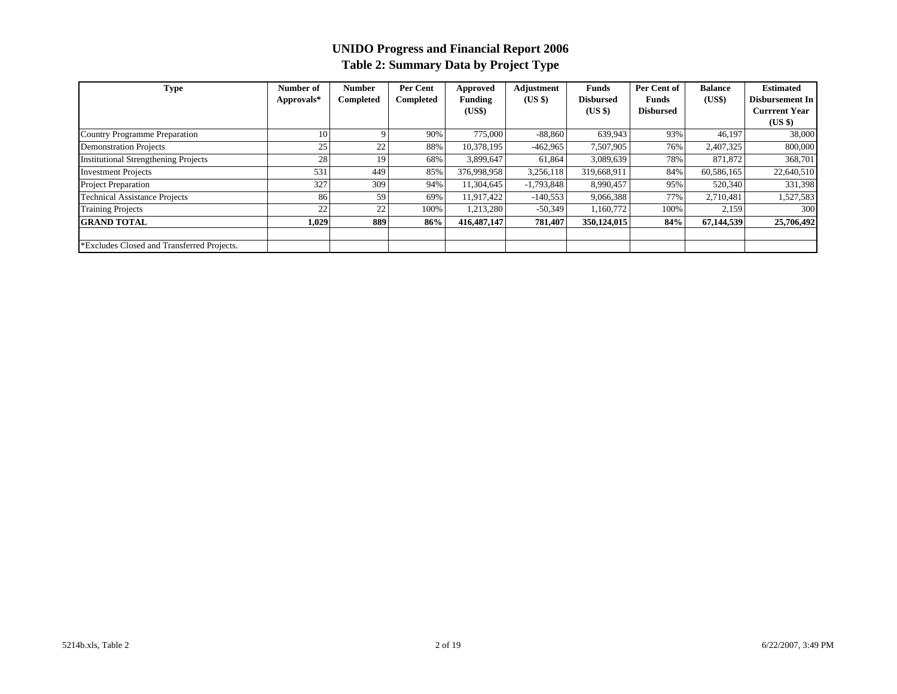# UNIDO Progress and Financial Report 2006
## Table 2: Summary Data by Project Type

| Type | Number of Approvals* | Number Completed | Per Cent Completed | Approved Funding (US$) | Adjustment (US $) | Funds Disbursed (US $) | Per Cent of Funds Disbursed | Balance (US$) | Estimated Disbursement In Currrent Year (US $) |
|---|---|---|---|---|---|---|---|---|---|
| Country Programme Preparation | 10 | 9 | 90% | 775,000 | -88,860 | 639,943 | 93% | 46,197 | 38,000 |
| Demonstration Projects | 25 | 22 | 88% | 10,378,195 | -462,965 | 7,507,905 | 76% | 2,407,325 | 800,000 |
| Institutional Strengthening Projects | 28 | 19 | 68% | 3,899,647 | 61,864 | 3,089,639 | 78% | 871,872 | 368,701 |
| Investment Projects | 531 | 449 | 85% | 376,998,958 | 3,256,118 | 319,668,911 | 84% | 60,586,165 | 22,640,510 |
| Project Preparation | 327 | 309 | 94% | 11,304,645 | -1,793,848 | 8,990,457 | 95% | 520,340 | 331,398 |
| Technical Assistance Projects | 86 | 59 | 69% | 11,917,422 | -140,553 | 9,066,388 | 77% | 2,710,481 | 1,527,583 |
| Training Projects | 22 | 22 | 100% | 1,213,280 | -50,349 | 1,160,772 | 100% | 2,159 | 300 |
| **GRAND TOTAL** | **1,029** | **889** | **86%** | **416,487,147** | **781,407** | **350,124,015** | **84%** | **67,144,539** | **25,706,492** |

*Excludes Closed and Transferred Projects.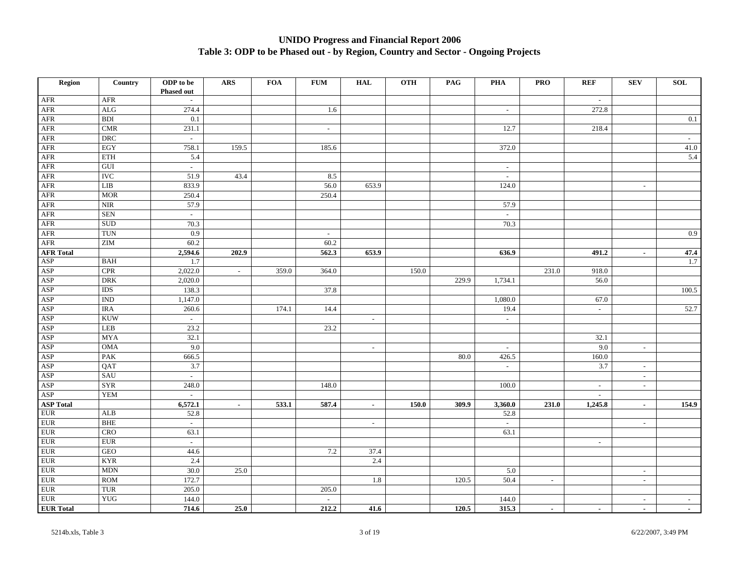# UNIDO Progress and Financial Report 2006

## Table 3: ODP to be Phased out - by Region, Country and Sector - Ongoing Projects

| Region | Country | ODP to be Phased out | ARS | FOA | FUM | HAL | OTH | PAG | PHA | PRO | REF | SEV | SOL |
|---|---|---|---|---|---|---|---|---|---|---|---|---|---|
| AFR | AFR | - | | | | | | | | | - | | |
| AFR | ALG | 274.4 | | | 1.6 | | | | - | | 272.8 | | |
| AFR | BDI | 0.1 | | | | | | | | | | | 0.1 |
| AFR | CMR | 231.1 | | | - | | | | 12.7 | | 218.4 | | |
| AFR | DRC | - | | | | | | | | | | | - |
| AFR | EGY | 758.1 | 159.5 | | 185.6 | | | | 372.0 | | | | 41.0 |
| AFR | ETH | 5.4 | | | | | | | | | | | 5.4 |
| AFR | GUI | - | | | | | | | - | | | | |
| AFR | IVC | 51.9 | 43.4 | | 8.5 | | | | - | | | | |
| AFR | LIB | 833.9 | | | 56.0 | 653.9 | | | 124.0 | | | - | |
| AFR | MOR | 250.4 | | | 250.4 | | | | | | | | |
| AFR | NIR | 57.9 | | | | | | | 57.9 | | | | |
| AFR | SEN | - | | | | | | | - | | | | |
| AFR | SUD | 70.3 | | | | | | | 70.3 | | | | |
| AFR | TUN | 0.9 | | | - | | | | | | | | 0.9 |
| AFR | ZIM | 60.2 | | | 60.2 | | | | | | | | |
| **AFR Total** | | **2,594.6** | **202.9** | | **562.3** | **653.9** | | | **636.9** | | **491.2** | **-** | **47.4** |
| ASP | BAH | 1.7 | | | | | | | | | | | 1.7 |
| ASP | CPR | 2,022.0 | - | 359.0 | 364.0 | | 150.0 | | | 231.0 | 918.0 | | |
| ASP | DRK | 2,020.0 | | | | | | 229.9 | 1,734.1 | | 56.0 | | |
| ASP | IDS | 138.3 | | | 37.8 | | | | | | | | 100.5 |
| ASP | IND | 1,147.0 | | | | | | | 1,080.0 | | 67.0 | | |
| ASP | IRA | 260.6 | | 174.1 | 14.4 | | | | 19.4 | | - | | 52.7 |
| ASP | KUW | - | | | | - | | | - | | | | |
| ASP | LEB | 23.2 | | | 23.2 | | | | | | | | |
| ASP | MYA | 32.1 | | | | | | | | | 32.1 | | |
| ASP | OMA | 9.0 | | | | - | | | - | | 9.0 | - | |
| ASP | PAK | 666.5 | | | | | | 80.0 | 426.5 | | 160.0 | | |
| ASP | QAT | 3.7 | | | | | | | - | | 3.7 | - | |
| ASP | SAU | - | | | | | | | | | | - | |
| ASP | SYR | 248.0 | | | 148.0 | | | | 100.0 | | - | - | |
| ASP | YEM | - | | | | | | | | | - | | |
| **ASP Total** | | **6,572.1** | **-** | **533.1** | **587.4** | **-** | **150.0** | **309.9** | **3,360.0** | **231.0** | **1,245.8** | **-** | **154.9** |
| EUR | ALB | 52.8 | | | | | | | 52.8 | | | | |
| EUR | BHE | - | | | | - | | | - | | | - | |
| EUR | CRO | 63.1 | | | | | | | 63.1 | | | | |
| EUR | EUR | - | | | | | | | | | - | | |
| EUR | GEO | 44.6 | | | 7.2 | 37.4 | | | | | | | |
| EUR | KYR | 2.4 | | | | 2.4 | | | | | | | |
| EUR | MDN | 30.0 | 25.0 | | | | | | 5.0 | | | - | |
| EUR | ROM | 172.7 | | | | 1.8 | | 120.5 | 50.4 | - | | - | |
| EUR | TUR | 205.0 | | | 205.0 | | | | | | | | |
| EUR | YUG | 144.0 | | | - | | | | 144.0 | | | - | - |
| **EUR Total** | | **714.6** | **25.0** | | **212.2** | **41.6** | | **120.5** | **315.3** | **-** | **-** | **-** | **-** |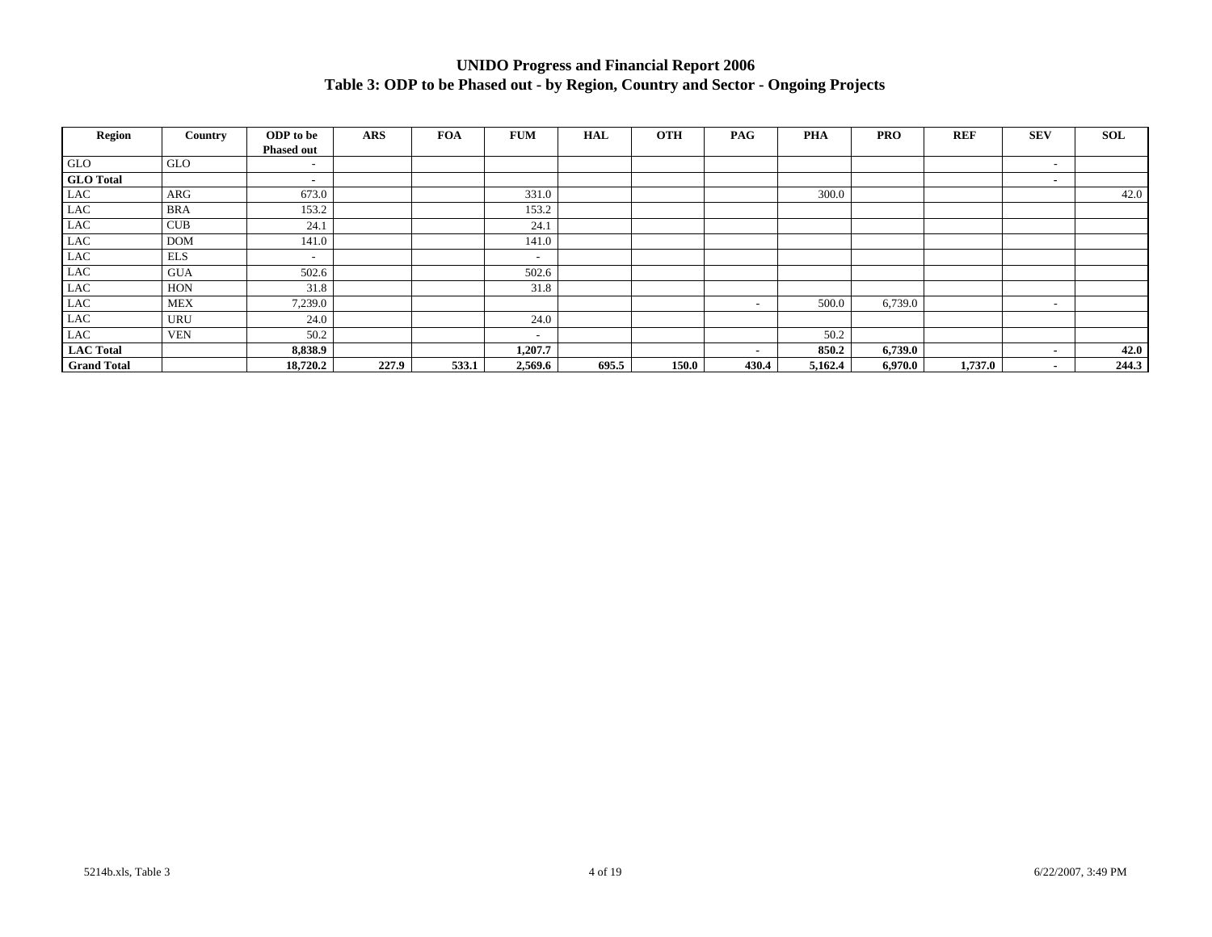# UNIDO Progress and Financial Report 2006

## Table 3: ODP to be Phased out - by Region, Country and Sector - Ongoing Projects

| Region | Country | ODP to be Phased out | ARS | FOA | FUM | HAL | OTH | PAG | PHA | PRO | REF | SEV | SOL |
|---|---|---|---|---|---|---|---|---|---|---|---|---|---|
| GLO | GLO | - | | | | | | | | | | - | |
| **GLO Total** | | **-** | | | | | | | | | | **-** | |
| LAC | ARG | 673.0 | | | 331.0 | | | | 300.0 | | | | 42.0 |
| LAC | BRA | 153.2 | | | 153.2 | | | | | | | | |
| LAC | CUB | 24.1 | | | 24.1 | | | | | | | | |
| LAC | DOM | 141.0 | | | 141.0 | | | | | | | | |
| LAC | ELS | - | | | - | | | | | | | | |
| LAC | GUA | 502.6 | | | 502.6 | | | | | | | | |
| LAC | HON | 31.8 | | | 31.8 | | | | | | | | |
| LAC | MEX | 7,239.0 | | | | | | - | 500.0 | 6,739.0 | | - | |
| LAC | URU | 24.0 | | | 24.0 | | | | | | | | |
| LAC | VEN | 50.2 | | | - | | | | 50.2 | | | | |
| **LAC Total** | | **8,838.9** | | | **1,207.7** | | | **-** | **850.2** | **6,739.0** | | **-** | **42.0** |
| **Grand Total** | | **18,720.2** | **227.9** | **533.1** | **2,569.6** | **695.5** | **150.0** | **430.4** | **5,162.4** | **6,970.0** | **1,737.0** | **-** | **244.3** |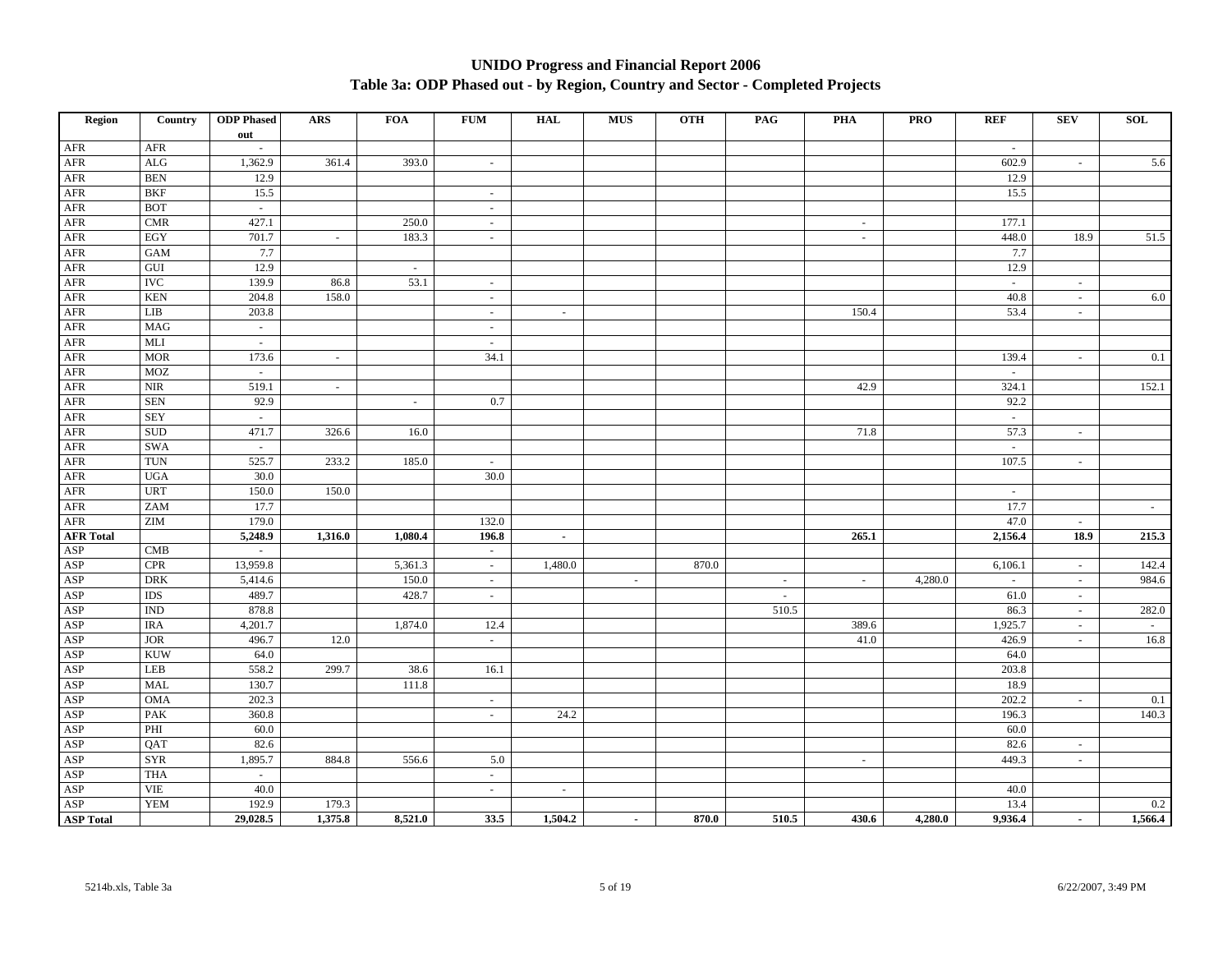# UNIDO Progress and Financial Report 2006

## Table 3a: ODP Phased out - by Region, Country and Sector - Completed Projects

| Region | Country | ODP Phased out | ARS | FOA | FUM | HAL | MUS | OTH | PAG | PHA | PRO | REF | SEV | SOL |
|---|---|---|---|---|---|---|---|---|---|---|---|---|---|---|
| AFR | AFR | - | | | | | | | | | | - | | |
| AFR | ALG | 1,362.9 | 361.4 | 393.0 | - | | | | | | | 602.9 | - | 5.6 |
| AFR | BEN | 12.9 | | | | | | | | | | 12.9 | | |
| AFR | BKF | 15.5 | | | - | | | | | | | 15.5 | | |
| AFR | BOT | - | | | - | | | | | | | | | |
| AFR | CMR | 427.1 | | 250.0 | - | | | | | - | | 177.1 | | |
| AFR | EGY | 701.7 | - | 183.3 | - | | | | | - | | 448.0 | 18.9 | 51.5 |
| AFR | GAM | 7.7 | | | | | | | | | | 7.7 | | |
| AFR | GUI | 12.9 | | - | | | | | | | | 12.9 | | |
| AFR | IVC | 139.9 | 86.8 | 53.1 | - | | | | | | | - | - | |
| AFR | KEN | 204.8 | 158.0 | | - | | | | | | | 40.8 | - | 6.0 |
| AFR | LIB | 203.8 | | | - | - | | | | 150.4 | | 53.4 | - | |
| AFR | MAG | - | | | - | | | | | | | | | |
| AFR | MLI | - | | | - | | | | | | | | | |
| AFR | MOR | 173.6 | - | | 34.1 | | | | | | | 139.4 | - | 0.1 |
| AFR | MOZ | - | | | | | | | | | | - | | |
| AFR | NIR | 519.1 | - | | | | | | | 42.9 | | 324.1 | | 152.1 |
| AFR | SEN | 92.9 | | - | 0.7 | | | | | | | 92.2 | | |
| AFR | SEY | - | | | | | | | | | | - | | |
| AFR | SUD | 471.7 | 326.6 | 16.0 | | | | | | 71.8 | | 57.3 | - | |
| AFR | SWA | - | | | | | | | | | | - | | |
| AFR | TUN | 525.7 | 233.2 | 185.0 | - | | | | | | | 107.5 | - | |
| AFR | UGA | 30.0 | | | 30.0 | | | | | | | | | |
| AFR | URT | 150.0 | 150.0 | | | | | | | | | - | | |
| AFR | ZAM | 17.7 | | | | | | | | | | 17.7 | | - |
| AFR | ZIM | 179.0 | | | 132.0 | | | | | | | 47.0 | - | |
| **AFR Total** | | **5,248.9** | **1,316.0** | **1,080.4** | **196.8** | **-** | | | | **265.1** | | **2,156.4** | **18.9** | **215.3** |
| ASP | CMB | - | | | - | | | | | | | | | |
| ASP | CPR | 13,959.8 | | 5,361.3 | - | 1,480.0 | | 870.0 | | | | 6,106.1 | - | 142.4 |
| ASP | DRK | 5,414.6 | | 150.0 | - | | - | | - | - | 4,280.0 | - | - | 984.6 |
| ASP | IDS | 489.7 | | 428.7 | - | | | | - | | | 61.0 | - | |
| ASP | IND | 878.8 | | | | | | | 510.5 | | | 86.3 | - | 282.0 |
| ASP | IRA | 4,201.7 | | 1,874.0 | 12.4 | | | | | 389.6 | | 1,925.7 | - | - |
| ASP | JOR | 496.7 | 12.0 | | - | | | | | 41.0 | | 426.9 | - | 16.8 |
| ASP | KUW | 64.0 | | | | | | | | | | 64.0 | | |
| ASP | LEB | 558.2 | 299.7 | 38.6 | 16.1 | | | | | | | 203.8 | | |
| ASP | MAL | 130.7 | | 111.8 | | | | | | | | 18.9 | | |
| ASP | OMA | 202.3 | | | - | | | | | | | 202.2 | - | 0.1 |
| ASP | PAK | 360.8 | | | - | 24.2 | | | | | | 196.3 | | 140.3 |
| ASP | PHI | 60.0 | | | | | | | | | | 60.0 | | |
| ASP | QAT | 82.6 | | | | | | | | | | 82.6 | - | |
| ASP | SYR | 1,895.7 | 884.8 | 556.6 | 5.0 | | | | | - | | 449.3 | - | |
| ASP | THA | - | | | - | | | | | | | | | |
| ASP | VIE | 40.0 | | | - | - | | | | | | 40.0 | | |
| ASP | YEM | 192.9 | 179.3 | | | | | | | | | 13.4 | | 0.2 |
| **ASP Total** | | **29,028.5** | **1,375.8** | **8,521.0** | **33.5** | **1,504.2** | **-** | **870.0** | **510.5** | **430.6** | **4,280.0** | **9,936.4** | **-** | **1,566.4** |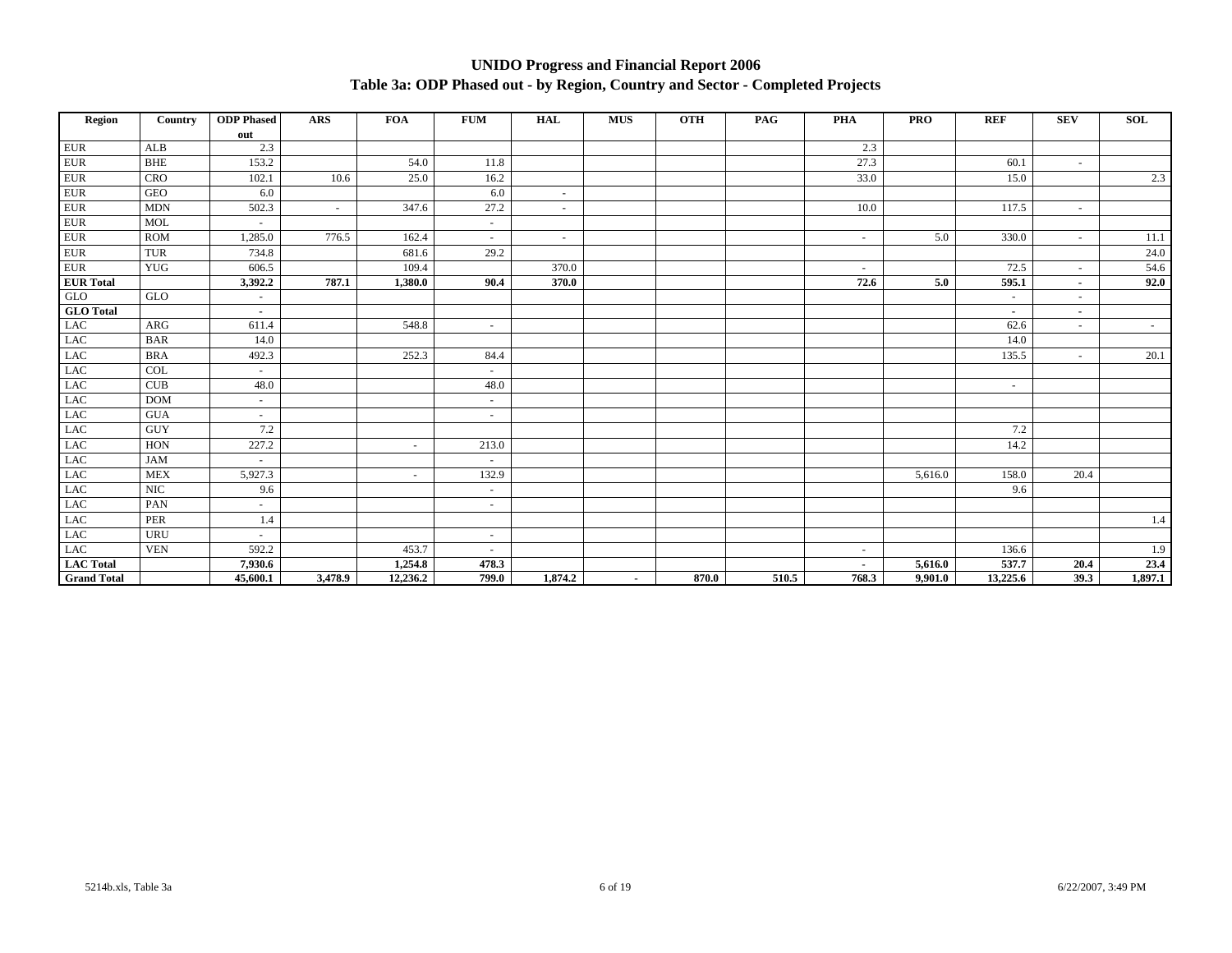# UNIDO Progress and Financial Report 2006

## Table 3a: ODP Phased out - by Region, Country and Sector - Completed Projects

| Region | Country | ODP Phased out | ARS | FOA | FUM | HAL | MUS | OTH | PAG | PHA | PRO | REF | SEV | SOL |
|---|---|---|---|---|---|---|---|---|---|---|---|---|---|---|
| EUR | ALB | 2.3 | | | | | | | | 2.3 | | | | |
| EUR | BHE | 153.2 | | 54.0 | 11.8 | | | | | 27.3 | | 60.1 | - | |
| EUR | CRO | 102.1 | 10.6 | 25.0 | 16.2 | | | | | 33.0 | | 15.0 | | 2.3 |
| EUR | GEO | 6.0 | | | 6.0 | - | | | | | | | | |
| EUR | MDN | 502.3 | - | 347.6 | 27.2 | - | | | | 10.0 | | 117.5 | - | |
| EUR | MOL | - | | | - | | | | | | | | | |
| EUR | ROM | 1,285.0 | 776.5 | 162.4 | - | - | | | | - | 5.0 | 330.0 | - | 11.1 |
| EUR | TUR | 734.8 | | 681.6 | 29.2 | | | | | | | | | 24.0 |
| EUR | YUG | 606.5 | | 109.4 | | 370.0 | | | | - | | 72.5 | - | 54.6 |
| **EUR Total** | | **3,392.2** | **787.1** | **1,380.0** | **90.4** | **370.0** | | | | **72.6** | **5.0** | **595.1** | **-** | **92.0** |
| GLO | GLO | - | | | | | | | | | | - | - | |
| **GLO Total** | | **-** | | | | | | | | | | **-** | **-** | |
| LAC | ARG | 611.4 | | 548.8 | - | | | | | | | 62.6 | - | - |
| LAC | BAR | 14.0 | | | | | | | | | | 14.0 | | |
| LAC | BRA | 492.3 | | 252.3 | 84.4 | | | | | | | 135.5 | - | 20.1 |
| LAC | COL | - | | | - | | | | | | | | | |
| LAC | CUB | 48.0 | | | 48.0 | | | | | | | - | | |
| LAC | DOM | - | | | - | | | | | | | | | |
| LAC | GUA | - | | | - | | | | | | | | | |
| LAC | GUY | 7.2 | | | | | | | | | | 7.2 | | |
| LAC | HON | 227.2 | | - | 213.0 | | | | | | | 14.2 | | |
| LAC | JAM | - | | | - | | | | | | | | | |
| LAC | MEX | 5,927.3 | | - | 132.9 | | | | | | 5,616.0 | 158.0 | 20.4 | |
| LAC | NIC | 9.6 | | | - | | | | | | | 9.6 | | |
| LAC | PAN | - | | | - | | | | | | | | | |
| LAC | PER | 1.4 | | | | | | | | | | | | 1.4 |
| LAC | URU | - | | | - | | | | | | | | | |
| LAC | VEN | 592.2 | | 453.7 | - | | | | | - | | 136.6 | | 1.9 |
| **LAC Total** | | **7,930.6** | | **1,254.8** | **478.3** | | | | | **-** | **5,616.0** | **537.7** | **20.4** | **23.4** |
| **Grand Total** | | **45,600.1** | **3,478.9** | **12,236.2** | **799.0** | **1,874.2** | **-** | **870.0** | **510.5** | **768.3** | **9,901.0** | **13,225.6** | **39.3** | **1,897.1** |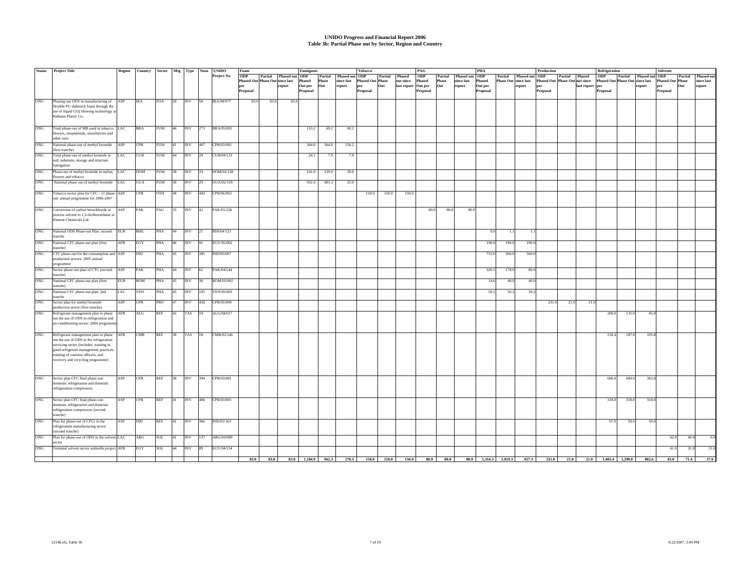# UNIDO Progress and Financial Report 2006
## Table 3b: Partial Phase out by Sector, Region and Country

| Status | Project Title | Region | Country | Sector | Mtg | Type | Num | UNIDO Project No. | Foam | | | Fumigants | | | Tobacco | | | PAG | | | PHA | | | Production | | | Refrigeration | | | Solvents | | |
|---|---|---|---|---|---|---|---|---|---|---|---|---|---|---|---|---|---|---|---|---|---|---|---|---|---|---|---|---|---|---|---|---|
| | | | | | | | | | ODP Phased Out per Proposal | Partial Phase Out | Phased out since last report | ODP Phased Out per Proposal | Partial Phase Out | Phased out since last report | ODP Phased Out per Proposal | Partial Phase Out | Phased out since last report | ODP Phased Out per Proposal | Partial Phase Out | Phased out since last report | ODP Phased Out per Proposal | Partial Phase Out | Phased out since last report | ODP Phased Out per Proposal | Partial Phase Out | Phased out since last report | ODP Phased Out per Proposal | Partial Phase Out | Phased out since last report | ODP Phased Out per Proposal | Partial Phase Out | Phased out since last report |
| ONG | Phasing out ODS in manufacturing of flexible PU slabstock foam through the use of liquid CO2 blowing technology at Bahman Plastic Co. | ASP | IRA | FOA | 28 | INV | 50 | IRA/99/077 | 83.0 | 83.0 | 83.0 | | | | | | | | | | | | | | | | | | | | | |
| ONG | Total phase-out of MB used in tobacco, flowers, ornamentals, strawberries and other uses | LAC | BRA | FUM | 46 | INV | 273 | BRA/05/001 | | | | 153.2 | 69.2 | 69.2 | | | | | | | | | | | | | | | | | | |
| ONG | National phase-out of methyl bromide (first tranche) | ASP | CPR | FUM | 41 | INV | 407 | CPR/03/092 | | | | 364.0 | 364.0 | 156.2 | | | | | | | | | | | | | | | | | | |
| ONG | Total phase-out of methyl bromide in soil, substrate, storage and structure fumigation | LAC | CUB | FUM | 44 | INV | 29 | CUB/04/133 | | | | 24.1 | 7.9 | 7.9 | | | | | | | | | | | | | | | | | | |
| ONG | Phase-out of methyl bromide in melon, flowers and tobacco | LAC | DOM | FUM | 38 | INV | 33 | DOM/02/138 | | | | 141.0 | 120.0 | 20.0 | | | | | | | | | | | | | | | | | | |
| ONG | National phase out of methyl bromide | LAC | GUA | FUM | 38 | INV | 29 | GUA/02/139 | | | | 502.6 | 401.2 | 25.0 | | | | | | | | | | | | | | | | | | |
| ONG | Tobacco sector plan for CFC - 11 phase-out: annual programme for 2006-2007 | ASP | CPR | OTH | 48 | INV | 442 | CPR/06/003 | | | | | | | 150.0 | 150.0 | 150.0 | | | | | | | | | | | | | | | |
| ONG | Conversion of carbon tetrachloride as process solvent to 1,2-dichloroethane at Himont Chemicals Ltd. | ASP | PAK | PAG | 35 | INV | 42 | PAK/01/226 | | | | | | | | | | 80.0 | 80.0 | 80.0 | | | | | | | | | | | | |
| ONG | National ODS Phase-Out Plan: second tranche | EUR | BHE | PHA | 44 | INV | 21 | BIH/04/123 | | | | | | | | | | | | | 0.0 | 1.1 | 1.1 | | | | | | | | | |
| ONG | National CFC phase-out plan (first tranche) | AFR | EGY | PHA | 46 | INV | 91 | EGY/05/002 | | | | | | | | | | | | | 190.0 | 190.0 | 190.0 | | | | | | | | | |
| ONG | CTC phase-out for the consumption and production sectors: 2005 annual programme | ASP | IND | PHA | 45 | INV | 385 | IND/05/007 | | | | | | | | | | | | | 733.0 | 560.0 | 560.0 | | | | | | | | | |
| ONG | Sector phase-out plan of CTC (second tranche) | ASP | PAK | PHA | 44 | INV | 62 | PAK/04/144 | | | | | | | | | | | | | 326.5 | 178.0 | 86.0 | | | | | | | | | |
| ONG | National CFC phase-out plan (first tranche) | EUR | ROM | PHA | 45 | INV | 30 | ROM/05/002 | | | | | | | | | | | | | 14.6 | 40.0 | 40.0 | | | | | | | | | |
| ONG | National CFC phase-out plan: 2nd tranche | LAC | VEN | PHA | 45 | INV | 105 | VEN/05/003 | | | | | | | | | | | | | 50.2 | 50.2 | 50.2 | | | | | | | | | |
| ONG | Sector plan for methyl bromide production sector (first tranche) | ASP | CPR | PRO | 47 | INV | 436 | CPR/05/009 | | | | | | | | | | | | | | | | 231.0 | 21.0 | 21.0 | | | | | | |
| ONG | Refrigerant management plan to phase out the use of ODS in refrigeration and air-conditioning sector: 2004 programme | AFR | ALG | REF | 42 | TAS | 59 | ALG/04/017 | | | | | | | | | | | | | | | | | | | 200.0 | 135.0 | 45.0 | | | |
| ONG | Refrigerant management plan to phase out the use of ODS in the refrigeration servicing sector (includes: training in good refrigerant management practices, training of customs officers, and recovery and recycling programme) | AFR | CMR | REF | 38 | TAS | 18 | CMR/02/146 | | | | | | | | | | | | | | | | | | | 218.4 | 187.8 | 105.8 | | | |
| ONG | Sector plan CFC final phase-out: domestic refrigeration and domestic refrigeration compressors | ASP | CPR | REF | 38 | INV | 394 | CPR/03/001 | | | | | | | | | | | | | | | | | | | 600.0 | 600.0 | 363.8 | | | |
| ONG | Sector plan CFC final phase-out: domestic refrigeration and domestic refrigeration compressors (second tranche) | ASP | CPR | REF | 41 | INV | 406 | CPR/03/001 | | | | | | | | | | | | | | | | | | | 318.0 | 318.0 | 318.0 | | | |
| ONG | Plan for phase-out of CFCs in the refrigeration manufacturing sector (second tranche) | ASP | IND | REF | 41 | INV | 366 | IND/02/163 | | | | | | | | | | | | | | | | | | | 67.0 | 50.0 | 50.0 | | | |
| ONG | Plan for phase-out of ODS in the solvent sector | LAC | ARG | SOL | 41 | INV | 137 | ARG/03/089 | | | | | | | | | | | | | | | | | | | | | | 42.0 | 40.4 | 6.0 |
| ONG | Terminal solvent sector umbrella project | AFR | EGY | SOL | 44 | INV | 89 | EGY/04/134 | | | | | | | | | | | | | | | | | | | | | | 41.0 | 31.0 | 31.0 |
| | | | | | | | | | **83.0** | **83.0** | **83.0** | **1,184.9** | **962.3** | **278.3** | **150.0** | **150.0** | **150.0** | **80.0** | **80.0** | **80.0** | **1,314.3** | **1,019.3** | **927.3** | **231.0** | **21.0** | **21.0** | **1,403.4** | **1,290.8** | **882.6** | **83.0** | **71.4** | **37.0** |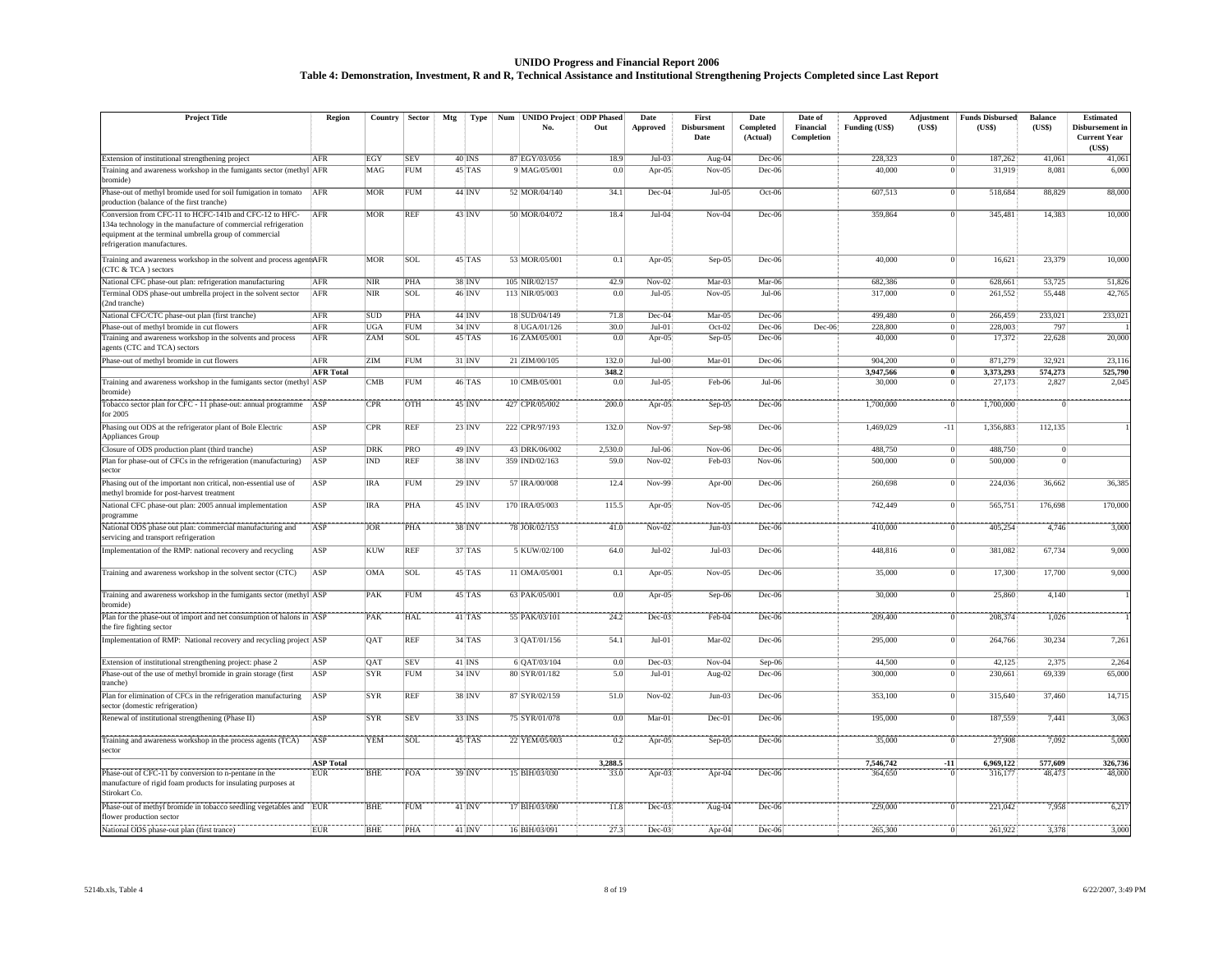**UNIDO Progress and Financial Report 2006**

**Table 4: Demonstration, Investment, R and R, Technical Assistance and Institutional Strengthening Projects Completed since Last Report**

| Project Title | Region | Country | Sector | Mtg | Type | Num | UNIDO Project No. | ODP Phased Out | Date Approved | First Disbursment Date | Date Completed (Actual) | Date of Financial Completion | Approved Funding (US$) | Adjustment (US$) | Funds Disbursed (US$) | Balance (US$) | Estimated Disbursement in Current Year (US$) |
|---|---|---|---|---|---|---|---|---|---|---|---|---|---|---|---|---|---|
| Extension of institutional strengthening project | AFR | EGY | SEV | 40 | INS | 87 | EGY/03/056 | 18.9 | Jul-03 | Aug-04 | Dec-06 | | 228,323 | 0 | 187,262 | 41,061 | 41,061 |
| Training and awareness workshop in the fumigants sector (methyl bromide) | AFR | MAG | FUM | 45 | TAS | 9 | MAG/05/001 | 0.0 | Apr-05 | Nov-05 | Dec-06 | | 40,000 | 0 | 31,919 | 8,081 | 6,000 |
| Phase-out of methyl bromide used for soil fumigation in tomato production (balance of the first tranche) | AFR | MOR | FUM | 44 | INV | 52 | MOR/04/140 | 34.1 | Dec-04 | Jul-05 | Oct-06 | | 607,513 | 0 | 518,684 | 88,829 | 88,000 |
| Conversion from CFC-11 to HCFC-141b and CFC-12 to HFC-134a technology in the manufacture of commercial refrigeration equipment at the terminal umbrella group of commercial refrigeration manufactures. | AFR | MOR | REF | 43 | INV | 50 | MOR/04/072 | 18.4 | Jul-04 | Nov-04 | Dec-06 | | 359,864 | 0 | 345,481 | 14,383 | 10,000 |
| Training and awareness workshop in the solvent and process agents (CTC & TCA ) sectors | AFR | MOR | SOL | 45 | TAS | 53 | MOR/05/001 | 0.1 | Apr-05 | Sep-05 | Dec-06 | | 40,000 | 0 | 16,621 | 23,379 | 10,000 |
| National CFC phase-out plan: refrigeration manufacturing | AFR | NIR | PHA | 38 | INV | 105 | NIR/02/157 | 42.9 | Nov-02 | Mar-03 | Mar-06 | | 682,386 | 0 | 628,661 | 53,725 | 51,826 |
| Terminal ODS phase-out umbrella project in the solvent sector (2nd tranche) | AFR | NIR | SOL | 46 | INV | 113 | NIR/05/003 | 0.0 | Jul-05 | Nov-05 | Jul-06 | | 317,000 | 0 | 261,552 | 55,448 | 42,765 |
| National CFC/CTC phase-out plan (first tranche) | AFR | SUD | PHA | 44 | INV | 18 | SUD/04/149 | 71.8 | Dec-04 | Mar-05 | Dec-06 | | 499,480 | 0 | 266,459 | 233,021 | 233,021 |
| Phase-out of methyl bromide in cut flowers | AFR | UGA | FUM | 34 | INV | 8 | UGA/01/126 | 30.0 | Jul-01 | Oct-02 | Dec-06 | Dec-06 | 228,800 | 0 | 228,003 | 797 | 1 |
| Training and awareness workshop in the solvents and process agents (CTC and TCA) sectors | AFR | ZAM | SOL | 45 | TAS | 16 | ZAM/05/001 | 0.0 | Apr-05 | Sep-05 | Dec-06 | | 40,000 | 0 | 17,372 | 22,628 | 20,000 |
| Phase-out of methyl bromide in cut flowers | AFR | ZIM | FUM | 31 | INV | 21 | ZIM/00/105 | 132.0 | Jul-00 | Mar-01 | Dec-06 | | 904,200 | 0 | 871,279 | 32,921 | 23,116 |
| | **AFR Total** | | | | | | | **348.2** | | | | | **3,947,566** | **0** | **3,373,293** | **574,273** | **525,790** |
| Training and awareness workshop in the fumigants sector (methyl bromide) | ASP | CMB | FUM | 46 | TAS | 10 | CMB/05/001 | 0.0 | Jul-05 | Feb-06 | Jul-06 | | 30,000 | 0 | 27,173 | 2,827 | 2,045 |
| Tobacco sector plan for CFC - 11 phase-out: annual programme for 2005 | ASP | CPR | OTH | 45 | INV | 427 | CPR/05/002 | 200.0 | Apr-05 | Sep-05 | Dec-06 | | 1,700,000 | 0 | 1,700,000 | 0 | |
| Phasing out ODS at the refrigerator plant of Bole Electric Appliances Group | ASP | CPR | REF | 23 | INV | 222 | CPR/97/193 | 132.0 | Nov-97 | Sep-98 | Dec-06 | | 1,469,029 | -11 | 1,356,883 | 112,135 | 1 |
| Closure of ODS production plant (third tranche) | ASP | DRK | PRO | 49 | INV | 43 | DRK/06/002 | 2,530.0 | Jul-06 | Nov-06 | Dec-06 | | 488,750 | 0 | 488,750 | 0 | |
| Plan for phase-out of CFCs in the refrigeration (manufacturing) sector | ASP | IND | REF | 38 | INV | 359 | IND/02/163 | 59.0 | Nov-02 | Feb-03 | Nov-06 | | 500,000 | 0 | 500,000 | 0 | |
| Phasing out of the important non critical, non-essential use of methyl bromide for post-harvest treatment | ASP | IRA | FUM | 29 | INV | 57 | IRA/00/008 | 12.4 | Nov-99 | Apr-00 | Dec-06 | | 260,698 | 0 | 224,036 | 36,662 | 36,385 |
| National CFC phase-out plan: 2005 annual implementation programme | ASP | IRA | PHA | 45 | INV | 170 | IRA/05/003 | 115.5 | Apr-05 | Nov-05 | Dec-06 | | 742,449 | 0 | 565,751 | 176,698 | 170,000 |
| National ODS phase out plan: commercial manufacturing and servicing and transport refrigeration | ASP | JOR | PHA | 38 | INV | 78 | JOR/02/153 | 41.0 | Nov-02 | Jun-03 | Dec-06 | | 410,000 | 0 | 405,254 | 4,746 | 3,000 |
| Implementation of the RMP: national recovery and recycling | ASP | KUW | REF | 37 | TAS | 5 | KUW/02/100 | 64.0 | Jul-02 | Jul-03 | Dec-06 | | 448,816 | 0 | 381,082 | 67,734 | 9,000 |
| Training and awareness workshop in the solvent sector (CTC) | ASP | OMA | SOL | 45 | TAS | 11 | OMA/05/001 | 0.1 | Apr-05 | Nov-05 | Dec-06 | | 35,000 | 0 | 17,300 | 17,700 | 9,000 |
| Training and awareness workshop in the fumigants sector (methyl bromide) | ASP | PAK | FUM | 45 | TAS | 63 | PAK/05/001 | 0.0 | Apr-05 | Sep-06 | Dec-06 | | 30,000 | 0 | 25,860 | 4,140 | 1 |
| Plan for the phase-out of import and net consumption of halons in the fire fighting sector | ASP | PAK | HAL | 41 | TAS | 55 | PAK/03/101 | 24.2 | Dec-03 | Feb-04 | Dec-06 | | 209,400 | 0 | 208,374 | 1,026 | 1 |
| Implementation of RMP: National recovery and recycling project | ASP | QAT | REF | 34 | TAS | 3 | QAT/01/156 | 54.1 | Jul-01 | Mar-02 | Dec-06 | | 295,000 | 0 | 264,766 | 30,234 | 7,261 |
| Extension of institutional strengthening project: phase 2 | ASP | QAT | SEV | 41 | INS | 6 | QAT/03/104 | 0.0 | Dec-03 | Nov-04 | Sep-06 | | 44,500 | 0 | 42,125 | 2,375 | 2,264 |
| Phase-out of the use of methyl bromide in grain storage (first tranche) | ASP | SYR | FUM | 34 | INV | 80 | SYR/01/182 | 5.0 | Jul-01 | Aug-02 | Dec-06 | | 300,000 | 0 | 230,661 | 69,339 | 65,000 |
| Plan for elimination of CFCs in the refrigeration manufacturing sector (domestic refrigeration) | ASP | SYR | REF | 38 | INV | 87 | SYR/02/159 | 51.0 | Nov-02 | Jun-03 | Dec-06 | | 353,100 | 0 | 315,640 | 37,460 | 14,715 |
| Renewal of institutional strengthening (Phase II) | ASP | SYR | SEV | 33 | INS | 75 | SYR/01/078 | 0.0 | Mar-01 | Dec-01 | Dec-06 | | 195,000 | 0 | 187,559 | 7,441 | 3,063 |
| Training and awareness workshop in the process agents (TCA) sector | ASP | YEM | SOL | 45 | TAS | 22 | YEM/05/003 | 0.2 | Apr-05 | Sep-05 | Dec-06 | | 35,000 | 0 | 27,908 | 7,092 | 5,000 |
| | **ASP Total** | | | | | | | **3,288.5** | | | | | **7,546,742** | **-11** | **6,969,122** | **577,609** | **326,736** |
| Phase-out of CFC-11 by conversion to n-pentane in the manufacture of rigid foam products for insulating purposes at Stirokart Co. | EUR | BHE | FOA | 39 | INV | 15 | BIH/03/030 | 33.0 | Apr-03 | Apr-04 | Dec-06 | | 364,650 | 0 | 316,177 | 48,473 | 48,000 |
| Phase-out of methyl bromide in tobacco seedling vegetables and flower production sector | EUR | BHE | FUM | 41 | INV | 17 | BIH/03/090 | 11.8 | Dec-03 | Aug-04 | Dec-06 | | 229,000 | 0 | 221,042 | 7,958 | 6,217 |
| National ODS phase-out plan (first trance) | EUR | BHE | PHA | 41 | INV | 16 | BIH/03/091 | 27.3 | Dec-03 | Apr-04 | Dec-06 | | 265,300 | 0 | 261,922 | 3,378 | 3,000 |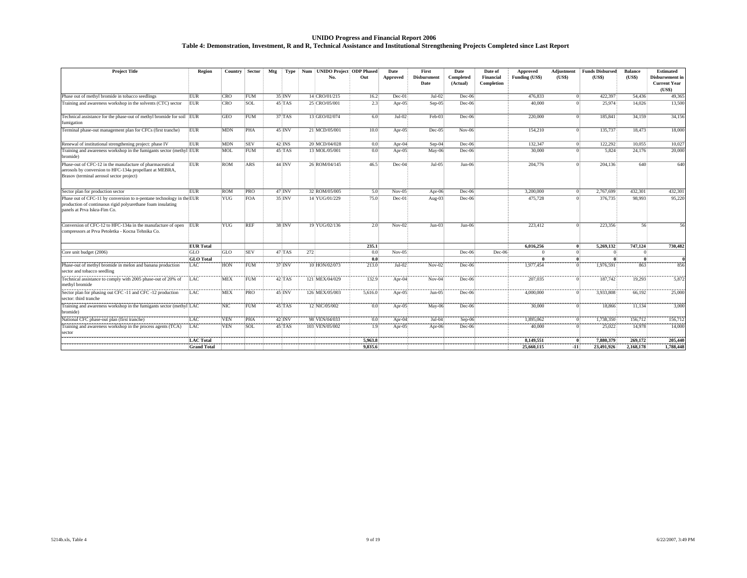# UNIDO Progress and Financial Report 2006

## Table 4: Demonstration, Investment, R and R, Technical Assistance and Institutional Strengthening Projects Completed since Last Report

| Project Title | Region | Country | Sector | Mtg | Type | Num | UNIDO Project No. | ODP Phased Out | Date Approved | First Disbursment Date | Date Completed (Actual) | Date of Financial Completion | Approved Funding (US$) | Adjustment (US$) | Funds Disbursed (US$) | Balance (US$) | Estimated Disbursement in Current Year (US$) |
|---|---|---|---|---|---|---|---|---|---|---|---|---|---|---|---|---|---|
| Phase out of methyl bromide in tobacco seedlings | EUR | CRO | FUM | 35 | INV | 14 | CRO/01/215 | 16.2 | Dec-01 | Jul-02 | Dec-06 | | 476,833 | 0 | 422,397 | 54,436 | 49,365 |
| Training and awareness workshop in the solvents (CTC) sector | EUR | CRO | SOL | 45 | TAS | 25 | CRO/05/001 | 2.3 | Apr-05 | Sep-05 | Dec-06 | | 40,000 | 0 | 25,974 | 14,026 | 13,500 |
| Technical assistance for the phase-out of methyl bromide for soil fumigation | EUR | GEO | FUM | 37 | TAS | 13 | GEO/02/074 | 6.0 | Jul-02 | Feb-03 | Dec-06 | | 220,000 | 0 | 185,841 | 34,159 | 34,156 |
| Terminal phase-out management plan for CFCs (first tranche) | EUR | MDN | PHA | 45 | INV | 21 | MCD/05/001 | 10.0 | Apr-05 | Dec-05 | Nov-06 | | 154,210 | 0 | 135,737 | 18,473 | 18,000 |
| Renewal of institutional strengthening project: phase IV | EUR | MDN | SEV | 42 | INS | 20 | MCD/04/028 | 0.0 | Apr-04 | Sep-04 | Dec-06 | | 132,347 | 0 | 122,292 | 10,055 | 10,027 |
| Training and awareness workshop in the fumigants sector (methyl bromide) | EUR | MOL | FUM | 45 | TAS | 13 | MOL/05/001 | 0.0 | Apr-05 | May-06 | Dec-06 | | 30,000 | 0 | 5,824 | 24,176 | 20,000 |
| Phase-out of CFC-12 in the manufacture of pharmaceutical aerosols by conversion to HFC-134a propellant at MEBRA, Brasov (terminal aerosol sector project) | EUR | ROM | ARS | 44 | INV | 26 | ROM/04/145 | 46.5 | Dec-04 | Jul-05 | Jun-06 | | 204,776 | 0 | 204,136 | 640 | 640 |
| Sector plan for production sector | EUR | ROM | PRO | 47 | INV | 32 | ROM/05/005 | 5.0 | Nov-05 | Apr-06 | Dec-06 | | 3,200,000 | 0 | 2,767,699 | 432,301 | 432,301 |
| Phase out of CFC-11 by conversion to n-pentane technology in the production of continuous rigid polyurethane foam insulating panels at Prva Iskra-Fim Co. | EUR | YUG | FOA | 35 | INV | 14 | YUG/01/229 | 75.0 | Dec-01 | Aug-03 | Dec-06 | | 475,728 | 0 | 376,735 | 98,993 | 95,220 |
| Conversion of CFC-12 to HFC-134a in the manufacture of open compressors at Prva Petoletka - Kocna Tehnika Co. | EUR | YUG | REF | 38 | INV | 19 | YUG/02/136 | 2.0 | Nov-02 | Jun-03 | Jun-06 | | 223,412 | 0 | 223,356 | 56 | 56 |
| | **EUR Total** | | | | | | | **235.1** | | | | | **6,016,256** | **0** | **5,269,132** | **747,124** | **730,482** |
| Core unit budget (2006) | GLO | GLO | SEV | 47 | TAS | 272 | | 0.0 | Nov-05 | | Dec-06 | Dec-06 | 0 | 0 | 0 | 0 | |
| | **GLO Total** | | | | | | | **0.0** | | | | | **0** | **0** | **0** | **0** | **0** |
| Phase-out of methyl bromide in melon and banana production sector and tobacco seedling | LAC | HON | FUM | 37 | INV | 10 | HON/02/073 | 213.0 | Jul-02 | Nov-02 | Dec-06 | | 1,977,454 | 0 | 1,976,591 | 863 | 856 |
| Technical assistance to comply with 2005 phase-out of 20% of methyl bromide | LAC | MEX | FUM | 42 | TAS | 121 | MEX/04/029 | 132.9 | Apr-04 | Nov-04 | Dec-06 | | 207,035 | 0 | 187,742 | 19,293 | 5,872 |
| Sector plan for phasing out CFC -11 and CFC -12 production sector: third tranche | LAC | MEX | PRO | 45 | INV | 126 | MEX/05/003 | 5,616.0 | Apr-05 | Jun-05 | Dec-06 | | 4,000,000 | 0 | 3,933,808 | 66,192 | 25,000 |
| Training and awareness workshop in the fumigants sector (methyl bromide) | LAC | NIC | FUM | 45 | TAS | 12 | NIC/05/002 | 0.0 | Apr-05 | May-06 | Dec-06 | | 30,000 | 0 | 18,866 | 11,134 | 3,000 |
| National CFC phase-out plan (first tranche) | LAC | VEN | PHA | 42 | INV | 98 | VEN/04/033 | 0.0 | Apr-04 | Jul-04 | Sep-06 | | 1,895,062 | 0 | 1,738,350 | 156,712 | 156,712 |
| Training and awareness workshop in the process agents (TCA) sector | LAC | VEN | SOL | 45 | TAS | 103 | VEN/05/002 | 1.9 | Apr-05 | Apr-06 | Dec-06 | | 40,000 | 0 | 25,022 | 14,978 | 14,000 |
| | **LAC Total** | | | | | | | **5,963.8** | | | | | **8,149,551** | **0** | **7,880,379** | **269,172** | **205,440** |
| | **Grand Total** | | | | | | | **9,835.6** | | | | | **25,660,115** | **-11** | **23,491,926** | **2,168,178** | **1,788,448** |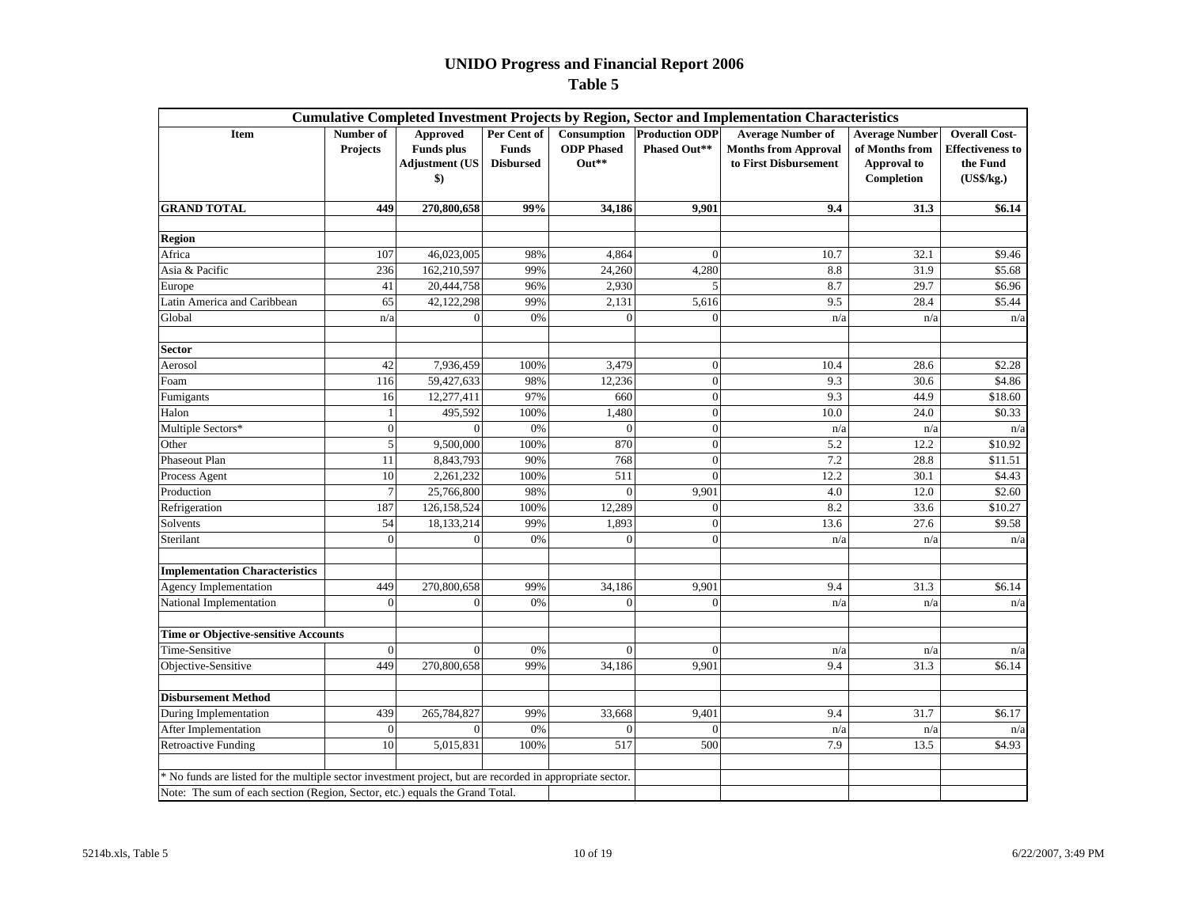# UNIDO Progress and Financial Report 2006

## Table 5

| Cumulative Completed Investment Projects by Region, Sector and Implementation Characteristics | | | | | | | | |
|---|---|---|---|---|---|---|---|---|
| **Item** | **Number of Projects** | **Approved Funds plus Adjustment (US $)** | **Per Cent of Funds Disbursed** | **Consumption ODP Phased Out\*\*** | **Production ODP Phased Out\*\*** | **Average Number of Months from Approval to First Disbursement** | **Average Number of Months from Approval to Completion** | **Overall Cost-Effectiveness to the Fund (US$/kg.)** |
| **GRAND TOTAL** | **449** | **270,800,658** | **99%** | **34,186** | **9,901** | **9.4** | **31.3** | **$6.14** |
| | | | | | | | | |
| **Region** | | | | | | | | |
| Africa | 107 | 46,023,005 | 98% | 4,864 | 0 | 10.7 | 32.1 | $9.46 |
| Asia & Pacific | 236 | 162,210,597 | 99% | 24,260 | 4,280 | 8.8 | 31.9 | $5.68 |
| Europe | 41 | 20,444,758 | 96% | 2,930 | 5 | 8.7 | 29.7 | $6.96 |
| Latin America and Caribbean | 65 | 42,122,298 | 99% | 2,131 | 5,616 | 9.5 | 28.4 | $5.44 |
| Global | n/a | 0 | 0% | 0 | 0 | n/a | n/a | n/a |
| | | | | | | | | |
| **Sector** | | | | | | | | |
| Aerosol | 42 | 7,936,459 | 100% | 3,479 | 0 | 10.4 | 28.6 | $2.28 |
| Foam | 116 | 59,427,633 | 98% | 12,236 | 0 | 9.3 | 30.6 | $4.86 |
| Fumigants | 16 | 12,277,411 | 97% | 660 | 0 | 9.3 | 44.9 | $18.60 |
| Halon | 1 | 495,592 | 100% | 1,480 | 0 | 10.0 | 24.0 | $0.33 |
| Multiple Sectors* | 0 | 0 | 0% | 0 | 0 | n/a | n/a | n/a |
| Other | 5 | 9,500,000 | 100% | 870 | 0 | 5.2 | 12.2 | $10.92 |
| Phaseout Plan | 11 | 8,843,793 | 90% | 768 | 0 | 7.2 | 28.8 | $11.51 |
| Process Agent | 10 | 2,261,232 | 100% | 511 | 0 | 12.2 | 30.1 | $4.43 |
| Production | 7 | 25,766,800 | 98% | 0 | 9,901 | 4.0 | 12.0 | $2.60 |
| Refrigeration | 187 | 126,158,524 | 100% | 12,289 | 0 | 8.2 | 33.6 | $10.27 |
| Solvents | 54 | 18,133,214 | 99% | 1,893 | 0 | 13.6 | 27.6 | $9.58 |
| Sterilant | 0 | 0 | 0% | 0 | 0 | n/a | n/a | n/a |
| | | | | | | | | |
| **Implementation Characteristics** | | | | | | | | |
| Agency Implementation | 449 | 270,800,658 | 99% | 34,186 | 9,901 | 9.4 | 31.3 | $6.14 |
| National Implementation | 0 | 0 | 0% | 0 | 0 | n/a | n/a | n/a |
| | | | | | | | | |
| **Time or Objective-sensitive Accounts** | | | | | | | | |
| Time-Sensitive | 0 | 0 | 0% | 0 | 0 | n/a | n/a | n/a |
| Objective-Sensitive | 449 | 270,800,658 | 99% | 34,186 | 9,901 | 9.4 | 31.3 | $6.14 |
| | | | | | | | | |
| **Disbursement Method** | | | | | | | | |
| During Implementation | 439 | 265,784,827 | 99% | 33,668 | 9,401 | 9.4 | 31.7 | $6.17 |
| After Implementation | 0 | 0 | 0% | 0 | 0 | n/a | n/a | n/a |
| Retroactive Funding | 10 | 5,015,831 | 100% | 517 | 500 | 7.9 | 13.5 | $4.93 |

\* No funds are listed for the multiple sector investment project, but are recorded in appropriate sector.

Note: The sum of each section (Region, Sector, etc.) equals the Grand Total.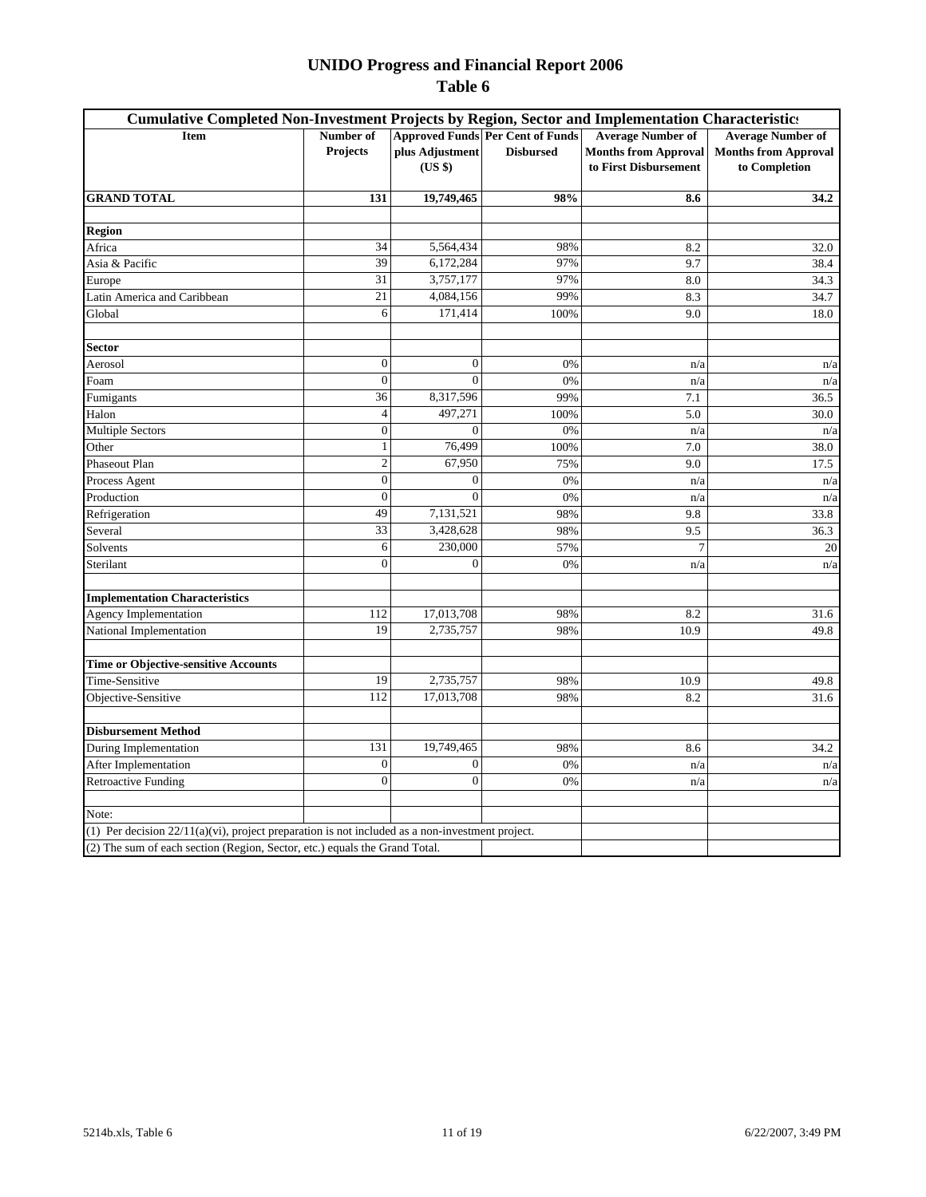# UNIDO Progress and Financial Report 2006

## Table 6

| Cumulative Completed Non-Investment Projects by Region, Sector and Implementation Characteristics | | | | | |
|---|---|---|---|---|---|
| **Item** | **Number of Projects** | **Approved Funds plus Adjustment (US $)** | **Per Cent of Funds Disbursed** | **Average Number of Months from Approval to First Disbursement** | **Average Number of Months from Approval to Completion** |
| **GRAND TOTAL** | **131** | **19,749,465** | **98%** | **8.6** | **34.2** |
| | | | | | |
| **Region** | | | | | |
| Africa | 34 | 5,564,434 | 98% | 8.2 | 32.0 |
| Asia & Pacific | 39 | 6,172,284 | 97% | 9.7 | 38.4 |
| Europe | 31 | 3,757,177 | 97% | 8.0 | 34.3 |
| Latin America and Caribbean | 21 | 4,084,156 | 99% | 8.3 | 34.7 |
| Global | 6 | 171,414 | 100% | 9.0 | 18.0 |
| | | | | | |
| **Sector** | | | | | |
| Aerosol | 0 | 0 | 0% | n/a | n/a |
| Foam | 0 | 0 | 0% | n/a | n/a |
| Fumigants | 36 | 8,317,596 | 99% | 7.1 | 36.5 |
| Halon | 4 | 497,271 | 100% | 5.0 | 30.0 |
| Multiple Sectors | 0 | 0 | 0% | n/a | n/a |
| Other | 1 | 76,499 | 100% | 7.0 | 38.0 |
| Phaseout Plan | 2 | 67,950 | 75% | 9.0 | 17.5 |
| Process Agent | 0 | 0 | 0% | n/a | n/a |
| Production | 0 | 0 | 0% | n/a | n/a |
| Refrigeration | 49 | 7,131,521 | 98% | 9.8 | 33.8 |
| Several | 33 | 3,428,628 | 98% | 9.5 | 36.3 |
| Solvents | 6 | 230,000 | 57% | 7 | 20 |
| Sterilant | 0 | 0 | 0% | n/a | n/a |
| | | | | | |
| **Implementation Characteristics** | | | | | |
| Agency Implementation | 112 | 17,013,708 | 98% | 8.2 | 31.6 |
| National Implementation | 19 | 2,735,757 | 98% | 10.9 | 49.8 |
| | | | | | |
| **Time or Objective-sensitive Accounts** | | | | | |
| Time-Sensitive | 19 | 2,735,757 | 98% | 10.9 | 49.8 |
| Objective-Sensitive | 112 | 17,013,708 | 98% | 8.2 | 31.6 |
| | | | | | |
| **Disbursement Method** | | | | | |
| During Implementation | 131 | 19,749,465 | 98% | 8.6 | 34.2 |
| After Implementation | 0 | 0 | 0% | n/a | n/a |
| Retroactive Funding | 0 | 0 | 0% | n/a | n/a |

Note:

(1) Per decision 22/11(a)(vi), project preparation is not included as a non-investment project.

(2) The sum of each section (Region, Sector, etc.) equals the Grand Total.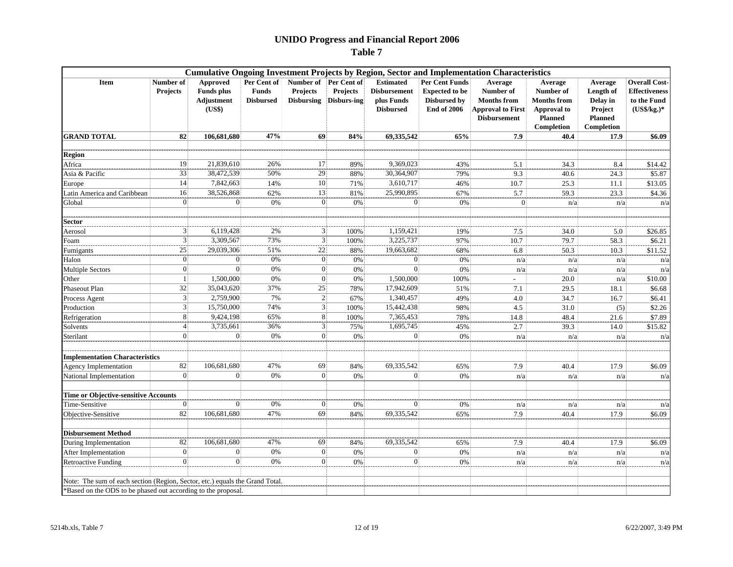# UNIDO Progress and Financial Report 2006

## Table 7

| Cumulative Ongoing Investment Projects by Region, Sector and Implementation Characteristics | | | | | | | | | | | |
|---|---|---|---|---|---|---|---|---|---|---|---|
| **Item** | **Number of Projects** | **Approved Funds plus Adjustment (US$)** | **Per Cent of Funds Disbursed** | **Number of Projects Disbursing** | **Per Cent of Projects Disburs-ing** | **Estimated Disbursement plus Funds Disbursed** | **Per Cent Funds Expected to be Disbursed by End of 2006** | **Average Number of Months from Approval to First Disbursement** | **Average Number of Months from Approval to Planned Completion** | **Average Length of Delay in Project Planned Completion** | **Overall Cost-Effectiveness to the Fund (US$/kg.)*** |
| **GRAND TOTAL** | **82** | **106,681,680** | **47%** | **69** | **84%** | **69,335,542** | **65%** | **7.9** | **40.4** | **17.9** | **$6.09** |
| | | | | | | | | | | | |
| **Region** | | | | | | | | | | | |
| Africa | 19 | 21,839,610 | 26% | 17 | 89% | 9,369,023 | 43% | 5.1 | 34.3 | 8.4 | $14.42 |
| Asia & Pacific | 33 | 38,472,539 | 50% | 29 | 88% | 30,364,907 | 79% | 9.3 | 40.6 | 24.3 | $5.87 |
| Europe | 14 | 7,842,663 | 14% | 10 | 71% | 3,610,717 | 46% | 10.7 | 25.3 | 11.1 | $13.05 |
| Latin America and Caribbean | 16 | 38,526,868 | 62% | 13 | 81% | 25,990,895 | 67% | 5.7 | 59.3 | 23.3 | $4.36 |
| Global | 0 | 0 | 0% | 0 | 0% | 0 | 0% | 0 | n/a | n/a | n/a |
| | | | | | | | | | | | |
| **Sector** | | | | | | | | | | | |
| Aerosol | 3 | 6,119,428 | 2% | 3 | 100% | 1,159,421 | 19% | 7.5 | 34.0 | 5.0 | $26.85 |
| Foam | 3 | 3,309,567 | 73% | 3 | 100% | 3,225,737 | 97% | 10.7 | 79.7 | 58.3 | $6.21 |
| Fumigants | 25 | 29,039,306 | 51% | 22 | 88% | 19,663,682 | 68% | 6.8 | 50.3 | 10.3 | $11.52 |
| Halon | 0 | 0 | 0% | 0 | 0% | 0 | 0% | n/a | n/a | n/a | n/a |
| Multiple Sectors | 0 | 0 | 0% | 0 | 0% | 0 | 0% | n/a | n/a | n/a | n/a |
| Other | 1 | 1,500,000 | 0% | 0 | 0% | 1,500,000 | 100% | - | 20.0 | n/a | $10.00 |
| Phaseout Plan | 32 | 35,043,620 | 37% | 25 | 78% | 17,942,609 | 51% | 7.1 | 29.5 | 18.1 | $6.68 |
| Process Agent | 3 | 2,759,900 | 7% | 2 | 67% | 1,340,457 | 49% | 4.0 | 34.7 | 16.7 | $6.41 |
| Production | 3 | 15,750,000 | 74% | 3 | 100% | 15,442,438 | 98% | 4.5 | 31.0 | (5) | $2.26 |
| Refrigeration | 8 | 9,424,198 | 65% | 8 | 100% | 7,365,453 | 78% | 14.8 | 48.4 | 21.6 | $7.89 |
| Solvents | 4 | 3,735,661 | 36% | 3 | 75% | 1,695,745 | 45% | 2.7 | 39.3 | 14.0 | $15.82 |
| Sterilant | 0 | 0 | 0% | 0 | 0% | 0 | 0% | n/a | n/a | n/a | n/a |
| | | | | | | | | | | | |
| **Implementation Characteristics** | | | | | | | | | | | |
| Agency Implementation | 82 | 106,681,680 | 47% | 69 | 84% | 69,335,542 | 65% | 7.9 | 40.4 | 17.9 | $6.09 |
| National Implementation | 0 | 0 | 0% | 0 | 0% | 0 | 0% | n/a | n/a | n/a | n/a |
| | | | | | | | | | | | |
| **Time or Objective-sensitive Accounts** | | | | | | | | | | | |
| Time-Sensitive | 0 | 0 | 0% | 0 | 0% | 0 | 0% | n/a | n/a | n/a | n/a |
| Objective-Sensitive | 82 | 106,681,680 | 47% | 69 | 84% | 69,335,542 | 65% | 7.9 | 40.4 | 17.9 | $6.09 |
| | | | | | | | | | | | |
| **Disbursement Method** | | | | | | | | | | | |
| During Implementation | 82 | 106,681,680 | 47% | 69 | 84% | 69,335,542 | 65% | 7.9 | 40.4 | 17.9 | $6.09 |
| After Implementation | 0 | 0 | 0% | 0 | 0% | 0 | 0% | n/a | n/a | n/a | n/a |
| Retroactive Funding | 0 | 0 | 0% | 0 | 0% | 0 | 0% | n/a | n/a | n/a | n/a |

Note: The sum of each section (Region, Sector, etc.) equals the Grand Total.

*Based on the ODS to be phased out according to the proposal.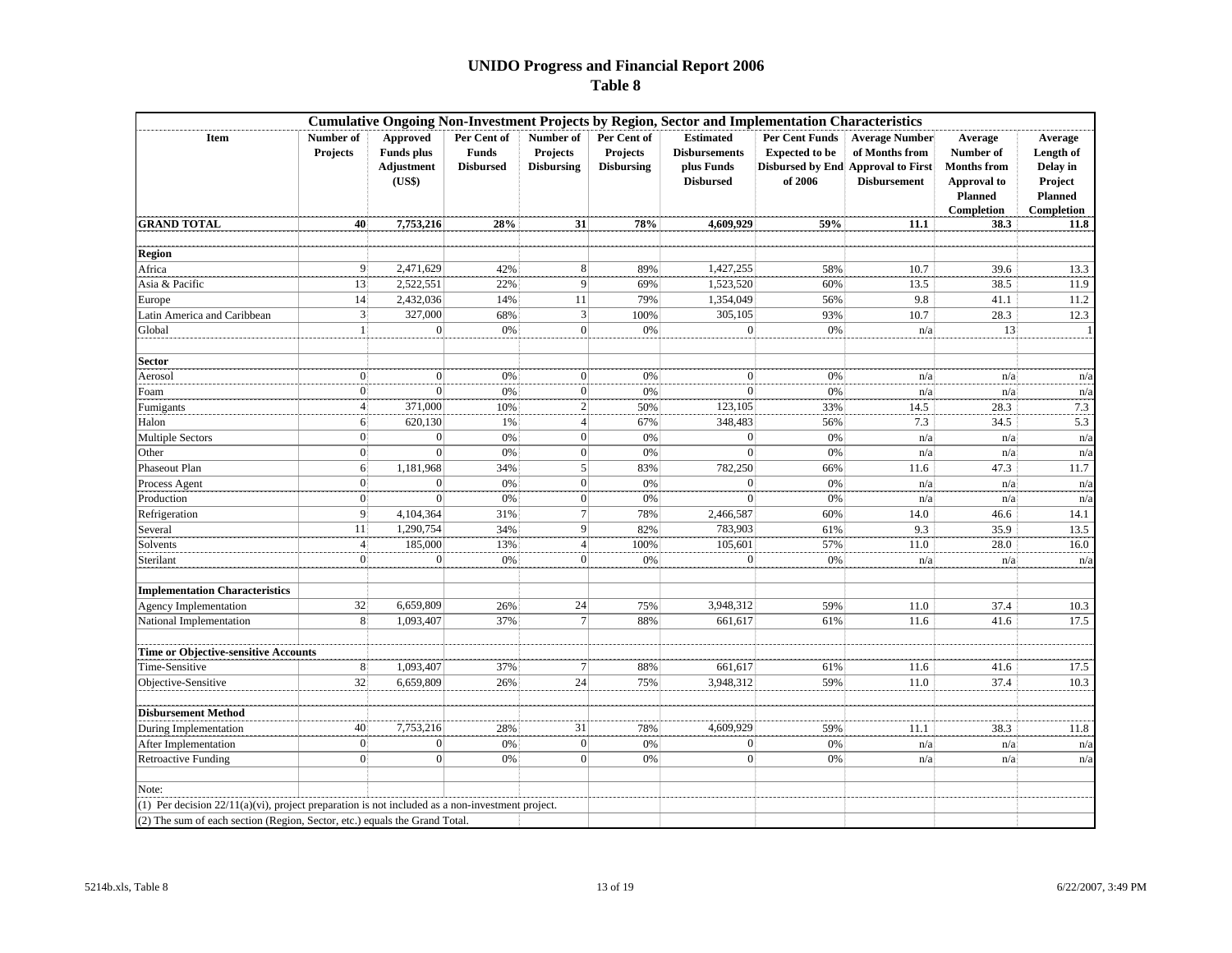# UNIDO Progress and Financial Report 2006

## Table 8

| Cumulative Ongoing Non-Investment Projects by Region, Sector and Implementation Characteristics | | | | | | | | | |
|---|---|---|---|---|---|---|---|---|---|
| **Item** | **Number of Projects** | **Approved Funds plus Adjustment (US$)** | **Per Cent of Funds Disbursed** | **Number of Projects Disbursing** | **Per Cent of Projects Disbursing** | **Estimated Disbursements plus Funds Disbursed** | **Per Cent Funds Expected to be Disbursed by End of 2006** | **Average Number of Months from Approval to First Disbursement** | **Average Number of Months from Approval to Planned Completion** | **Average Length of Delay in Project Planned Completion** |
| **GRAND TOTAL** | **40** | **7,753,216** | **28%** | **31** | **78%** | **4,609,929** | **59%** | **11.1** | **38.3** | **11.8** |
| **Region** | | | | | | | | | | |
| Africa | 9 | 2,471,629 | 42% | 8 | 89% | 1,427,255 | 58% | 10.7 | 39.6 | 13.3 |
| Asia & Pacific | 13 | 2,522,551 | 22% | 9 | 69% | 1,523,520 | 60% | 13.5 | 38.5 | 11.9 |
| Europe | 14 | 2,432,036 | 14% | 11 | 79% | 1,354,049 | 56% | 9.8 | 41.1 | 11.2 |
| Latin America and Caribbean | 3 | 327,000 | 68% | 3 | 100% | 305,105 | 93% | 10.7 | 28.3 | 12.3 |
| Global | 1 | 0 | 0% | 0 | 0% | 0 | 0% | n/a | 13 | 1 |
| **Sector** | | | | | | | | | | |
| Aerosol | 0 | 0 | 0% | 0 | 0% | 0 | 0% | n/a | n/a | n/a |
| Foam | 0 | 0 | 0% | 0 | 0% | 0 | 0% | n/a | n/a | n/a |
| Fumigants | 4 | 371,000 | 10% | 2 | 50% | 123,105 | 33% | 14.5 | 28.3 | 7.3 |
| Halon | 6 | 620,130 | 1% | 4 | 67% | 348,483 | 56% | 7.3 | 34.5 | 5.3 |
| Multiple Sectors | 0 | 0 | 0% | 0 | 0% | 0 | 0% | n/a | n/a | n/a |
| Other | 0 | 0 | 0% | 0 | 0% | 0 | 0% | n/a | n/a | n/a |
| Phaseout Plan | 6 | 1,181,968 | 34% | 5 | 83% | 782,250 | 66% | 11.6 | 47.3 | 11.7 |
| Process Agent | 0 | 0 | 0% | 0 | 0% | 0 | 0% | n/a | n/a | n/a |
| Production | 0 | 0 | 0% | 0 | 0% | 0 | 0% | n/a | n/a | n/a |
| Refrigeration | 9 | 4,104,364 | 31% | 7 | 78% | 2,466,587 | 60% | 14.0 | 46.6 | 14.1 |
| Several | 11 | 1,290,754 | 34% | 9 | 82% | 783,903 | 61% | 9.3 | 35.9 | 13.5 |
| Solvents | 4 | 185,000 | 13% | 4 | 100% | 105,601 | 57% | 11.0 | 28.0 | 16.0 |
| Sterilant | 0 | 0 | 0% | 0 | 0% | 0 | 0% | n/a | n/a | n/a |
| **Implementation Characteristics** | | | | | | | | | | |
| Agency Implementation | 32 | 6,659,809 | 26% | 24 | 75% | 3,948,312 | 59% | 11.0 | 37.4 | 10.3 |
| National Implementation | 8 | 1,093,407 | 37% | 7 | 88% | 661,617 | 61% | 11.6 | 41.6 | 17.5 |
| **Time or Objective-sensitive Accounts** | | | | | | | | | | |
| Time-Sensitive | 8 | 1,093,407 | 37% | 7 | 88% | 661,617 | 61% | 11.6 | 41.6 | 17.5 |
| Objective-Sensitive | 32 | 6,659,809 | 26% | 24 | 75% | 3,948,312 | 59% | 11.0 | 37.4 | 10.3 |
| **Disbursement Method** | | | | | | | | | | |
| During Implementation | 40 | 7,753,216 | 28% | 31 | 78% | 4,609,929 | 59% | 11.1 | 38.3 | 11.8 |
| After Implementation | 0 | 0 | 0% | 0 | 0% | 0 | 0% | n/a | n/a | n/a |
| Retroactive Funding | 0 | 0 | 0% | 0 | 0% | 0 | 0% | n/a | n/a | n/a |

Note:

(1) Per decision 22/11(a)(vi), project preparation is not included as a non-investment project.

(2) The sum of each section (Region, Sector, etc.) equals the Grand Total.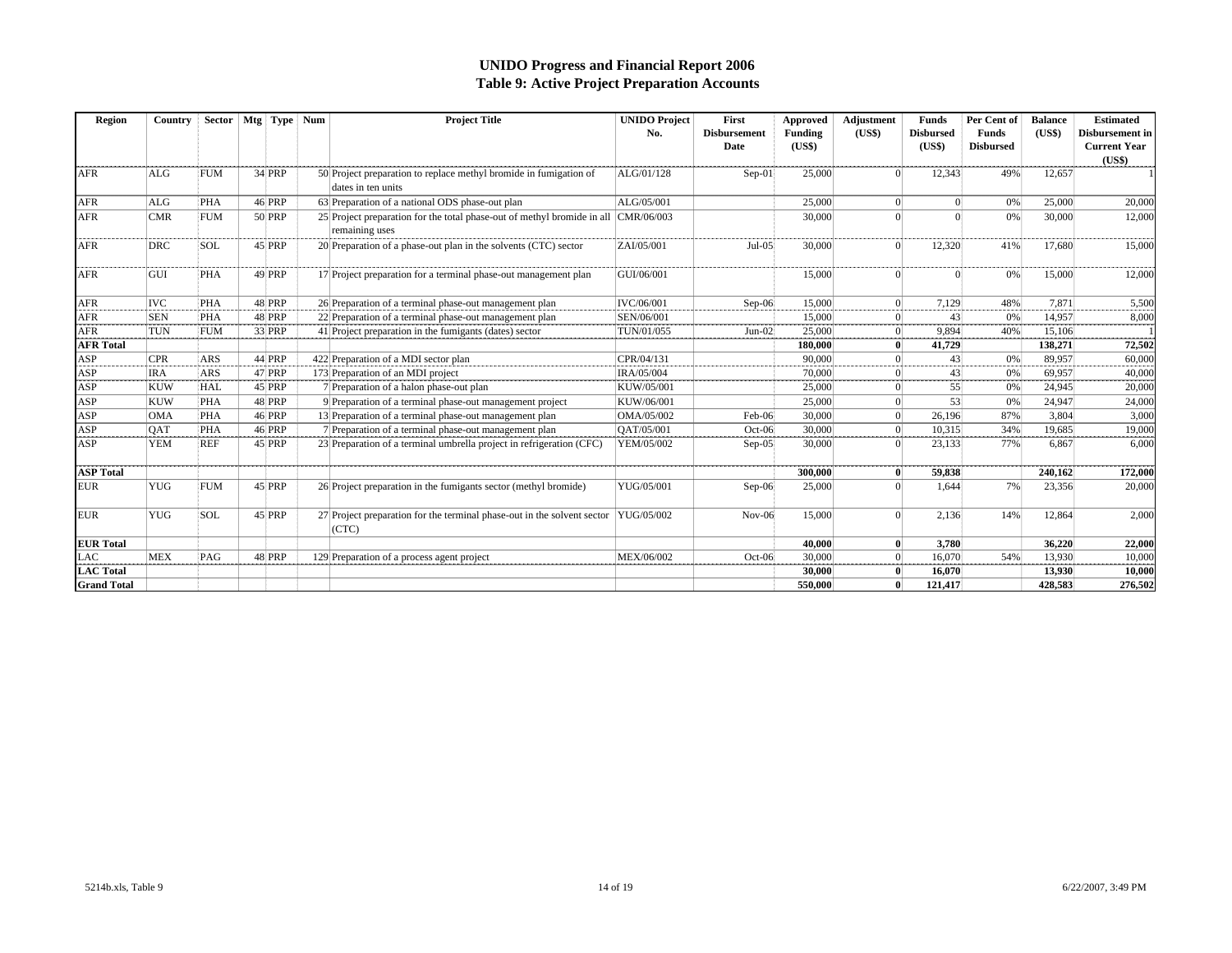# UNIDO Progress and Financial Report 2006
## Table 9: Active Project Preparation Accounts

| Region | Country | Sector | Mtg | Type | Num | Project Title | UNIDO Project No. | First Disbursement Date | Approved Funding (US$) | Adjustment (US$) | Funds Disbursed (US$) | Per Cent of Funds Disbursed | Balance (US$) | Estimated Disbursement in Current Year (US$) |
|---|---|---|---|---|---|---|---|---|---|---|---|---|---|---|
| AFR | ALG | FUM | 34 | PRP | 50 | Project preparation to replace methyl bromide in fumigation of dates in ten units | ALG/01/128 | Sep-01 | 25,000 | 0 | 12,343 | 49% | 12,657 | 1 |
| AFR | ALG | PHA | 46 | PRP | 63 | Preparation of a national ODS phase-out plan | ALG/05/001 | | 25,000 | 0 | 0 | 0% | 25,000 | 20,000 |
| AFR | CMR | FUM | 50 | PRP | 25 | Project preparation for the total phase-out of methyl bromide in all remaining uses | CMR/06/003 | | 30,000 | 0 | 0 | 0% | 30,000 | 12,000 |
| AFR | DRC | SOL | 45 | PRP | 20 | Preparation of a phase-out plan in the solvents (CTC) sector | ZAI/05/001 | Jul-05 | 30,000 | 0 | 12,320 | 41% | 17,680 | 15,000 |
| AFR | GUI | PHA | 49 | PRP | 17 | Project preparation for a terminal phase-out management plan | GUI/06/001 | | 15,000 | 0 | 0 | 0% | 15,000 | 12,000 |
| AFR | IVC | PHA | 48 | PRP | 26 | Preparation of a terminal phase-out management plan | IVC/06/001 | Sep-06 | 15,000 | 0 | 7,129 | 48% | 7,871 | 5,500 |
| AFR | SEN | PHA | 48 | PRP | 22 | Preparation of a terminal phase-out management plan | SEN/06/001 | | 15,000 | 0 | 43 | 0% | 14,957 | 8,000 |
| AFR | TUN | FUM | 33 | PRP | 41 | Project preparation in the fumigants (dates) sector | TUN/01/055 | Jun-02 | 25,000 | 0 | 9,894 | 40% | 15,106 | 1 |
| **AFR Total** | | | | | | | | | **180,000** | **0** | **41,729** | | **138,271** | **72,502** |
| ASP | CPR | ARS | 44 | PRP | 422 | Preparation of a MDI sector plan | CPR/04/131 | | 90,000 | 0 | 43 | 0% | 89,957 | 60,000 |
| ASP | IRA | ARS | 47 | PRP | 173 | Preparation of an MDI project | IRA/05/004 | | 70,000 | 0 | 43 | 0% | 69,957 | 40,000 |
| ASP | KUW | HAL | 45 | PRP | 7 | Preparation of a halon phase-out plan | KUW/05/001 | | 25,000 | 0 | 55 | 0% | 24,945 | 20,000 |
| ASP | KUW | PHA | 48 | PRP | 9 | Preparation of a terminal phase-out management project | KUW/06/001 | | 25,000 | 0 | 53 | 0% | 24,947 | 24,000 |
| ASP | OMA | PHA | 46 | PRP | 13 | Preparation of a terminal phase-out management plan | OMA/05/002 | Feb-06 | 30,000 | 0 | 26,196 | 87% | 3,804 | 3,000 |
| ASP | QAT | PHA | 46 | PRP | 7 | Preparation of a terminal phase-out management plan | QAT/05/001 | Oct-06 | 30,000 | 0 | 10,315 | 34% | 19,685 | 19,000 |
| ASP | YEM | REF | 45 | PRP | 23 | Preparation of a terminal umbrella project in refrigeration (CFC) | YEM/05/002 | Sep-05 | 30,000 | 0 | 23,133 | 77% | 6,867 | 6,000 |
| **ASP Total** | | | | | | | | | **300,000** | **0** | **59,838** | | **240,162** | **172,000** |
| EUR | YUG | FUM | 45 | PRP | 26 | Project preparation in the fumigants sector (methyl bromide) | YUG/05/001 | Sep-06 | 25,000 | 0 | 1,644 | 7% | 23,356 | 20,000 |
| EUR | YUG | SOL | 45 | PRP | 27 | Project preparation for the terminal phase-out in the solvent sector (CTC) | YUG/05/002 | Nov-06 | 15,000 | 0 | 2,136 | 14% | 12,864 | 2,000 |
| **EUR Total** | | | | | | | | | **40,000** | **0** | **3,780** | | **36,220** | **22,000** |
| LAC | MEX | PAG | 48 | PRP | 129 | Preparation of a process agent project | MEX/06/002 | Oct-06 | 30,000 | 0 | 16,070 | 54% | 13,930 | 10,000 |
| **LAC Total** | | | | | | | | | **30,000** | **0** | **16,070** | | **13,930** | **10,000** |
| **Grand Total** | | | | | | | | | **550,000** | **0** | **121,417** | | **428,583** | **276,502** |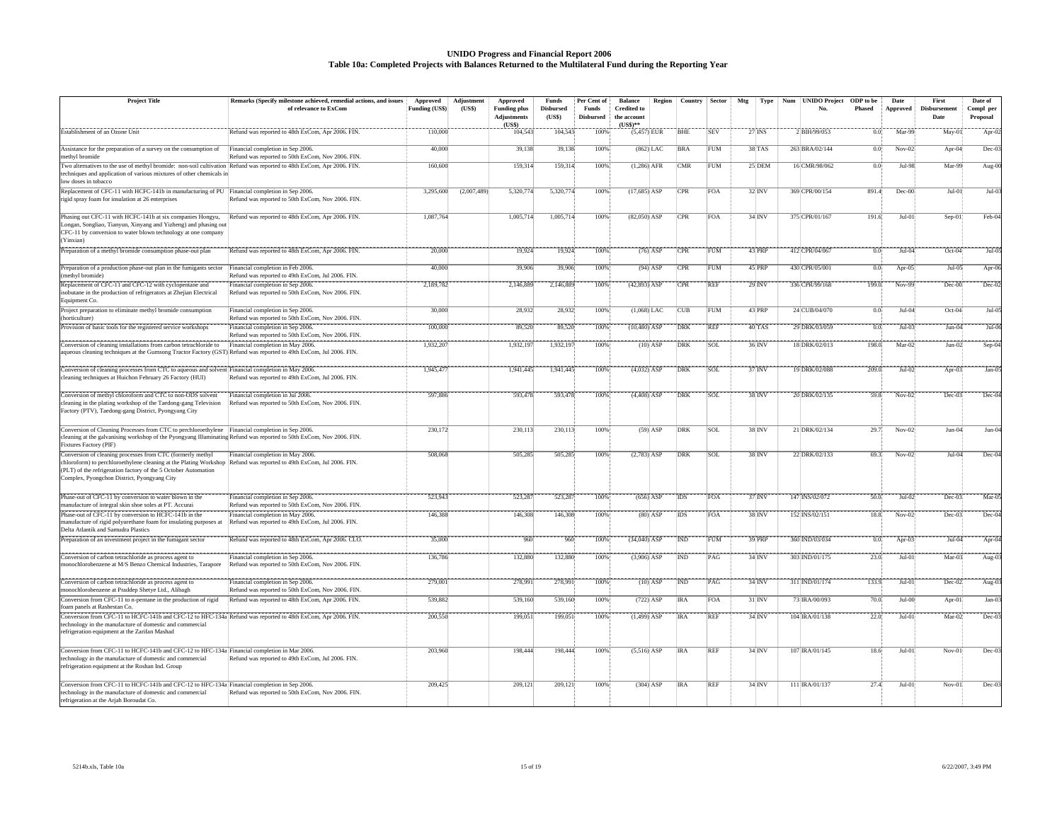# UNIDO Progress and Financial Report 2006

## Table 10a: Completed Projects with Balances Returned to the Multilateral Fund during the Reporting Year

| Project Title | Remarks (Specify milestone achieved, remedial actions, and issues of relevance to ExCom | Approved Funding (US$) | Adjustment (US$) | Approved Funding plus Adjustments (US$) | Funds Disbursed (US$) | Per Cent of Funds Disbursed | Balance Credited to the account (US$)** | Region | Country | Sector | Mtg | Type | Num | UNIDO Project No. | ODP to be Phased | Date Approved | First Disbursement Date | Date of Compl per Proposal |
|---|---|---|---|---|---|---|---|---|---|---|---|---|---|---|---|---|---|---|
| Establishment of an Ozone Unit | Refund was reported to 48th ExCom, Apr 2006. FIN. | 110,000 | | 104,543 | 104,543 | 100% | (5,457) | EUR | BHE | SEV | 27 | INS | 2 | BIH/99/053 | 0.0 | Mar-99 | May-01 | Apr-02 |
| Assistance for the preparation of a survey on the consumption of methyl bromide | Financial completion in Sep 2006. Refund was reported to 50th ExCom, Nov 2006. FIN. | 40,000 | | 39,138 | 39,138 | 100% | (862) | LAC | BRA | FUM | 38 | TAS | 263 | BRA/02/144 | 0.0 | Nov-02 | Apr-04 | Dec-03 |
| Two alternatives to the use of methyl bromide: non-soil cultivation techniques and application of various mixtures of other chemicals in low doses in tobacco | Refund was reported to 48th ExCom, Apr 2006. FIN. | 160,600 | | 159,314 | 159,314 | 100% | (1,286) | AFR | CMR | FUM | 25 | DEM | 16 | CMR/98/062 | 0.0 | Jul-98 | Mar-99 | Aug-00 |
| Replacement of CFC-11 with HCFC-141b in manufacturing of PU rigid spray foam for insulation at 26 enterprises | Financial completion in Sep 2006. Refund was reported to 50th ExCom, Nov 2006. FIN. | 3,295,600 | (2,007,489) | 5,320,774 | 5,320,774 | 100% | (17,685) | ASP | CPR | FOA | 32 | INV | 369 | CPR/00/154 | 891.4 | Dec-00 | Jul-01 | Jul-03 |
| Phasing out CFC-11 with HCFC-141b at six companies Hongyu, Longan, Songliao, Tianyun, Xinyang and Yizheng) and phasing out CFC-11 by conversion to water blown technology at one company (Yinxian) | Refund was reported to 48th ExCom, Apr 2006. FIN. | 1,087,764 | | 1,005,714 | 1,005,714 | 100% | (82,050) | ASP | CPR | FOA | 34 | INV | 375 | CPR/01/167 | 191.6 | Jul-01 | Sep-01 | Feb-04 |
| Preparation of a methyl bromide consumption phase-out plan | Refund was reported to 48th ExCom, Apr 2006. FIN. | 20,000 | | 19,924 | 19,924 | 100% | (76) | ASP | CPR | FUM | 43 | PRP | 412 | CPR/04/067 | 0.0 | Jul-04 | Oct-04 | Jul-05 |
| Preparation of a production phase-out plan in the fumigants sector (methyl bromide) | Financial completion in Feb 2006. Refund was reported to 49th ExCom, Jul 2006. FIN. | 40,000 | | 39,906 | 39,906 | 100% | (94) | ASP | CPR | FUM | 45 | PRP | 430 | CPR/05/001 | 0.0 | Apr-05 | Jul-05 | Apr-06 |
| Replacement of CFC-11 and CFC-12 with cyclopentane and isobutane in the production of refrigerators at Zhejian Electrical Equipment Co. | Financial completion in Sep 2006. Refund was reported to 50th ExCom, Nov 2006. FIN. | 2,189,782 | | 2,146,889 | 2,146,889 | 100% | (42,893) | ASP | CPR | REF | 29 | INV | 336 | CPR/99/168 | 199.1 | Nov-99 | Dec-00 | Dec-02 |
| Project preparation to eliminate methyl bromide consumption (horticulture) | Financial completion in Sep 2006. Refund was reported to 50th ExCom, Nov 2006. FIN. | 30,000 | | 28,932 | 28,932 | 100% | (1,068) | LAC | CUB | FUM | 43 | PRP | 24 | CUB/04/070 | 0.0 | Jul-04 | Oct-04 | Jul-05 |
| Provision of basic tools for the registered service workshops | Financial completion in Sep 2006. Refund was reported to 50th ExCom, Nov 2006. FIN. | 100,000 | | 89,520 | 89,520 | 100% | (10,480) | ASP | DRK | REF | 40 | TAS | 29 | DRK/03/059 | 0.0 | Jul-03 | Jun-04 | Jul-06 |
| Conversion of cleaning installations from carbon tetrachloride to aqueous cleaning techniques at the Gumsong Tractor Factory (GST) | Financial completion in May 2006. Refund was reported to 49th ExCom, Jul 2006. FIN. | 1,932,207 | | 1,932,197 | 1,932,197 | 100% | (10) | ASP | DRK | SOL | 36 | INV | 18 | DRK/02/013 | 198.0 | Mar-02 | Jun-02 | Sep-04 |
| Conversion of cleaning processes from CTC to aqueous and solvent cleaning techniques at Huichon February 26 Factory (HUI) | Financial completion in May 2006. Refund was reported to 49th ExCom, Jul 2006. FIN. | 1,945,477 | | 1,941,445 | 1,941,445 | 100% | (4,032) | ASP | DRK | SOL | 37 | INV | 19 | DRK/02/088 | 209.0 | Jul-02 | Apr-03 | Jan-05 |
| Conversion of methyl chloroform and CTC to non-ODS solvent cleaning in the plating workshop of the Taedong-gang Television Factory (PTV), Taedong-gang District, Pyongyang City | Financial completion in Jul 2006. Refund was reported to 50th ExCom, Nov 2006. FIN. | 597,886 | | 593,478 | 593,478 | 100% | (4,408) | ASP | DRK | SOL | 38 | INV | 20 | DRK/02/135 | 59.8 | Nov-02 | Dec-03 | Dec-04 |
| Conversion of Cleaning Processes from CTC to perchloroethylene cleaning at the galvanising workshop of the Pyongyang Illuminating Fixtures Factory (PIF) | Financial completion in Sep 2006. Refund was reported to 50th ExCom, Nov 2006. FIN. | 230,172 | | 230,113 | 230,113 | 100% | (59) | ASP | DRK | SOL | 38 | INV | 21 | DRK/02/134 | 29.7 | Nov-02 | Jun-04 | Jun-04 |
| Conversion of cleaning processes from CTC (formerly methyl chloroform) to perchloroethylene cleaning at the Plating Workshop (PLT) of the refrigeration factory of the 5 October Automation Complex, Pyongchon District, Pyongyang City | Financial completion in May 2006. Refund was reported to 49th ExCom, Jul 2006. FIN. | 508,068 | | 505,285 | 505,285 | 100% | (2,783) | ASP | DRK | SOL | 38 | INV | 22 | DRK/02/133 | 69.3 | Nov-02 | Jul-04 | Dec-04 |
| Phase-out of CFC-11 by conversion to water blown in the manufacture of integral skin shoe soles at PT. Accurai | Financial completion in Sep 2006. Refund was reported to 50th ExCom, Nov 2006. FIN. | 523,943 | | 523,287 | 523,287 | 100% | (656) | ASP | IDS | FOA | 37 | INV | 147 | INS/02/072 | 50.0 | Jul-02 | Dec-03 | Mar-05 |
| Phase-out of CFC-11 by conversion to HCFC-141b in the manufacture of rigid polyurethane foam for insulating purposes at Delta Atlantik and Samudra Plastics | Financial completion in May 2006. Refund was reported to 49th ExCom, Jul 2006. FIN. | 146,388 | | 146,308 | 146,308 | 100% | (80) | ASP | IDS | FOA | 38 | INV | 152 | INS/02/151 | 18.8 | Nov-02 | Dec-03 | Dec-04 |
| Preparation of an investment project in the fumigant sector | Refund was reported to 48th ExCom, Apr 2006. CLO. | 35,000 | | 960 | 960 | 100% | (34,040) | ASP | IND | FUM | 39 | PRP | 360 | IND/03/034 | 0.0 | Apr-03 | Jul-04 | Apr-04 |
| Conversion of carbon tetrachloride as process agent to monochlorobenzene at M/S Benzo Chemical Industries, Tarapore | Financial completion in Sep 2006. Refund was reported to 50th ExCom, Nov 2006. FIN. | 136,786 | | 132,880 | 132,880 | 100% | (3,906) | ASP | IND | PAG | 34 | INV | 303 | IND/01/175 | 23.0 | Jul-01 | Mar-03 | Aug-03 |
| Conversion of carbon tetrachloride as process agent to monochlorobenzene at Praddep Shetye Ltd., Alibagh | Financial completion in Sep 2006. Refund was reported to 50th ExCom, Nov 2006. FIN. | 279,001 | | 278,991 | 278,991 | 100% | (10) | ASP | IND | PAG | 34 | INV | 311 | IND/01/174 | 133.9 | Jul-01 | Dec-02 | Aug-03 |
| Conversion from CFC-11 to n-pentane in the production of rigid foam panels at Rashestan Co. | Refund was reported to 48th ExCom, Apr 2006. FIN. | 539,882 | | 539,160 | 539,160 | 100% | (722) | ASP | IRA | FOA | 31 | INV | 73 | IRA/00/093 | 70.0 | Jul-00 | Apr-01 | Jan-03 |
| Conversion from CFC-11 to HCFC-141b and CFC-12 to HFC-134a technology in the manufacture of domestic and commercial refrigeration equipment at the Zarifan Mashad | Refund was reported to 48th ExCom, Apr 2006. FIN. | 200,550 | | 199,051 | 199,051 | 100% | (1,499) | ASP | IRA | REF | 34 | INV | 104 | IRA/01/138 | 22.0 | Jul-01 | Mar-02 | Dec-03 |
| Conversion from CFC-11 to HCFC-141b and CFC-12 to HFC-134a technology in the manufacture of domestic and commercial refrigeration equipment at the Roshan Ind. Group | Financial completion in Mar 2006. Refund was reported to 49th ExCom, Jul 2006. FIN. | 203,960 | | 198,444 | 198,444 | 100% | (5,516) | ASP | IRA | REF | 34 | INV | 107 | IRA/01/145 | 18.6 | Jul-01 | Nov-01 | Dec-03 |
| Conversion from CFC-11 to HCFC-141b and CFC-12 to HFC-134a technology in the manufacture of domestic and commercial refrigeration at the Arjah Boroudat Co. | Financial completion in Sep 2006. Refund was reported to 50th ExCom, Nov 2006. FIN. | 209,425 | | 209,121 | 209,121 | 100% | (304) | ASP | IRA | REF | 34 | INV | 111 | IRA/01/137 | 27.4 | Jul-01 | Nov-01 | Dec-03 |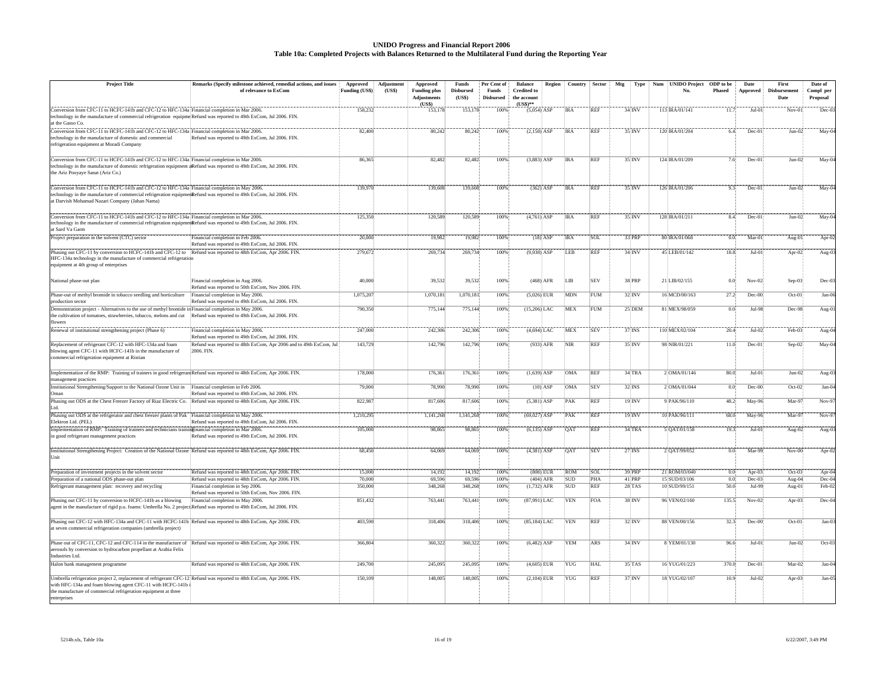# UNIDO Progress and Financial Report 2006

## Table 10a: Completed Projects with Balances Returned to the Multilateral Fund during the Reporting Year

| Project Title | Remarks (Specify milestone achieved, remedial actions, and issues of relevance to ExCom | Approved Funding (US$) | Adjustment (US$) | Approved Funding plus Adjustments (US$) | Funds Disbursed (US$) | Per Cent of Funds Disbursed | Balance Credited to the account (US$)** | Region | Country | Sector | Mtg | Type | Num | UNIDO Project No. | ODP to be Phased | Date Approved | First Disbursement Date | Date of Compl per Proposal |
|---|---|---|---|---|---|---|---|---|---|---|---|---|---|---|---|---|---|---|
| Conversion from CFC-11 to HCFC-141b and CFC-12 to HFC-134a technology in the manufacture of commercial refrigeration equipment at the Gasso Co. | Financial completion in Mar 2006. Refund was reported to 49th ExCom, Jul 2006. FIN. | 158,232 | | 153,178 | 153,178 | 100% | (5,054) | ASP | IRA | REF | 34 | INV | 113 | IRA/01/141 | 11.7 | Jul-01 | Nov-01 | Dec-03 |
| Conversion from CFC-11 to HCFC-141b and CFC-12 to HFC-134a technology in the manufacture of domestic and commercial refrigeration equipment at Moradi Company | Financial completion in Mar 2006. Refund was reported to 49th ExCom, Jul 2006. FIN. | 82,400 | | 80,242 | 80,242 | 100% | (2,158) | ASP | IRA | REF | 35 | INV | 120 | IRA/01/204 | 6.4 | Dec-01 | Jun-02 | May-04 |
| Conversion from CFC-11 to HCFC-141b and CFC-12 to HFC-134a technology in the manufacture of domestic refrigeration equipment at the Ariz Pooyaye Sanat (Ariz Co.) | Financial completion in Mar 2006. Refund was reported to 49th ExCom, Jul 2006. FIN. | 86,365 | | 82,482 | 82,482 | 100% | (3,883) | ASP | IRA | REF | 35 | INV | 124 | IRA/01/209 | 7.6 | Dec-01 | Jun-02 | May-04 |
| Conversion from CFC-11 to HCFC-141b and CFC-12 to HFC-134a technology in the manufacture of commercial refrigeration equipment at Darvish Mohamad Nazari Company (Jahan Nama) | Financial completion in May 2006. Refund was reported to 49th ExCom, Jul 2006. FIN. | 139,970 | | 139,608 | 139,608 | 100% | (362) | ASP | IRA | REF | 35 | INV | 126 | IRA/01/206 | 9.3 | Dec-01 | Jun-02 | May-04 |
| Conversion from CFC-11 to HCFC-141b and CFC-12 to HFC-134a technology in the manufacture of commercial refrigeration equipment at Sard Va Garm | Financial completion in Mar 2006. Refund was reported to 49th ExCom, Jul 2006. FIN. | 125,350 | | 120,589 | 120,589 | 100% | (4,761) | ASP | IRA | REF | 35 | INV | 128 | IRA/01/211 | 8.4 | Dec-01 | Jun-02 | May-04 |
| Project preparation in the solvent (CTC) sector | Financial completion in Feb 2006. Refund was reported to 49th ExCom, Jul 2006. FIN. | 20,000 | | 19,982 | 19,982 | 100% | (18) | ASP | IRA | SOL | 33 | PRP | 80 | IRA/01/068 | 0.0 | Mar-01 | Aug-01 | Apr-02 |
| Phasing out CFC-11 by conversion to HCFC-141b and CFC-12 to HFC-134a technology in the manufacture of commercial refrigeration equipment at 4th group of enterprises | Refund was reported to 48th ExCom, Apr 2006. FIN. | 279,672 | | 269,734 | 269,734 | 100% | (9,938) | ASP | LEB | REF | 34 | INV | 45 | LEB/01/142 | 18.8 | Jul-01 | Apr-02 | Aug-03 |
| National phase-out plan | Financial completion in Aug 2006. Refund was reported to 50th ExCom, Nov 2006. FIN. | 40,000 | | 39,532 | 39,532 | 100% | (468) | AFR | LIB | SEV | 38 | PRP | 21 | LIB/02/155 | 0.0 | Nov-02 | Sep-03 | Dec-03 |
| Phase-out of methyl bromide in tobacco seedling and horticulture production sector | Financial completion in May 2006. Refund was reported to 49th ExCom, Jul 2006. FIN. | 1,075,207 | | 1,070,181 | 1,070,181 | 100% | (5,026) | EUR | MDN | FUM | 32 | INV | 16 | MCD/00/163 | 27.2 | Dec-00 | Oct-01 | Jan-06 |
| Demonstration project - Alternatives to the use of methyl bromide in the cultivation of tomatoes, strawberries, tobacco, melons and cut flowers | Financial completion in May 2006. Refund was reported to 49th ExCom, Jul 2006. FIN. | 790,350 | | 775,144 | 775,144 | 100% | (15,206) | LAC | MEX | FUM | 25 | DEM | 81 | MEX/98/059 | 0.0 | Jul-98 | Dec-98 | Aug-01 |
| Renewal of institutional strengthening project (Phase 6) | Financial completion in May 2006. Refund was reported to 49th ExCom, Jul 2006. FIN. | 247,000 | | 242,306 | 242,306 | 100% | (4,694) | LAC | MEX | SEV | 37 | INS | 110 | MEX/02/104 | 20.4 | Jul-02 | Feb-03 | Aug-04 |
| Replacement of refrigerant CFC-12 with HFC-134a and foam blowing agent CFC-11 with HCFC-141b in the manufacture of commercial refrigeration equipment at Ristian | Refund was reported to 48th ExCom, Apr 2006 and to 49th ExCom, Jul 2006. FIN. | 143,729 | | 142,796 | 142,796 | 100% | (933) | AFR | NIR | REF | 35 | INV | 98 | NIR/01/221 | 11.0 | Dec-01 | Sep-02 | May-04 |
| Implementation of the RMP: Training of trainers in good refrigerant management practices | Refund was reported to 48th ExCom, Apr 2006. FIN. | 178,000 | | 176,361 | 176,361 | 100% | (1,639) | ASP | OMA | REF | 34 | TRA | 2 | OMA/01/146 | 80.0 | Jul-01 | Jun-02 | Aug-03 |
| Institutional Strengthening/Support to the National Ozone Unit in Oman | Financial completion in Feb 2006. Refund was reported to 49th ExCom, Jul 2006. FIN. | 79,000 | | 78,990 | 78,990 | 100% | (10) | ASP | OMA | SEV | 32 | INS | 2 | OMA/01/044 | 0.0 | Dec-00 | Oct-02 | Jan-04 |
| Phasing out ODS at the Chest Freezer Factory of Riaz Electric Co. Ltd. | Refund was reported to 48th ExCom, Apr 2006. FIN. | 822,987 | | 817,606 | 817,606 | 100% | (5,381) | ASP | PAK | REF | 19 | INV | 9 | PAK/96/110 | 48.2 | May-96 | Mar-97 | Nov-97 |
| Phasing out ODS at the refrigerator and chest freezer plants of Pak Elektron Ltd. (PEL) | Financial completion in May 2006. Refund was reported to 49th ExCom, Jul 2006. FIN. | 1,210,295 | | 1,141,268 | 1,141,268 | 100% | (69,027) | ASP | PAK | REF | 19 | INV | 10 | PAK/96/111 | 68.0 | May-96 | Mar-97 | Nov-97 |
| Implementation of RMP: Training of trainers and technicians training in good refrigerant management practices | Financial completion in Mar 2006. Refund was reported to 49th ExCom, Jul 2006. FIN. | 105,000 | | 98,865 | 98,865 | 100% | (6,135) | ASP | QAT | REF | 34 | TRA | 5 | QAT/01/158 | 19.3 | Jul-01 | Aug-02 | Aug-03 |
| Institutional Strengthening Project: Creation of the National Ozone Unit | Refund was reported to 48th ExCom, Apr 2006. FIN. | 68,450 | | 64,069 | 64,069 | 100% | (4,381) | ASP | QAT | SEV | 27 | INS | 2 | QAT/99/052 | 0.0 | Mar-99 | Nov-00 | Apr-02 |
| Preparation of investment projects in the solvent sector | Refund was reported to 48th ExCom, Apr 2006. FIN. | 15,000 | | 14,192 | 14,192 | 100% | (808) | EUR | ROM | SOL | 39 | PRP | 21 | ROM/03/040 | 0.0 | Apr-03 | Oct-03 | Apr-04 |
| Preparation of a national ODS phase-out plan | Refund was reported to 48th ExCom, Apr 2006. FIN. | 70,000 | | 69,596 | 69,596 | 100% | (404) | AFR | SUD | PHA | 41 | PRP | 15 | SUD/03/106 | 0.0 | Dec-03 | Aug-04 | Dec-04 |
| Refrigerant management plan: recovery and recycling | Financial completion in Sep 2006. Refund was reported to 50th ExCom, Nov 2006. FIN. | 350,000 | | 348,268 | 348,268 | 100% | (1,732) | AFR | SUD | REF | 28 | TAS | 10 | SUD/99/151 | 50.0 | Jul-99 | Aug-01 | Feb-02 |
| Phasing out CFC-11 by conversion to HCFC-141b as a blowing agent in the manufacture of rigid p.u. foams: Umbrella No. 2 project | Financial completion in May 2006. Refund was reported to 49th ExCom, Jul 2006. FIN. | 851,432 | | 763,441 | 763,441 | 100% | (87,991) | LAC | VEN | FOA | 38 | INV | 96 | VEN/02/160 | 135.5 | Nov-02 | Apr-03 | Dec-04 |
| Phasing out CFC-12 with HFC-134a and CFC-11 with HCFC-141b at seven commercial refrigeration companies (umbrella project) | Refund was reported to 48th ExCom, Apr 2006. FIN. | 403,590 | | 318,406 | 318,406 | 100% | (85,184) | LAC | VEN | REF | 32 | INV | 88 | VEN/00/156 | 32.3 | Dec-00 | Oct-01 | Jan-03 |
| Phase out of CFC-11, CFC-12 and CFC-114 in the manufacture of aerosols by conversion to hydrocarbon propellant at Arabia Felix Industries Ltd. | Refund was reported to 48th ExCom, Apr 2006. FIN. | 366,804 | | 360,322 | 360,322 | 100% | (6,482) | ASP | YEM | ARS | 34 | INV | 8 | YEM/01/130 | 96.6 | Jul-01 | Jun-02 | Oct-03 |
| Halon bank management programme | Refund was reported to 48th ExCom, Apr 2006. FIN. | 249,700 | | 245,095 | 245,095 | 100% | (4,605) | EUR | YUG | HAL | 35 | TAS | 16 | YUG/01/223 | 370.0 | Dec-01 | Mar-02 | Jan-04 |
| Umbrella refrigeration project 2, replacement of refrigerant CFC-12 with HFC-134a and foam blowing agent CFC-11 with HCFC-141b in the manufacture of commercial refrigeration equipment at three enterprises | Refund was reported to 48th ExCom, Apr 2006. FIN. | 150,109 | | 148,005 | 148,005 | 100% | (2,104) | EUR | YUG | REF | 37 | INV | 18 | YUG/02/107 | 10.9 | Jul-02 | Apr-03 | Jan-05 |

5214b.xls, Table 10a

6/22/2007, 3:49 PM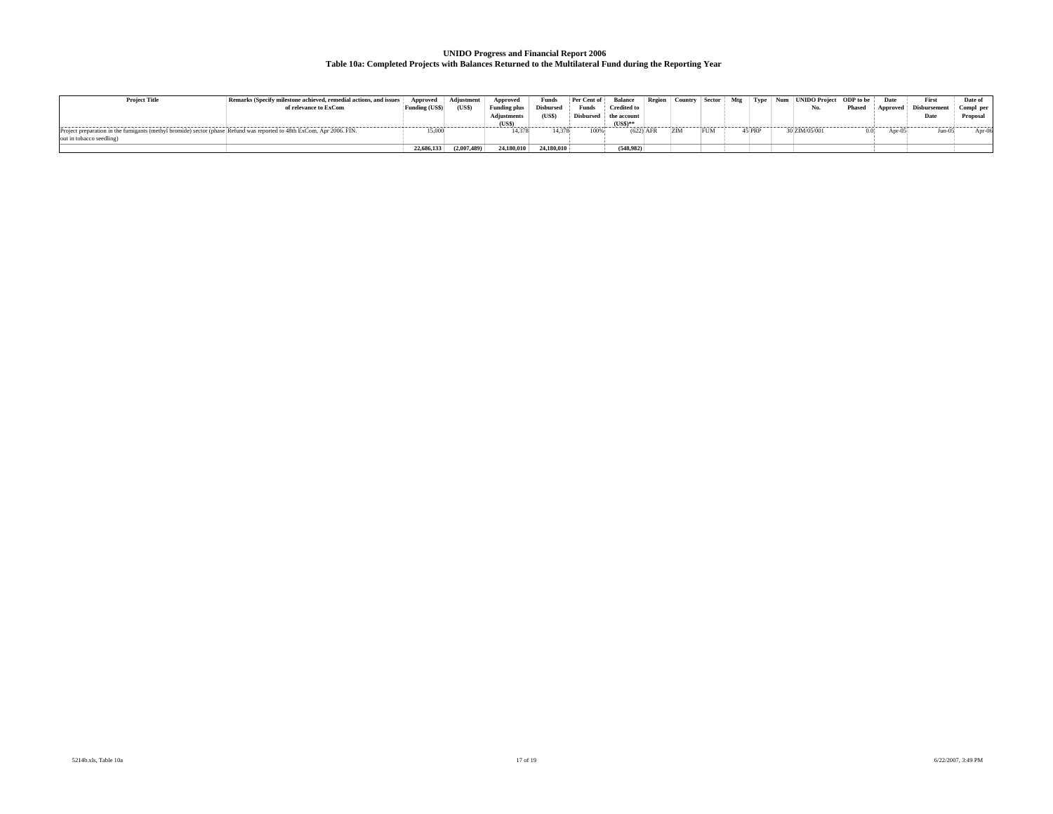# UNIDO Progress and Financial Report 2006

## Table 10a: Completed Projects with Balances Returned to the Multilateral Fund during the Reporting Year

| Project Title | Remarks (Specify milestone achieved, remedial actions, and issues of relevance to ExCom | Approved Funding (US$) | Adjustment (US$) | Approved Funding plus Adjustments (US$) | Funds Disbursed (US$) | Per Cent of Funds Disbursed | Balance Credited to the account (US$)** | Region | Country | Sector | Mtg | Type | Num | UNIDO Project No. | ODP to be Phased | Date Approved | First Disbursement Date | Date of Compl per Proposal |
|---|---|---|---|---|---|---|---|---|---|---|---|---|---|---|---|---|---|---|
| Project preparation in the fumigants (methyl bromide) sector (phase out in tobacco seedling) | Refund was reported to 48th ExCom, Apr 2006. FIN. | 15,000 | | 14,378 | 14,378 | 100% | (622) | AFR | ZIM | FUM | 45 | PRP | 30 | ZIM/05/001 | 0.0 | Apr-05 | Jun-05 | Apr-06 |
| | | **22,686,133** | **(2,007,489)** | **24,180,010** | **24,180,010** | | **(548,982)** | | | | | | | | | | | |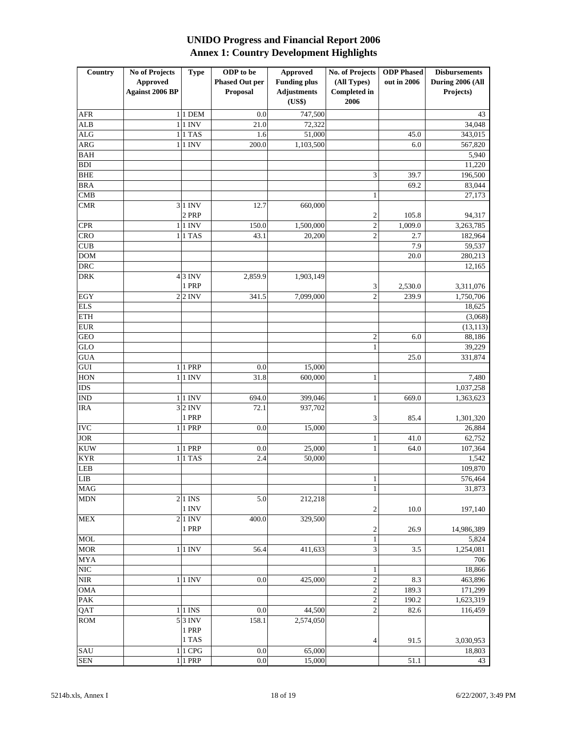# UNIDO Progress and Financial Report 2006
## Annex 1: Country Development Highlights

| Country | No of Projects Approved Against 2006 BP | Type | ODP to be Phased Out per Proposal | Approved Funding plus Adjustments (US$) | No. of Projects (All Types) Completed in 2006 | ODP Phased out in 2006 | Disbursements During 2006 (All Projects) |
|---|---|---|---|---|---|---|---|
| AFR | 1 | 1 DEM | 0.0 | 747,500 | | | 43 |
| ALB | 1 | 1 INV | 21.0 | 72,322 | | | 34,048 |
| ALG | 1 | 1 TAS | 1.6 | 51,000 | | 45.0 | 343,015 |
| ARG | 1 | 1 INV | 200.0 | 1,103,500 | | 6.0 | 567,820 |
| BAH | | | | | | | 5,940 |
| BDI | | | | | | | 11,220 |
| BHE | | | | | 3 | 39.7 | 196,500 |
| BRA | | | | | | 69.2 | 83,044 |
| CMB | | | | | 1 | | 27,173 |
| CMR | 3 | 1 INV<br>2 PRP | 12.7 | 660,000 | 2 | 105.8 | 94,317 |
| CPR | 1 | 1 INV | 150.0 | 1,500,000 | 2 | 1,009.0 | 3,263,785 |
| CRO | 1 | 1 TAS | 43.1 | 20,200 | 2 | 2.7 | 182,964 |
| CUB | | | | | | 7.9 | 59,537 |
| DOM | | | | | | 20.0 | 280,213 |
| DRC | | | | | | | 12,165 |
| DRK | 4 | 3 INV<br>1 PRP | 2,859.9 | 1,903,149 | 3 | 2,530.0 | 3,311,076 |
| EGY | 2 | 2 INV | 341.5 | 7,099,000 | 2 | 239.9 | 1,750,706 |
| ELS | | | | | | | 18,625 |
| ETH | | | | | | | (3,068) |
| EUR | | | | | | | (13,113) |
| GEO | | | | | 2 | 6.0 | 88,186 |
| GLO | | | | | 1 | | 39,229 |
| GUA | | | | | | 25.0 | 331,874 |
| GUI | 1 | 1 PRP | 0.0 | 15,000 | | | |
| HON | 1 | 1 INV | 31.8 | 600,000 | 1 | | 7,480 |
| IDS | | | | | | | 1,037,258 |
| IND | 1 | 1 INV | 694.0 | 399,046 | 1 | 669.0 | 1,363,623 |
| IRA | 3 | 2 INV<br>1 PRP | 72.1 | 937,702 | 3 | 85.4 | 1,301,320 |
| IVC | 1 | 1 PRP | 0.0 | 15,000 | | | 26,884 |
| JOR | | | | | 1 | 41.0 | 62,752 |
| KUW | 1 | 1 PRP | 0.0 | 25,000 | 1 | 64.0 | 107,364 |
| KYR | 1 | 1 TAS | 2.4 | 50,000 | | | 1,542 |
| LEB | | | | | | | 109,870 |
| LIB | | | | | 1 | | 576,464 |
| MAG | | | | | 1 | | 31,873 |
| MDN | 2 | 1 INS<br>1 INV | 5.0 | 212,218 | 2 | 10.0 | 197,140 |
| MEX | 2 | 1 INV<br>1 PRP | 400.0 | 329,500 | 2 | 26.9 | 14,986,389 |
| MOL | | | | | 1 | | 5,824 |
| MOR | 1 | 1 INV | 56.4 | 411,633 | 3 | 3.5 | 1,254,081 |
| MYA | | | | | | | 706 |
| NIC | | | | | 1 | | 18,866 |
| NIR | 1 | 1 INV | 0.0 | 425,000 | 2 | 8.3 | 463,896 |
| OMA | | | | | 2 | 189.3 | 171,299 |
| PAK | | | | | 2 | 190.2 | 1,623,319 |
| QAT | 1 | 1 INS | 0.0 | 44,500 | 2 | 82.6 | 116,459 |
| ROM | 5 | 3 INV<br>1 PRP<br>1 TAS | 158.1 | 2,574,050 | 4 | 91.5 | 3,030,953 |
| SAU | 1 | 1 CPG | 0.0 | 65,000 | | | 18,803 |
| SEN | 1 | 1 PRP | 0.0 | 15,000 | | 51.1 | 43 |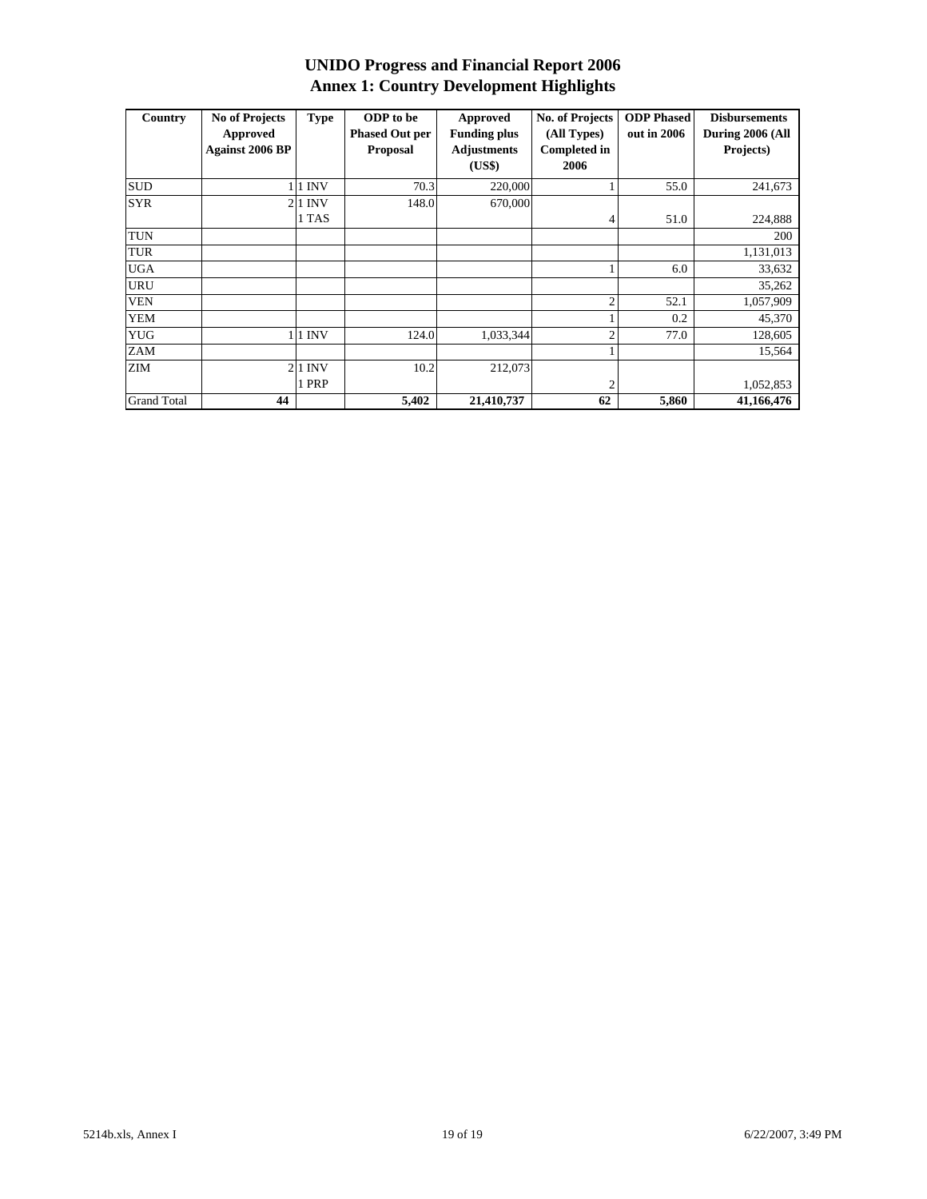# UNIDO Progress and Financial Report 2006
## Annex 1: Country Development Highlights

| Country | No of Projects Approved Against 2006 BP | Type | ODP to be Phased Out per Proposal | Approved Funding plus Adjustments (US$) | No. of Projects (All Types) Completed in 2006 | ODP Phased out in 2006 | Disbursements During 2006 (All Projects) |
|---|---|---|---|---|---|---|---|
| SUD | 1 | 1 INV | 70.3 | 220,000 | 1 | 55.0 | 241,673 |
| SYR | 2 | 1 INV<br>1 TAS | 148.0 | 670,000 | 4 | 51.0 | 224,888 |
| TUN | | | | | | | 200 |
| TUR | | | | | | | 1,131,013 |
| UGA | | | | | 1 | 6.0 | 33,632 |
| URU | | | | | | | 35,262 |
| VEN | | | | | 2 | 52.1 | 1,057,909 |
| YEM | | | | | 1 | 0.2 | 45,370 |
| YUG | 1 | 1 INV | 124.0 | 1,033,344 | 2 | 77.0 | 128,605 |
| ZAM | | | | | 1 | | 15,564 |
| ZIM | 2 | 1 INV<br>1 PRP | 10.2 | 212,073 | 2 | | 1,052,853 |
| Grand Total | **44** | | **5,402** | **21,410,737** | **62** | **5,860** | **41,166,476** |